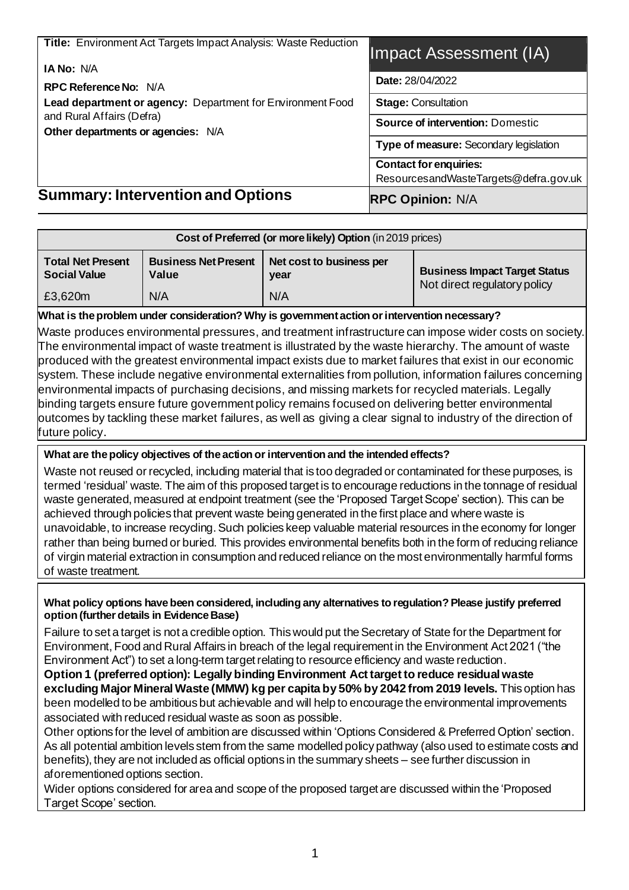| **Title:** Environment Act Targets Impact Analysis: Waste Reduction<br><br>**IA No:** N/A<br><br>**RPC Reference No:** N/A<br><br>**Lead department or agency:** Department for Environment Food and Rural Affairs (Defra)<br><br>**Other departments or agencies:** N/A | Impact Assessment (IA) |
|---|---|
| | **Date:** 28/04/2022 |
| | **Stage:** Consultation |
| | **Source of intervention:** Domestic |
| | **Type of measure:** Secondary legislation |
| | **Contact for enquiries:** ResourcesandWasteTargets@defra.gov.uk |

## Summary: Intervention and Options

**RPC Opinion:** N/A

| **Cost of Preferred (or more likely) Option** (in 2019 prices) | | | |
|---|---|---|---|
| **Total Net Present Social Value** | **Business Net Present Value** | **Net cost to business per year** | **Business Impact Target Status** Not direct regulatory policy |
| £3,620m | N/A | N/A | |

**What is the problem under consideration? Why is government action or intervention necessary?**

Waste produces environmental pressures, and treatment infrastructure can impose wider costs on society. The environmental impact of waste treatment is illustrated by the waste hierarchy. The amount of waste produced with the greatest environmental impact exists due to market failures that exist in our economic system. These include negative environmental externalities from pollution, information failures concerning environmental impacts of purchasing decisions, and missing markets for recycled materials. Legally binding targets ensure future government policy remains focused on delivering better environmental outcomes by tackling these market failures, as well as giving a clear signal to industry of the direction of future policy.

**What are the policy objectives of the action or intervention and the intended effects?**

Waste not reused or recycled, including material that is too degraded or contaminated for these purposes, is termed 'residual' waste. The aim of this proposed target is to encourage reductions in the tonnage of residual waste generated, measured at endpoint treatment (see the 'Proposed Target Scope' section). This can be achieved through policies that prevent waste being generated in the first place and where waste is unavoidable, to increase recycling. Such policies keep valuable material resources in the economy for longer rather than being burned or buried. This provides environmental benefits both in the form of reducing reliance of virgin material extraction in consumption and reduced reliance on the most environmentally harmful forms of waste treatment.

**What policy options have been considered, including any alternatives to regulation? Please justify preferred option (further details in Evidence Base)**

Failure to set a target is not a credible option. This would put the Secretary of State for the Department for Environment, Food and Rural Affairs in breach of the legal requirement in the Environment Act 2021 ("the Environment Act") to set a long-term target relating to resource efficiency and waste reduction.

**Option 1 (preferred option): Legally binding Environment Act target to reduce residual waste excluding Major Mineral Waste (MMW) kg per capita by 50% by 2042 from 2019 levels.** This option has been modelled to be ambitious but achievable and will help to encourage the environmental improvements associated with reduced residual waste as soon as possible.

Other options for the level of ambition are discussed within 'Options Considered & Preferred Option' section. As all potential ambition levels stem from the same modelled policy pathway (also used to estimate costs and benefits), they are not included as official options in the summary sheets – see further discussion in aforementioned options section.

Wider options considered for area and scope of the proposed target are discussed within the 'Proposed Target Scope' section.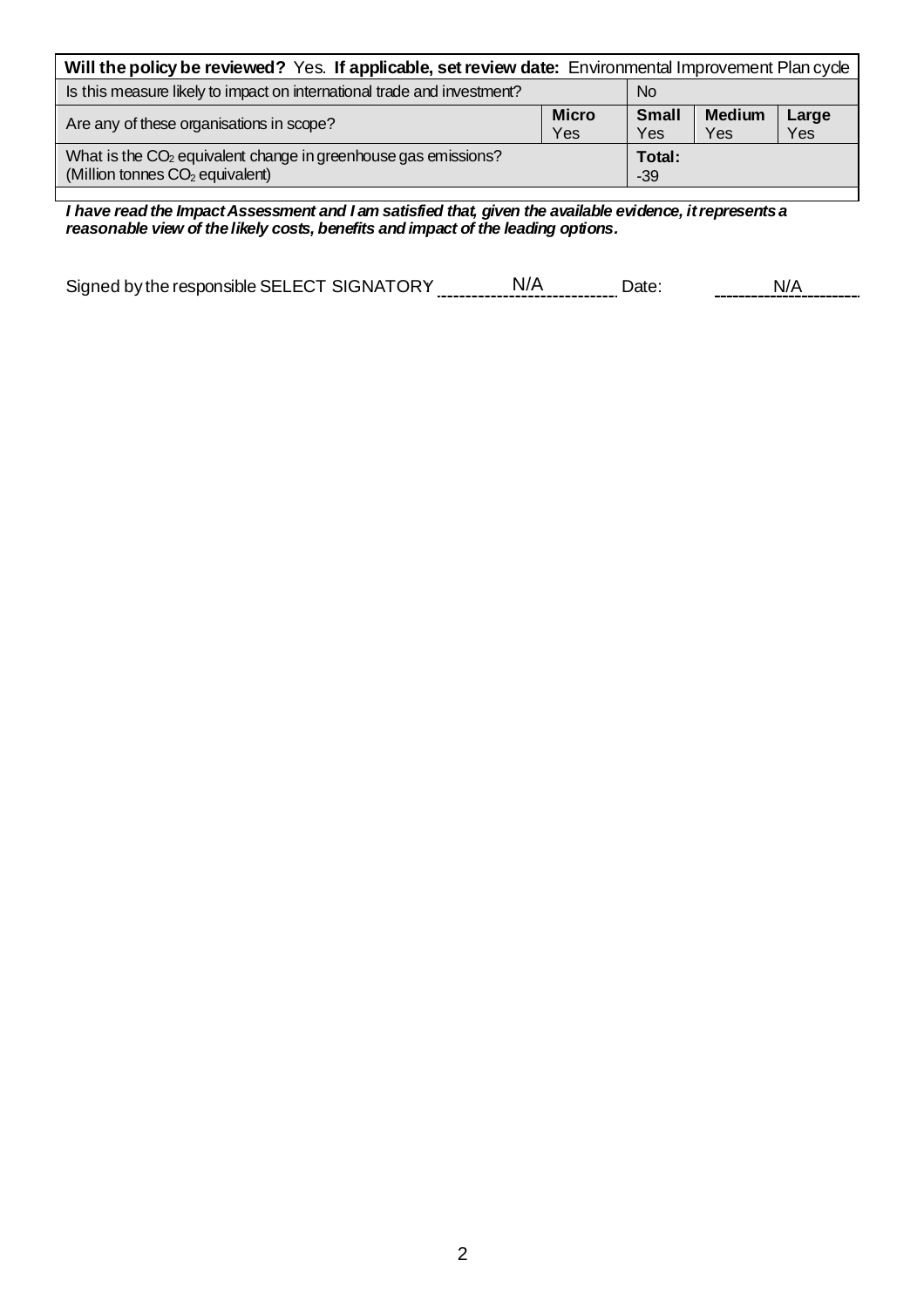| **Will the policy be reviewed?** Yes. **If applicable, set review date:** Environmental Improvement Plan cycle | | | | |
|---|---|---|---|---|
| Is this measure likely to impact on international trade and investment? | | No | | |
| Are any of these organisations in scope? | **Micro** Yes | **Small** Yes | **Medium** Yes | **Large** Yes |
| What is the $CO_2$ equivalent change in greenhouse gas emissions? (Million tonnes $CO_2$ equivalent) | | **Total:** -39 | | |

***I have read the Impact Assessment and I am satisfied that, given the available evidence, it represents a reasonable view of the likely costs, benefits and impact of the leading options.***

Signed by the responsible SELECT SIGNATORY N/A Date: N/A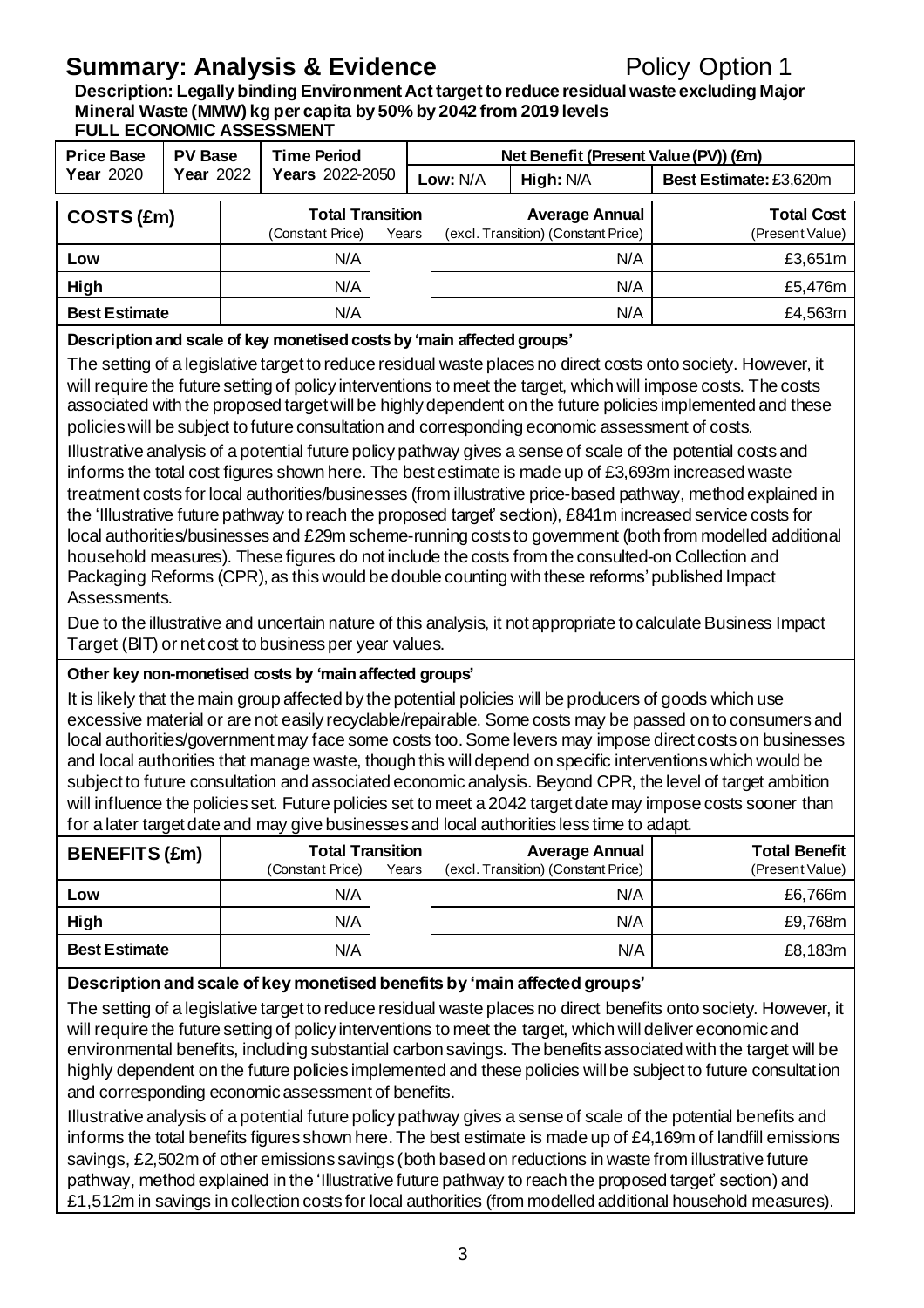# Summary: Analysis & Evidence

Policy Option 1

**Description: Legally binding Environment Act target to reduce residual waste excluding Major Mineral Waste (MMW) kg per capita by 50% by 2042 from 2019 levels**

**FULL ECONOMIC ASSESSMENT**

| Price Base Year 2020 | PV Base Year 2022 | Time Period Years 2022-2050 | Net Benefit (Present Value (PV)) (£m) | | |
|---|---|---|---|---|---|
| | | | Low: N/A | High: N/A | Best Estimate: £3,620m |

| COSTS (£m) | Total Transition (Constant Price) | Years | Average Annual (excl. Transition) (Constant Price) | Total Cost (Present Value) |
|---|---|---|---|---|
| Low | N/A | | N/A | £3,651m |
| High | N/A | | N/A | £5,476m |
| Best Estimate | N/A | | N/A | £4,563m |

**Description and scale of key monetised costs by 'main affected groups'**

The setting of a legislative target to reduce residual waste places no direct costs onto society. However, it will require the future setting of policy interventions to meet the target, which will impose costs. The costs associated with the proposed target will be highly dependent on the future policies implemented and these policies will be subject to future consultation and corresponding economic assessment of costs.

Illustrative analysis of a potential future policy pathway gives a sense of scale of the potential costs and informs the total cost figures shown here. The best estimate is made up of £3,693m increased waste treatment costs for local authorities/businesses (from illustrative price-based pathway, method explained in the 'Illustrative future pathway to reach the proposed target' section), £841m increased service costs for local authorities/businesses and £29m scheme-running costs to government (both from modelled additional household measures). These figures do not include the costs from the consulted-on Collection and Packaging Reforms (CPR), as this would be double counting with these reforms' published Impact Assessments.

Due to the illustrative and uncertain nature of this analysis, it not appropriate to calculate Business Impact Target (BIT) or net cost to business per year values.

**Other key non-monetised costs by 'main affected groups'**

It is likely that the main group affected by the potential policies will be producers of goods which use excessive material or are not easily recyclable/repairable. Some costs may be passed on to consumers and local authorities/government may face some costs too. Some levers may impose direct costs on businesses and local authorities that manage waste, though this will depend on specific interventions which would be subject to future consultation and associated economic analysis. Beyond CPR, the level of target ambition will influence the policies set. Future policies set to meet a 2042 target date may impose costs sooner than for a later target date and may give businesses and local authorities less time to adapt.

| BENEFITS (£m) | Total Transition (Constant Price) | Years | Average Annual (excl. Transition) (Constant Price) | Total Benefit (Present Value) |
|---|---|---|---|---|
| Low | N/A | | N/A | £6,766m |
| High | N/A | | N/A | £9,768m |
| Best Estimate | N/A | | N/A | £8,183m |

**Description and scale of key monetised benefits by 'main affected groups'**

The setting of a legislative target to reduce residual waste places no direct benefits onto society. However, it will require the future setting of policy interventions to meet the target, which will deliver economic and environmental benefits, including substantial carbon savings. The benefits associated with the target will be highly dependent on the future policies implemented and these policies will be subject to future consultation and corresponding economic assessment of benefits.

Illustrative analysis of a potential future policy pathway gives a sense of scale of the potential benefits and informs the total benefits figures shown here. The best estimate is made up of £4,169m of landfill emissions savings, £2,502m of other emissions savings (both based on reductions in waste from illustrative future pathway, method explained in the 'Illustrative future pathway to reach the proposed target' section) and £1,512m in savings in collection costs for local authorities (from modelled additional household measures).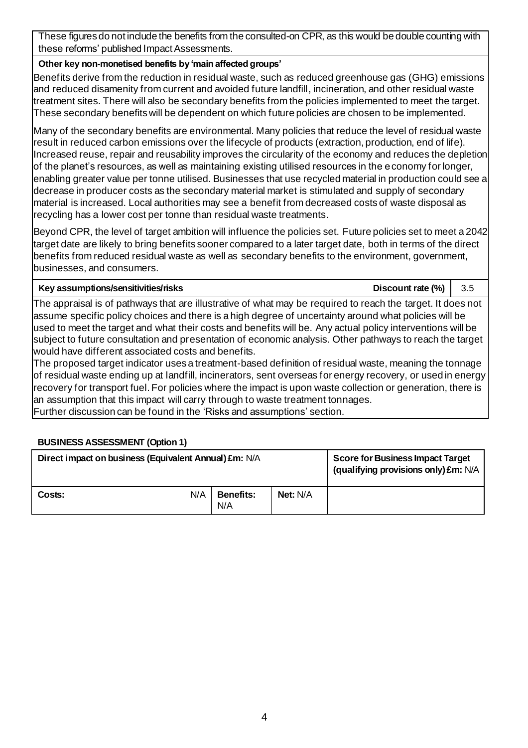These figures do not include the benefits from the consulted-on CPR, as this would be double counting with these reforms' published Impact Assessments.

**Other key non-monetised benefits by 'main affected groups'**

Benefits derive from the reduction in residual waste, such as reduced greenhouse gas (GHG) emissions and reduced disamenity from current and avoided future landfill, incineration, and other residual waste treatment sites. There will also be secondary benefits from the policies implemented to meet the target. These secondary benefits will be dependent on which future policies are chosen to be implemented.

Many of the secondary benefits are environmental. Many policies that reduce the level of residual waste result in reduced carbon emissions over the lifecycle of products (extraction, production, end of life). Increased reuse, repair and reusability improves the circularity of the economy and reduces the depletion of the planet's resources, as well as maintaining existing utilised resources in the economy for longer, enabling greater value per tonne utilised. Businesses that use recycled material in production could see a decrease in producer costs as the secondary material market is stimulated and supply of secondary material is increased. Local authorities may see a benefit from decreased costs of waste disposal as recycling has a lower cost per tonne than residual waste treatments.

Beyond CPR, the level of target ambition will influence the policies set. Future policies set to meet a 2042 target date are likely to bring benefits sooner compared to a later target date, both in terms of the direct benefits from reduced residual waste as well as secondary benefits to the environment, government, businesses, and consumers.

| **Key assumptions/sensitivities/risks** | **Discount rate (%)** | 3.5 |
|---|---|---|

The appraisal is of pathways that are illustrative of what may be required to reach the target. It does not assume specific policy choices and there is a high degree of uncertainty around what policies will be used to meet the target and what their costs and benefits will be. Any actual policy interventions will be subject to future consultation and presentation of economic analysis. Other pathways to reach the target would have different associated costs and benefits.

The proposed target indicator uses a treatment-based definition of residual waste, meaning the tonnage of residual waste ending up at landfill, incinerators, sent overseas for energy recovery, or used in energy recovery for transport fuel. For policies where the impact is upon waste collection or generation, there is an assumption that this impact will carry through to waste treatment tonnages.

Further discussion can be found in the 'Risks and assumptions' section.

**BUSINESS ASSESSMENT (Option 1)**

| **Direct impact on business (Equivalent Annual) £m:** N/A | | | **Score for Business Impact Target (qualifying provisions only) £m:** N/A |
|---|---|---|---|
| **Costs:** N/A | **Benefits:** N/A | **Net:** N/A | |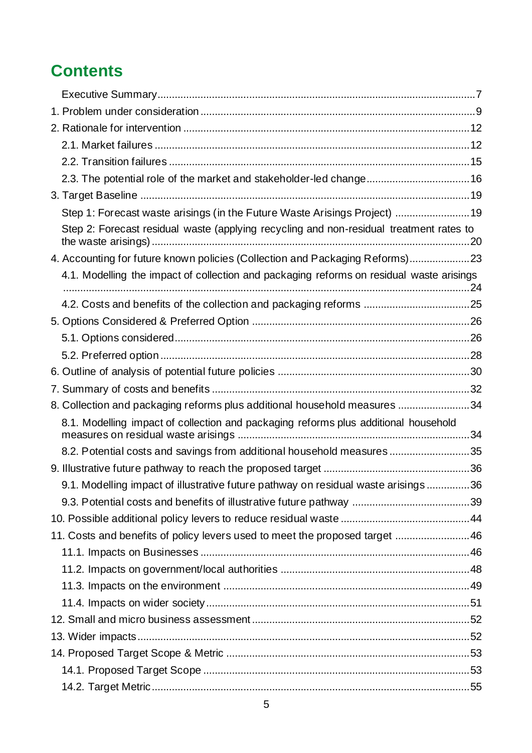# Contents

- Executive Summary ..... 7
- 1. Problem under consideration ..... 9
- 2. Rationale for intervention ..... 12
  - 2.1. Market failures ..... 12
  - 2.2. Transition failures ..... 15
  - 2.3. The potential role of the market and stakeholder-led change ..... 16
- 3. Target Baseline ..... 19
  - Step 1: Forecast waste arisings (in the Future Waste Arisings Project) ..... 19
  - Step 2: Forecast residual waste (applying recycling and non-residual treatment rates to the waste arisings) ..... 20
- 4. Accounting for future known policies (Collection and Packaging Reforms) ..... 23
  - 4.1. Modelling the impact of collection and packaging reforms on residual waste arisings ..... 24
  - 4.2. Costs and benefits of the collection and packaging reforms ..... 25
- 5. Options Considered & Preferred Option ..... 26
  - 5.1. Options considered ..... 26
  - 5.2. Preferred option ..... 28
- 6. Outline of analysis of potential future policies ..... 30
- 7. Summary of costs and benefits ..... 32
- 8. Collection and packaging reforms plus additional household measures ..... 34
  - 8.1. Modelling impact of collection and packaging reforms plus additional household measures on residual waste arisings ..... 34
  - 8.2. Potential costs and savings from additional household measures ..... 35
- 9. Illustrative future pathway to reach the proposed target ..... 36
  - 9.1. Modelling impact of illustrative future pathway on residual waste arisings ..... 36
  - 9.3. Potential costs and benefits of illustrative future pathway ..... 39
- 10. Possible additional policy levers to reduce residual waste ..... 44
- 11. Costs and benefits of policy levers used to meet the proposed target ..... 46
  - 11.1. Impacts on Businesses ..... 46
  - 11.2. Impacts on government/local authorities ..... 48
  - 11.3. Impacts on the environment ..... 49
  - 11.4. Impacts on wider society ..... 51
- 12. Small and micro business assessment ..... 52
- 13. Wider impacts ..... 52
- 14. Proposed Target Scope & Metric ..... 53
  - 14.1. Proposed Target Scope ..... 53
  - 14.2. Target Metric ..... 55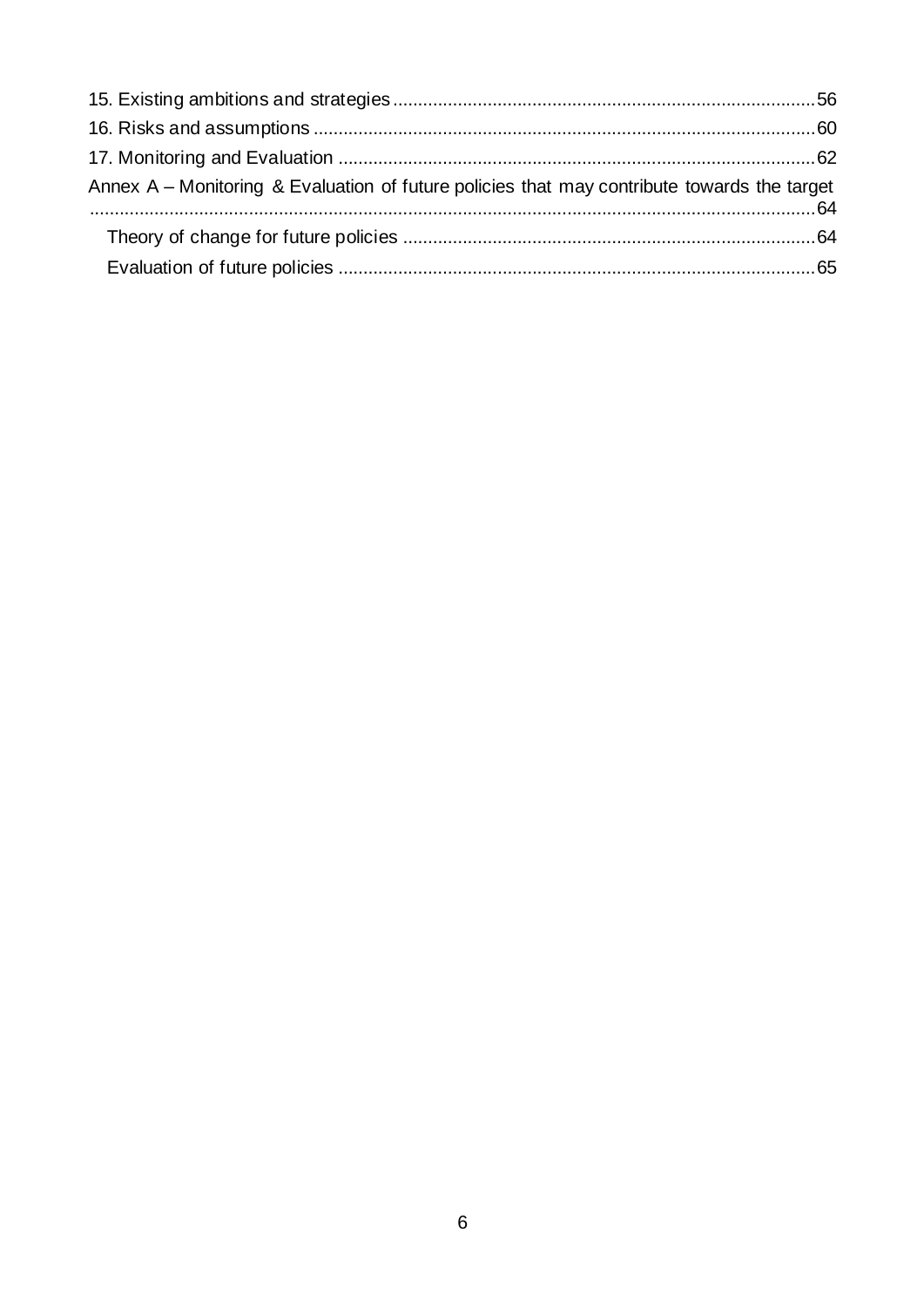15. Existing ambitions and strategies ........ 56
16. Risks and assumptions ........ 60
17. Monitoring and Evaluation ........ 62
Annex A – Monitoring & Evaluation of future policies that may contribute towards the target ........ 64
    Theory of change for future policies ........ 64
    Evaluation of future policies ........ 65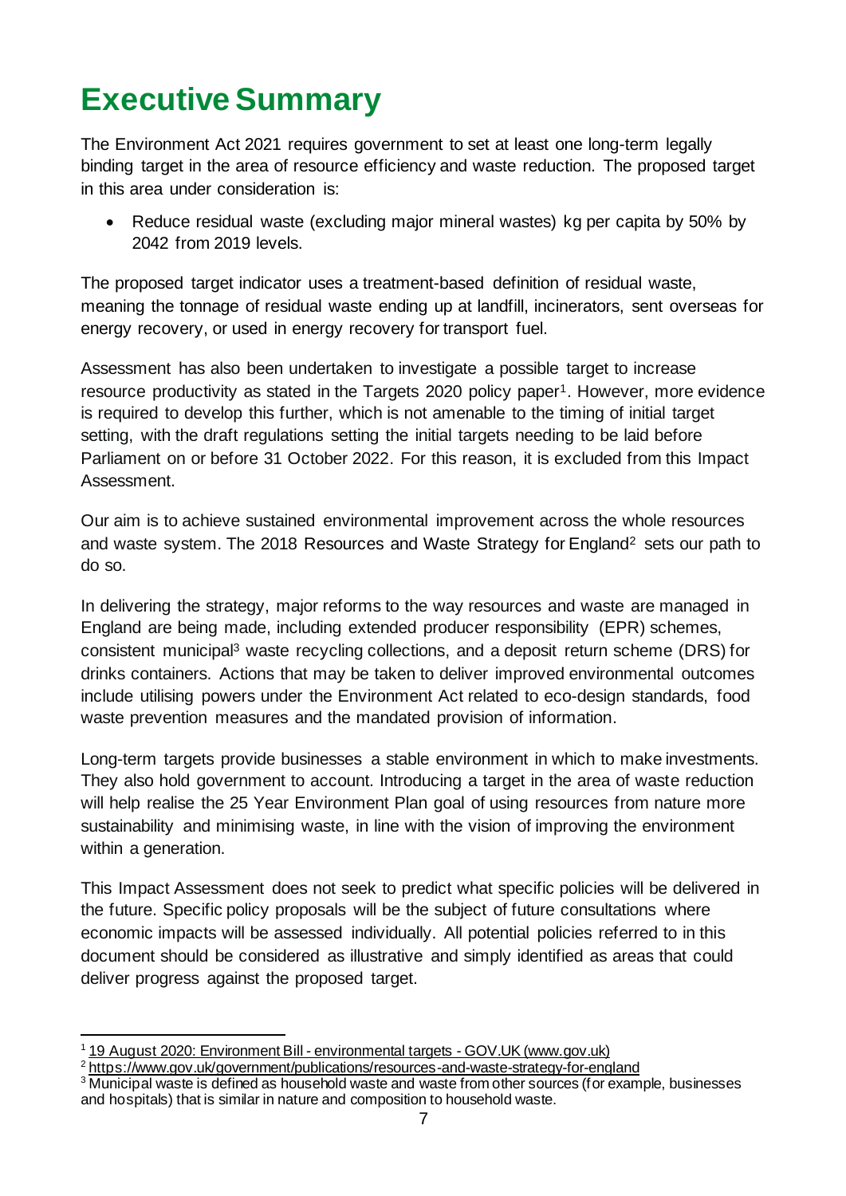# Executive Summary

The Environment Act 2021 requires government to set at least one long-term legally binding target in the area of resource efficiency and waste reduction. The proposed target in this area under consideration is:

- Reduce residual waste (excluding major mineral wastes) kg per capita by 50% by 2042 from 2019 levels.

The proposed target indicator uses a treatment-based definition of residual waste, meaning the tonnage of residual waste ending up at landfill, incinerators, sent overseas for energy recovery, or used in energy recovery for transport fuel.

Assessment has also been undertaken to investigate a possible target to increase resource productivity as stated in the Targets 2020 policy paper[1]. However, more evidence is required to develop this further, which is not amenable to the timing of initial target setting, with the draft regulations setting the initial targets needing to be laid before Parliament on or before 31 October 2022. For this reason, it is excluded from this Impact Assessment.

Our aim is to achieve sustained environmental improvement across the whole resources and waste system. The 2018 Resources and Waste Strategy for England[2] sets our path to do so.

In delivering the strategy, major reforms to the way resources and waste are managed in England are being made, including extended producer responsibility (EPR) schemes, consistent municipal[3] waste recycling collections, and a deposit return scheme (DRS) for drinks containers. Actions that may be taken to deliver improved environmental outcomes include utilising powers under the Environment Act related to eco-design standards, food waste prevention measures and the mandated provision of information.

Long-term targets provide businesses a stable environment in which to make investments. They also hold government to account. Introducing a target in the area of waste reduction will help realise the 25 Year Environment Plan goal of using resources from nature more sustainability and minimising waste, in line with the vision of improving the environment within a generation.

This Impact Assessment does not seek to predict what specific policies will be delivered in the future. Specific policy proposals will be the subject of future consultations where economic impacts will be assessed individually. All potential policies referred to in this document should be considered as illustrative and simply identified as areas that could deliver progress against the proposed target.

---

[1] 19 August 2020: Environment Bill - environmental targets - GOV.UK (www.gov.uk)

[2] https://www.gov.uk/government/publications/resources-and-waste-strategy-for-england

[3] Municipal waste is defined as household waste and waste from other sources (for example, businesses and hospitals) that is similar in nature and composition to household waste.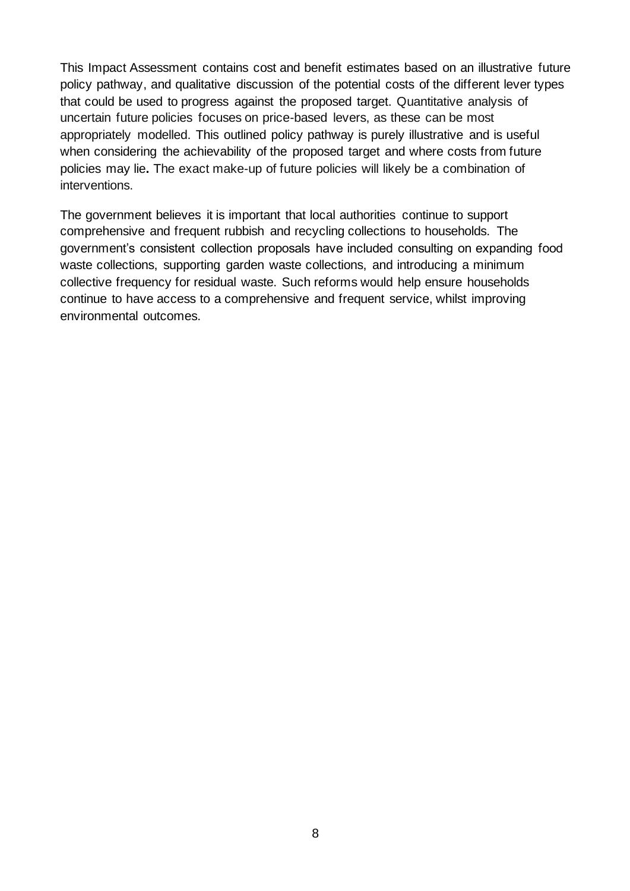This Impact Assessment contains cost and benefit estimates based on an illustrative future policy pathway, and qualitative discussion of the potential costs of the different lever types that could be used to progress against the proposed target. Quantitative analysis of uncertain future policies focuses on price-based levers, as these can be most appropriately modelled. This outlined policy pathway is purely illustrative and is useful when considering the achievability of the proposed target and where costs from future policies may lie**.** The exact make-up of future policies will likely be a combination of interventions.

The government believes it is important that local authorities continue to support comprehensive and frequent rubbish and recycling collections to households. The government's consistent collection proposals have included consulting on expanding food waste collections, supporting garden waste collections, and introducing a minimum collective frequency for residual waste. Such reforms would help ensure households continue to have access to a comprehensive and frequent service, whilst improving environmental outcomes.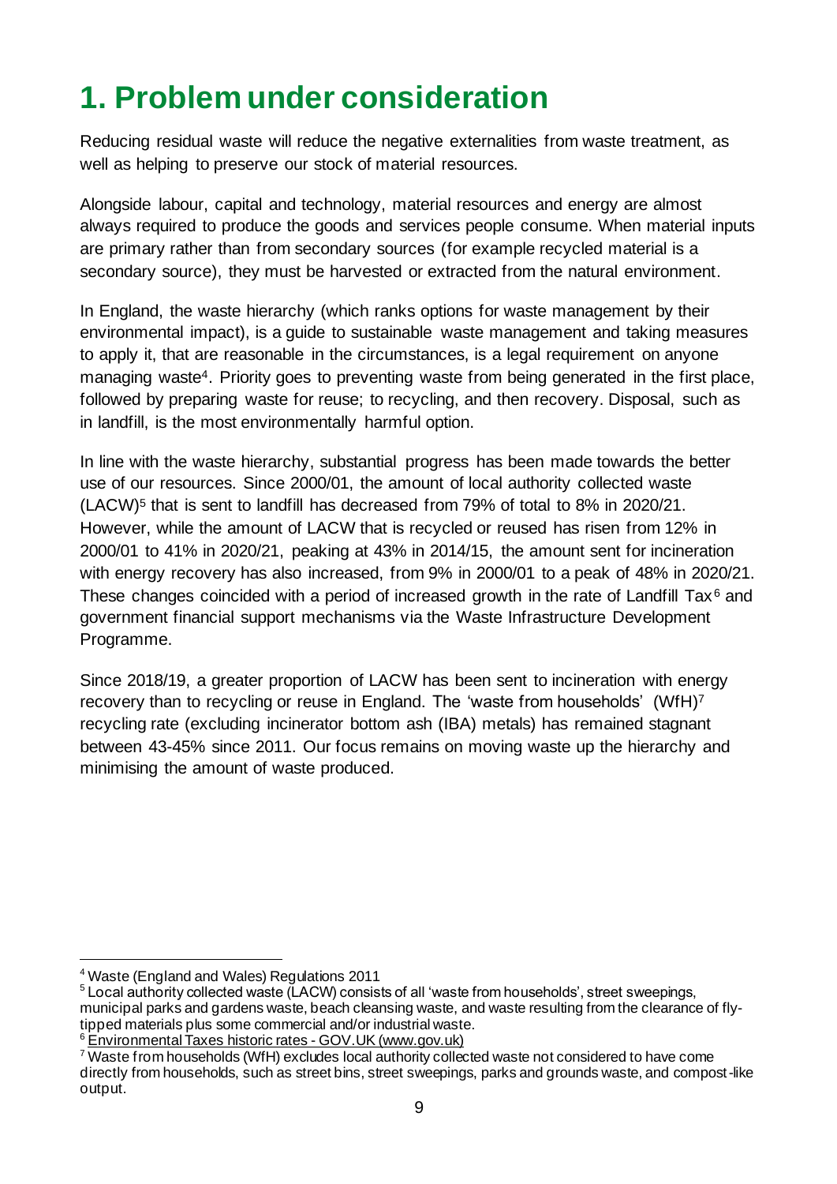# 1. Problem under consideration

Reducing residual waste will reduce the negative externalities from waste treatment, as well as helping to preserve our stock of material resources.

Alongside labour, capital and technology, material resources and energy are almost always required to produce the goods and services people consume. When material inputs are primary rather than from secondary sources (for example recycled material is a secondary source), they must be harvested or extracted from the natural environment.

In England, the waste hierarchy (which ranks options for waste management by their environmental impact), is a guide to sustainable waste management and taking measures to apply it, that are reasonable in the circumstances, is a legal requirement on anyone managing waste[4]. Priority goes to preventing waste from being generated in the first place, followed by preparing waste for reuse; to recycling, and then recovery. Disposal, such as in landfill, is the most environmentally harmful option.

In line with the waste hierarchy, substantial progress has been made towards the better use of our resources. Since 2000/01, the amount of local authority collected waste (LACW)[5] that is sent to landfill has decreased from 79% of total to 8% in 2020/21. However, while the amount of LACW that is recycled or reused has risen from 12% in 2000/01 to 41% in 2020/21, peaking at 43% in 2014/15, the amount sent for incineration with energy recovery has also increased, from 9% in 2000/01 to a peak of 48% in 2020/21. These changes coincided with a period of increased growth in the rate of Landfill Tax[6] and government financial support mechanisms via the Waste Infrastructure Development Programme.

Since 2018/19, a greater proportion of LACW has been sent to incineration with energy recovery than to recycling or reuse in England. The 'waste from households' (WfH)[7] recycling rate (excluding incinerator bottom ash (IBA) metals) has remained stagnant between 43-45% since 2011. Our focus remains on moving waste up the hierarchy and minimising the amount of waste produced.

---

[4] Waste (England and Wales) Regulations 2011

[5] Local authority collected waste (LACW) consists of all 'waste from households', street sweepings, municipal parks and gardens waste, beach cleansing waste, and waste resulting from the clearance of fly-tipped materials plus some commercial and/or industrial waste.

[6] Environmental Taxes historic rates - GOV.UK (www.gov.uk)

[7] Waste from households (WfH) excludes local authority collected waste not considered to have come directly from households, such as street bins, street sweepings, parks and grounds waste, and compost-like output.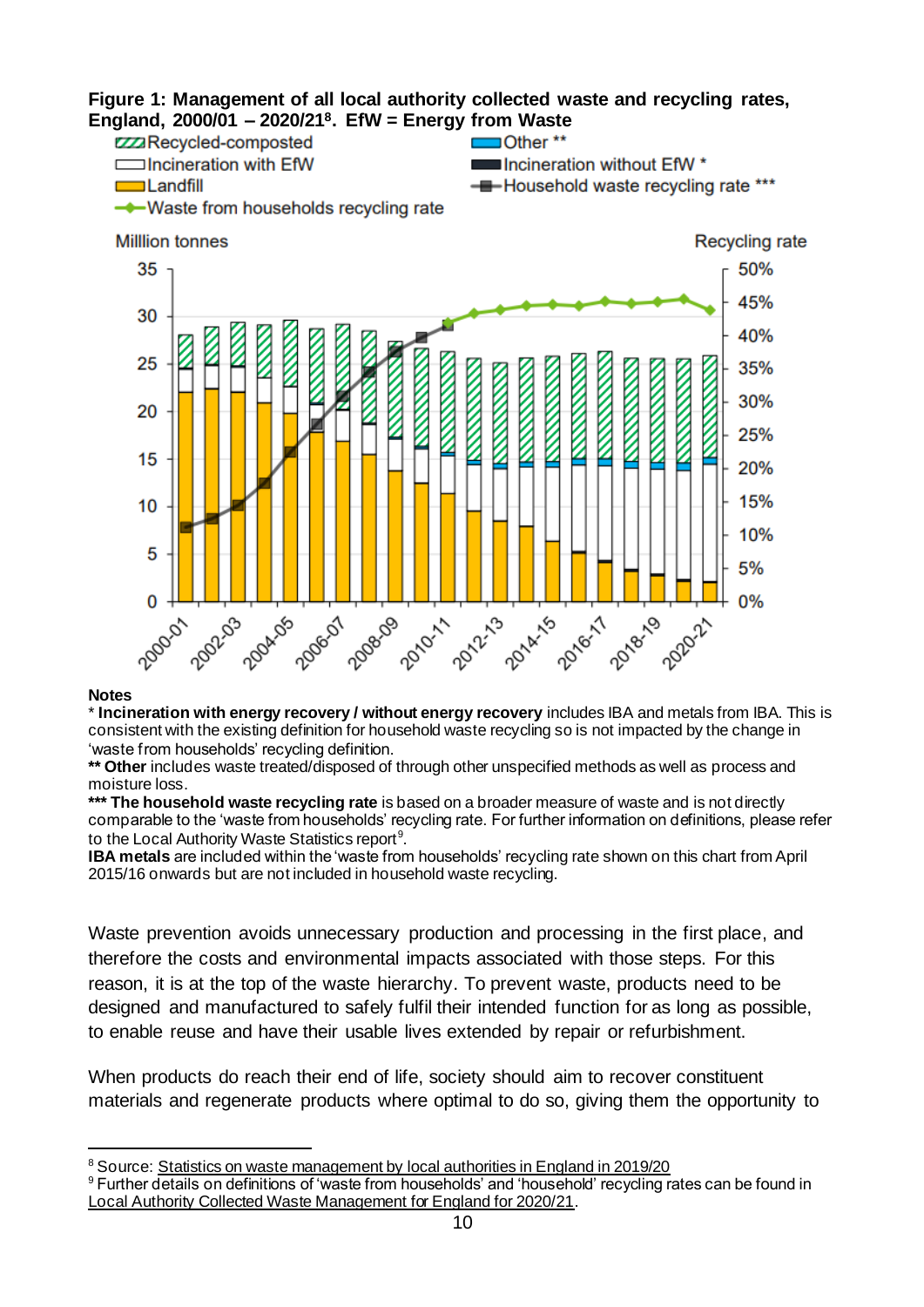**Figure 1: Management of all local authority collected waste and recycling rates, England, 2000/01 – 2020/21[8]. EfW = Energy from Waste**

**Notes**

* **Incineration with energy recovery / without energy recovery** includes IBA and metals from IBA. This is consistent with the existing definition for household waste recycling so is not impacted by the change in 'waste from households' recycling definition.

** **Other** includes waste treated/disposed of through other unspecified methods as well as process and moisture loss.

*** **The household waste recycling rate** is based on a broader measure of waste and is not directly comparable to the 'waste from households' recycling rate. For further information on definitions, please refer to the Local Authority Waste Statistics report[9].

**IBA metals** are included within the 'waste from households' recycling rate shown on this chart from April 2015/16 onwards but are not included in household waste recycling.

Waste prevention avoids unnecessary production and processing in the first place, and therefore the costs and environmental impacts associated with those steps. For this reason, it is at the top of the waste hierarchy. To prevent waste, products need to be designed and manufactured to safely fulfil their intended function for as long as possible, to enable reuse and have their usable lives extended by repair or refurbishment.

When products do reach their end of life, society should aim to recover constituent materials and regenerate products where optimal to do so, giving them the opportunity to

---

[8] Source: Statistics on waste management by local authorities in England in 2019/20

[9] Further details on definitions of 'waste from households' and 'household' recycling rates can be found in Local Authority Collected Waste Management for England for 2020/21.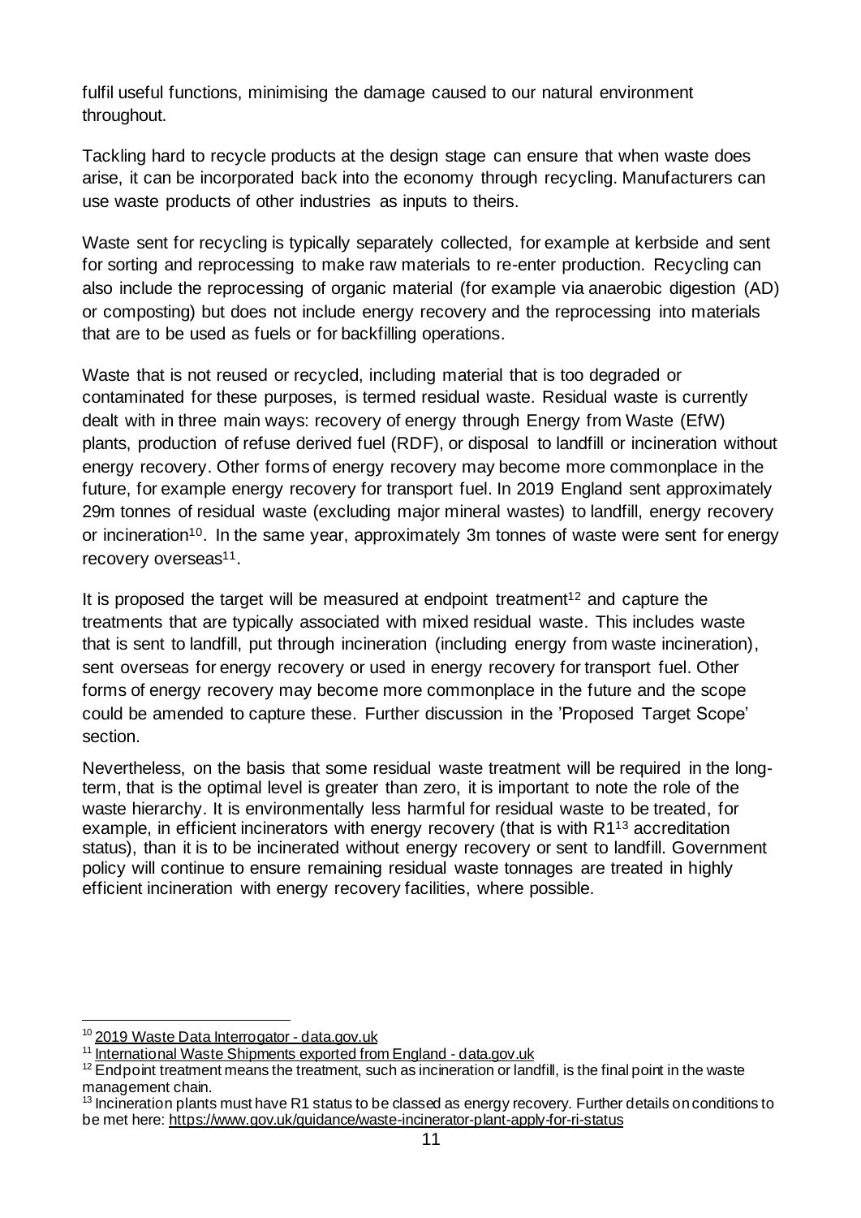fulfil useful functions, minimising the damage caused to our natural environment throughout.

Tackling hard to recycle products at the design stage can ensure that when waste does arise, it can be incorporated back into the economy through recycling. Manufacturers can use waste products of other industries as inputs to theirs.

Waste sent for recycling is typically separately collected, for example at kerbside and sent for sorting and reprocessing to make raw materials to re-enter production. Recycling can also include the reprocessing of organic material (for example via anaerobic digestion (AD) or composting) but does not include energy recovery and the reprocessing into materials that are to be used as fuels or for backfilling operations.

Waste that is not reused or recycled, including material that is too degraded or contaminated for these purposes, is termed residual waste. Residual waste is currently dealt with in three main ways: recovery of energy through Energy from Waste (EfW) plants, production of refuse derived fuel (RDF), or disposal to landfill or incineration without energy recovery. Other forms of energy recovery may become more commonplace in the future, for example energy recovery for transport fuel. In 2019 England sent approximately 29m tonnes of residual waste (excluding major mineral wastes) to landfill, energy recovery or incineration[10]. In the same year, approximately 3m tonnes of waste were sent for energy recovery overseas[11].

It is proposed the target will be measured at endpoint treatment[12] and capture the treatments that are typically associated with mixed residual waste. This includes waste that is sent to landfill, put through incineration (including energy from waste incineration), sent overseas for energy recovery or used in energy recovery for transport fuel. Other forms of energy recovery may become more commonplace in the future and the scope could be amended to capture these. Further discussion in the 'Proposed Target Scope' section.

Nevertheless, on the basis that some residual waste treatment will be required in the long-term, that is the optimal level is greater than zero, it is important to note the role of the waste hierarchy. It is environmentally less harmful for residual waste to be treated, for example, in efficient incinerators with energy recovery (that is with R1[13] accreditation status), than it is to be incinerated without energy recovery or sent to landfill. Government policy will continue to ensure remaining residual waste tonnages are treated in highly efficient incineration with energy recovery facilities, where possible.

---

[10] 2019 Waste Data Interrogator - data.gov.uk

[11] International Waste Shipments exported from England - data.gov.uk

[12] Endpoint treatment means the treatment, such as incineration or landfill, is the final point in the waste management chain.

[13] Incineration plants must have R1 status to be classed as energy recovery. Further details on conditions to be met here: https://www.gov.uk/guidance/waste-incinerator-plant-apply-for-ri-status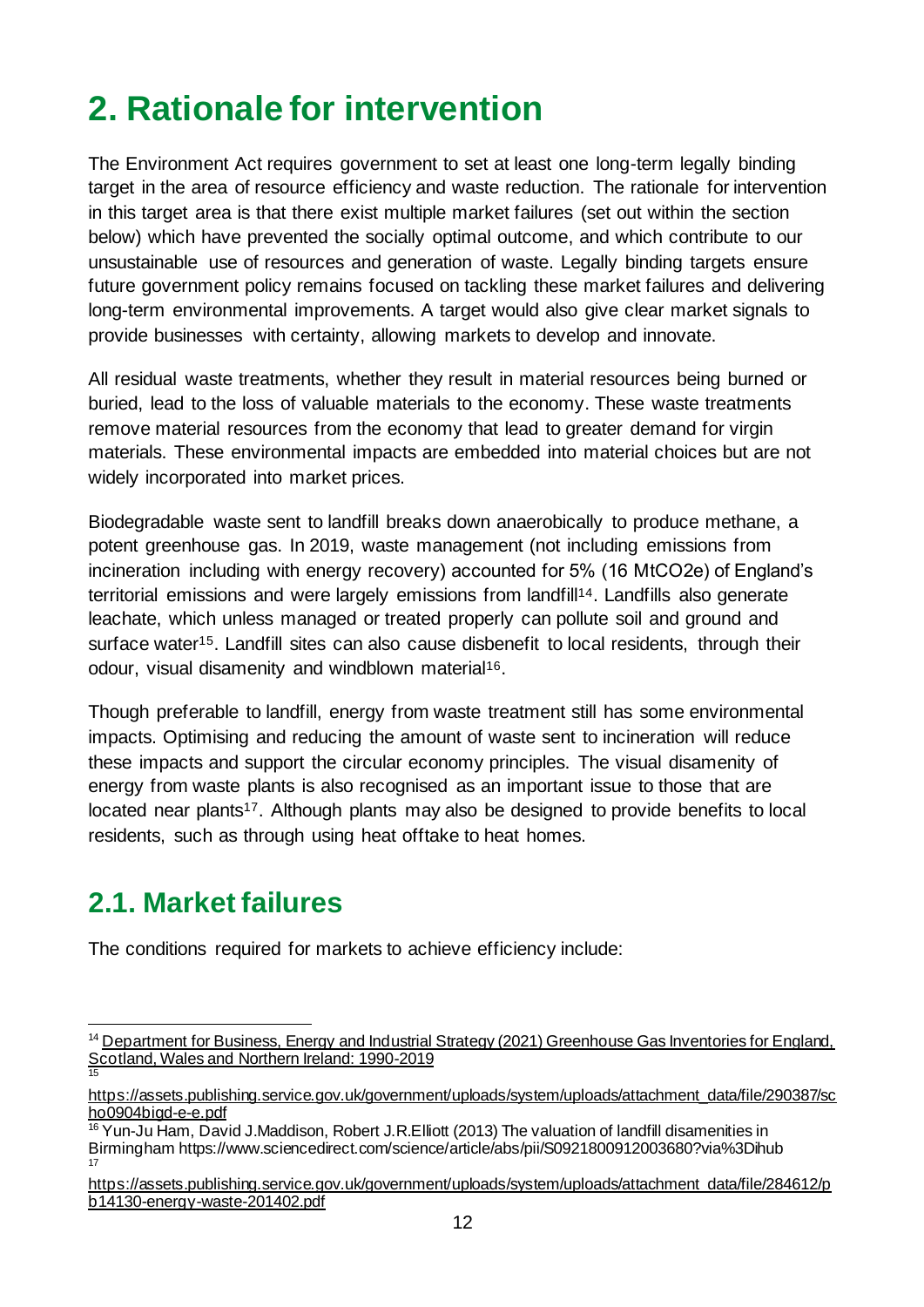# 2. Rationale for intervention

The Environment Act requires government to set at least one long-term legally binding target in the area of resource efficiency and waste reduction. The rationale for intervention in this target area is that there exist multiple market failures (set out within the section below) which have prevented the socially optimal outcome, and which contribute to our unsustainable use of resources and generation of waste. Legally binding targets ensure future government policy remains focused on tackling these market failures and delivering long-term environmental improvements. A target would also give clear market signals to provide businesses with certainty, allowing markets to develop and innovate.

All residual waste treatments, whether they result in material resources being burned or buried, lead to the loss of valuable materials to the economy. These waste treatments remove material resources from the economy that lead to greater demand for virgin materials. These environmental impacts are embedded into material choices but are not widely incorporated into market prices.

Biodegradable waste sent to landfill breaks down anaerobically to produce methane, a potent greenhouse gas. In 2019, waste management (not including emissions from incineration including with energy recovery) accounted for 5% (16 $MtCO_2e$) of England's territorial emissions and were largely emissions from landfill[14]. Landfills also generate leachate, which unless managed or treated properly can pollute soil and ground and surface water[15]. Landfill sites can also cause disbenefit to local residents, through their odour, visual disamenity and windblown material[16].

Though preferable to landfill, energy from waste treatment still has some environmental impacts. Optimising and reducing the amount of waste sent to incineration will reduce these impacts and support the circular economy principles. The visual disamenity of energy from waste plants is also recognised as an important issue to those that are located near plants[17]. Although plants may also be designed to provide benefits to local residents, such as through using heat offtake to heat homes.

## 2.1. Market failures

The conditions required for markets to achieve efficiency include:

---

[14] Department for Business, Energy and Industrial Strategy (2021) Greenhouse Gas Inventories for England, Scotland, Wales and Northern Ireland: 1990-2019

[15] https://assets.publishing.service.gov.uk/government/uploads/system/uploads/attachment_data/file/290387/scho0904bigd-e-e.pdf

[16] Yun-Ju Ham, David J.Maddison, Robert J.R.Elliott (2013) The valuation of landfill disamenities in Birmingham https://www.sciencedirect.com/science/article/abs/pii/S0921800912003680?via%3Dihub

[17] https://assets.publishing.service.gov.uk/government/uploads/system/uploads/attachment_data/file/284612/pb14130-energy-waste-201402.pdf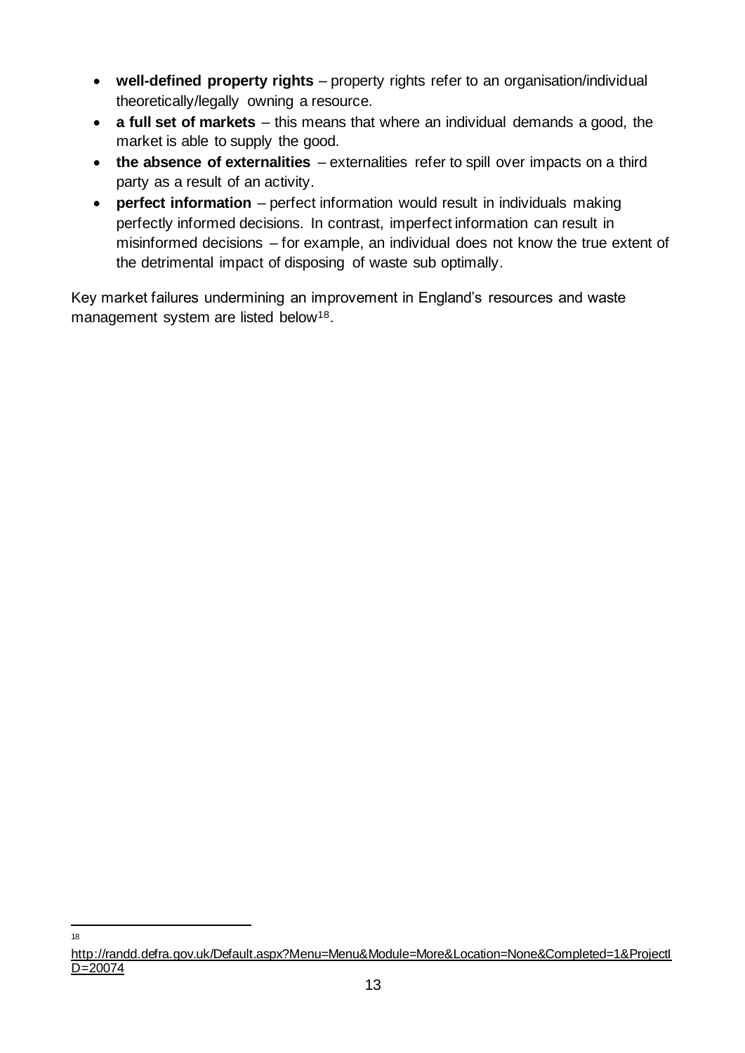- **well-defined property rights** – property rights refer to an organisation/individual theoretically/legally owning a resource.
- **a full set of markets** – this means that where an individual demands a good, the market is able to supply the good.
- **the absence of externalities** – externalities refer to spill over impacts on a third party as a result of an activity.
- **perfect information** – perfect information would result in individuals making perfectly informed decisions. In contrast, imperfect information can result in misinformed decisions – for example, an individual does not know the true extent of the detrimental impact of disposing of waste sub optimally.

Key market failures undermining an improvement in England's resources and waste management system are listed below[18].

---

[18] http://randd.defra.gov.uk/Default.aspx?Menu=Menu&Module=More&Location=None&Completed=1&ProjectID=20074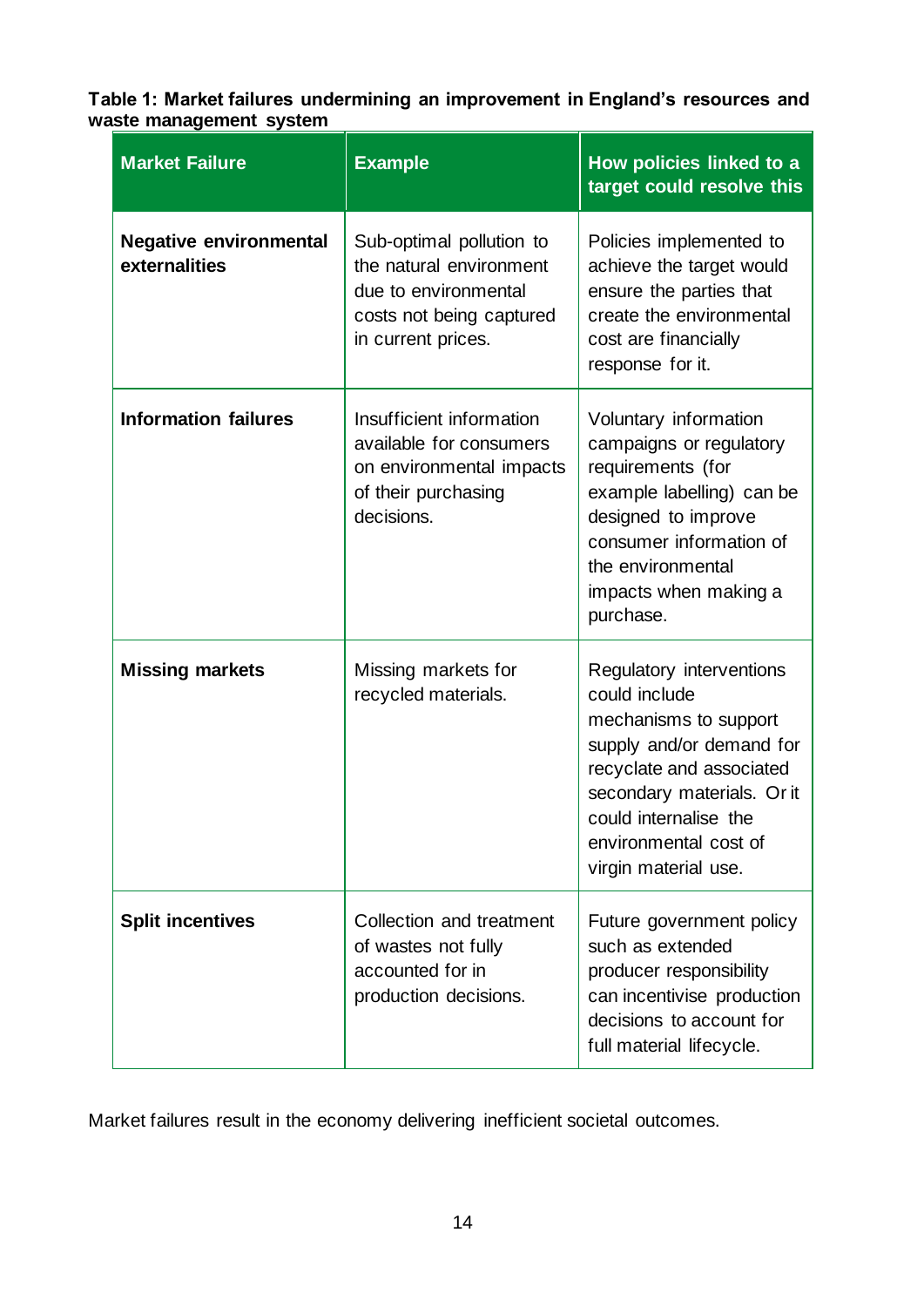**Table 1: Market failures undermining an improvement in England's resources and waste management system**

| Market Failure | Example | How policies linked to a target could resolve this |
|---|---|---|
| **Negative environmental externalities** | Sub-optimal pollution to the natural environment due to environmental costs not being captured in current prices. | Policies implemented to achieve the target would ensure the parties that create the environmental cost are financially response for it. |
| **Information failures** | Insufficient information available for consumers on environmental impacts of their purchasing decisions. | Voluntary information campaigns or regulatory requirements (for example labelling) can be designed to improve consumer information of the environmental impacts when making a purchase. |
| **Missing markets** | Missing markets for recycled materials. | Regulatory interventions could include mechanisms to support supply and/or demand for recyclate and associated secondary materials. Or it could internalise the environmental cost of virgin material use. |
| **Split incentives** | Collection and treatment of wastes not fully accounted for in production decisions. | Future government policy such as extended producer responsibility can incentivise production decisions to account for full material lifecycle. |

Market failures result in the economy delivering inefficient societal outcomes.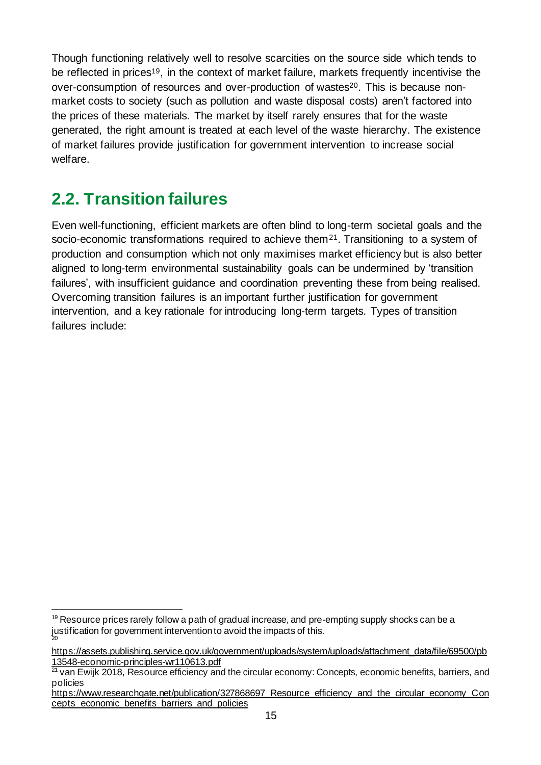Though functioning relatively well to resolve scarcities on the source side which tends to be reflected in prices[19], in the context of market failure, markets frequently incentivise the over-consumption of resources and over-production of wastes[20]. This is because non-market costs to society (such as pollution and waste disposal costs) aren't factored into the prices of these materials. The market by itself rarely ensures that for the waste generated, the right amount is treated at each level of the waste hierarchy. The existence of market failures provide justification for government intervention to increase social welfare.

## 2.2. Transition failures

Even well-functioning, efficient markets are often blind to long-term societal goals and the socio-economic transformations required to achieve them[21]. Transitioning to a system of production and consumption which not only maximises market efficiency but is also better aligned to long-term environmental sustainability goals can be undermined by 'transition failures', with insufficient guidance and coordination preventing these from being realised. Overcoming transition failures is an important further justification for government intervention, and a key rationale for introducing long-term targets. Types of transition failures include:

---

[19] Resource prices rarely follow a path of gradual increase, and pre-empting supply shocks can be a justification for government intervention to avoid the impacts of this.

[20] https://assets.publishing.service.gov.uk/government/uploads/system/uploads/attachment_data/file/69500/pb13548-economic-principles-wr110613.pdf

[21] van Ewijk 2018, Resource efficiency and the circular economy: Concepts, economic benefits, barriers, and policies https://www.researchgate.net/publication/327868697_Resource_efficiency_and_the_circular_economy_Concepts_economic_benefits_barriers_and_policies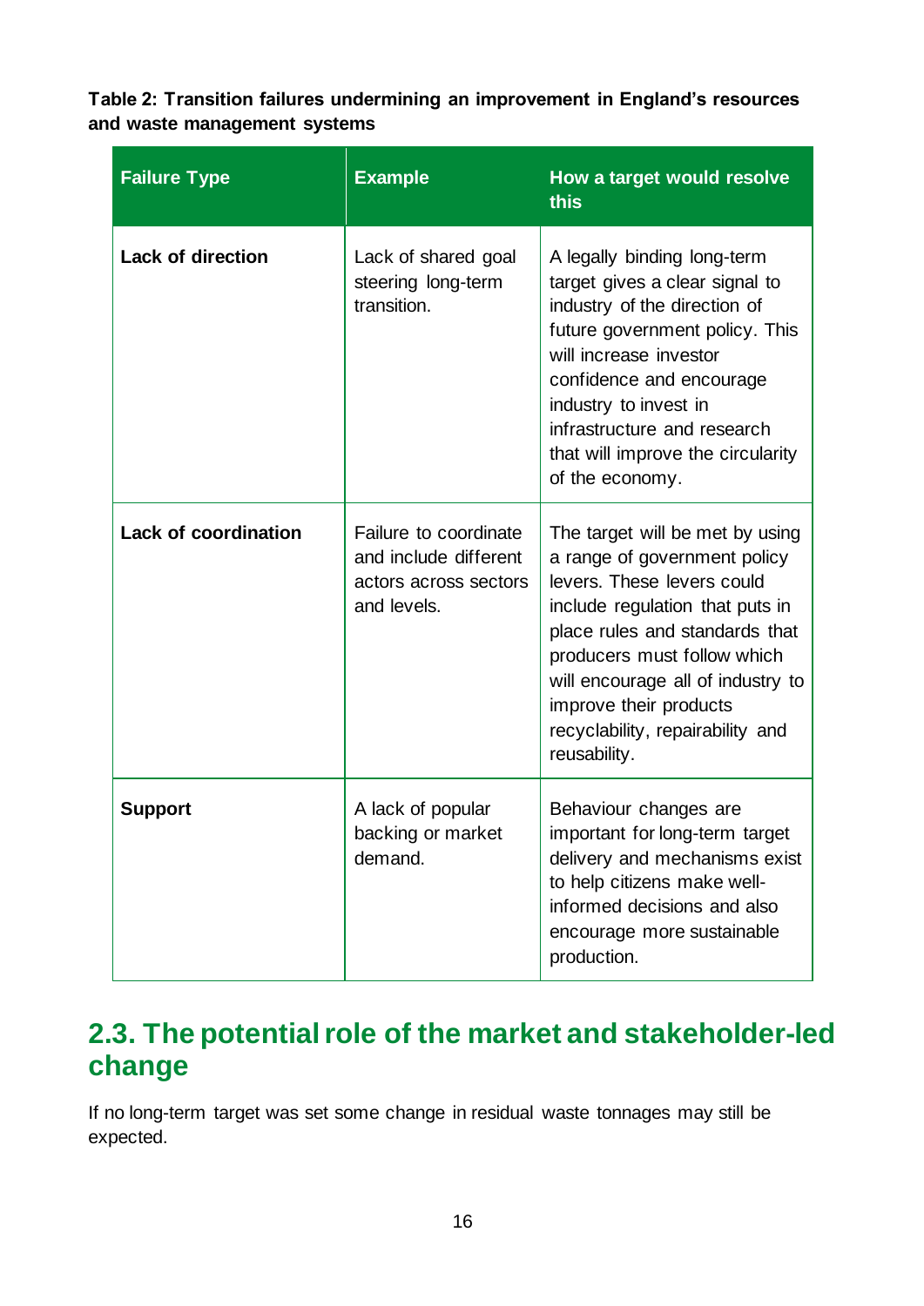**Table 2: Transition failures undermining an improvement in England's resources and waste management systems**

| Failure Type | Example | How a target would resolve this |
|---|---|---|
| **Lack of direction** | Lack of shared goal steering long-term transition. | A legally binding long-term target gives a clear signal to industry of the direction of future government policy. This will increase investor confidence and encourage industry to invest in infrastructure and research that will improve the circularity of the economy. |
| **Lack of coordination** | Failure to coordinate and include different actors across sectors and levels. | The target will be met by using a range of government policy levers. These levers could include regulation that puts in place rules and standards that producers must follow which will encourage all of industry to improve their products recyclability, repairability and reusability. |
| **Support** | A lack of popular backing or market demand. | Behaviour changes are important for long-term target delivery and mechanisms exist to help citizens make well-informed decisions and also encourage more sustainable production. |

## 2.3. The potential role of the market and stakeholder-led change

If no long-term target was set some change in residual waste tonnages may still be expected.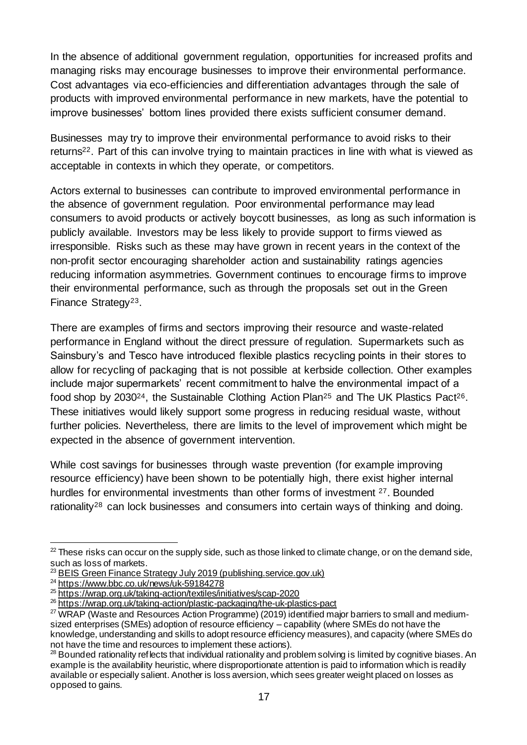In the absence of additional government regulation, opportunities for increased profits and managing risks may encourage businesses to improve their environmental performance. Cost advantages via eco-efficiencies and differentiation advantages through the sale of products with improved environmental performance in new markets, have the potential to improve businesses' bottom lines provided there exists sufficient consumer demand.

Businesses may try to improve their environmental performance to avoid risks to their returns[22]. Part of this can involve trying to maintain practices in line with what is viewed as acceptable in contexts in which they operate, or competitors.

Actors external to businesses can contribute to improved environmental performance in the absence of government regulation. Poor environmental performance may lead consumers to avoid products or actively boycott businesses, as long as such information is publicly available. Investors may be less likely to provide support to firms viewed as irresponsible. Risks such as these may have grown in recent years in the context of the non-profit sector encouraging shareholder action and sustainability ratings agencies reducing information asymmetries. Government continues to encourage firms to improve their environmental performance, such as through the proposals set out in the Green Finance Strategy[23].

There are examples of firms and sectors improving their resource and waste-related performance in England without the direct pressure of regulation. Supermarkets such as Sainsbury's and Tesco have introduced flexible plastics recycling points in their stores to allow for recycling of packaging that is not possible at kerbside collection. Other examples include major supermarkets' recent commitment to halve the environmental impact of a food shop by 2030[24], the Sustainable Clothing Action Plan[25] and The UK Plastics Pact[26]. These initiatives would likely support some progress in reducing residual waste, without further policies. Nevertheless, there are limits to the level of improvement which might be expected in the absence of government intervention.

While cost savings for businesses through waste prevention (for example improving resource efficiency) have been shown to be potentially high, there exist higher internal hurdles for environmental investments than other forms of investment [27]. Bounded rationality[28] can lock businesses and consumers into certain ways of thinking and doing.

---

[22] These risks can occur on the supply side, such as those linked to climate change, or on the demand side, such as loss of markets.

[23] BEIS Green Finance Strategy July 2019 (publishing.service.gov.uk)

[24] https://www.bbc.co.uk/news/uk-59184278

[25] https://wrap.org.uk/taking-action/textiles/initiatives/scap-2020

[26] https://wrap.org.uk/taking-action/plastic-packaging/the-uk-plastics-pact

[27] WRAP (Waste and Resources Action Programme) (2019) identified major barriers to small and medium-sized enterprises (SMEs) adoption of resource efficiency – capability (where SMEs do not have the knowledge, understanding and skills to adopt resource efficiency measures), and capacity (where SMEs do not have the time and resources to implement these actions).

[28] Bounded rationality reflects that individual rationality and problem solving is limited by cognitive biases. An example is the availability heuristic, where disproportionate attention is paid to information which is readily available or especially salient. Another is loss aversion, which sees greater weight placed on losses as opposed to gains.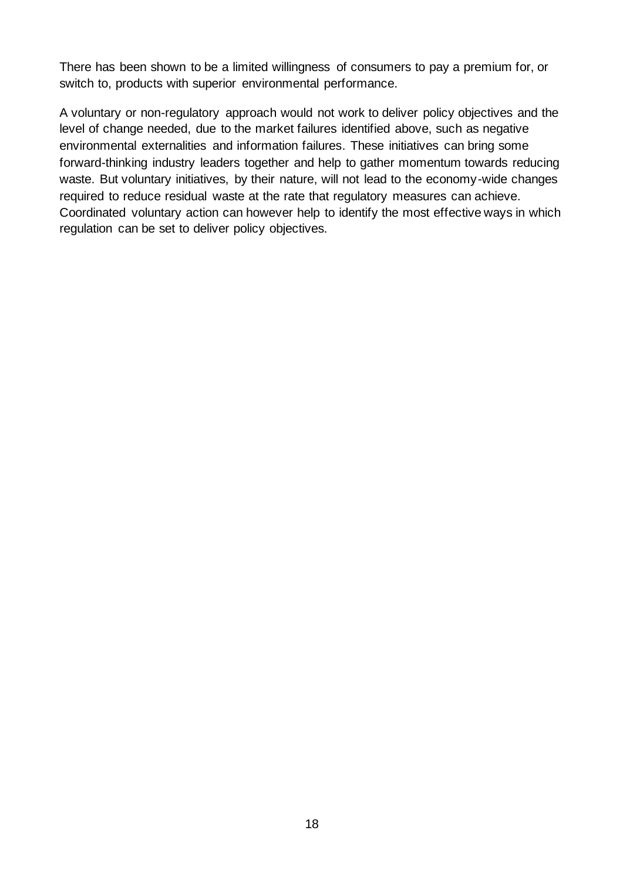There has been shown to be a limited willingness of consumers to pay a premium for, or switch to, products with superior environmental performance.

A voluntary or non-regulatory approach would not work to deliver policy objectives and the level of change needed, due to the market failures identified above, such as negative environmental externalities and information failures. These initiatives can bring some forward-thinking industry leaders together and help to gather momentum towards reducing waste. But voluntary initiatives, by their nature, will not lead to the economy-wide changes required to reduce residual waste at the rate that regulatory measures can achieve. Coordinated voluntary action can however help to identify the most effective ways in which regulation can be set to deliver policy objectives.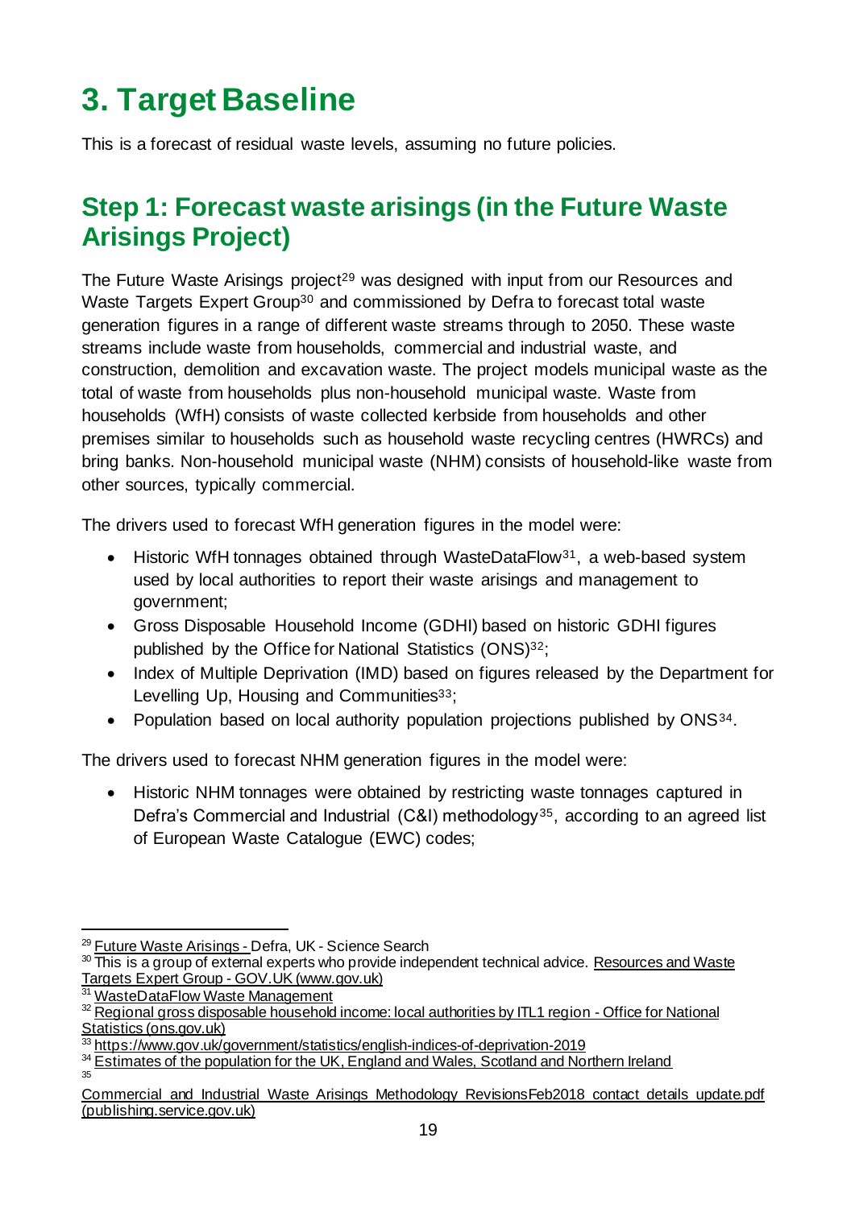# 3. Target Baseline

This is a forecast of residual waste levels, assuming no future policies.

## Step 1: Forecast waste arisings (in the Future Waste Arisings Project)

The Future Waste Arisings project[29] was designed with input from our Resources and Waste Targets Expert Group[30] and commissioned by Defra to forecast total waste generation figures in a range of different waste streams through to 2050. These waste streams include waste from households, commercial and industrial waste, and construction, demolition and excavation waste. The project models municipal waste as the total of waste from households plus non-household municipal waste. Waste from households (WfH) consists of waste collected kerbside from households and other premises similar to households such as household waste recycling centres (HWRCs) and bring banks. Non-household municipal waste (NHM) consists of household-like waste from other sources, typically commercial.

The drivers used to forecast WfH generation figures in the model were:

- Historic WfH tonnages obtained through WasteDataFlow[31], a web-based system used by local authorities to report their waste arisings and management to government;
- Gross Disposable Household Income (GDHI) based on historic GDHI figures published by the Office for National Statistics (ONS)[32];
- Index of Multiple Deprivation (IMD) based on figures released by the Department for Levelling Up, Housing and Communities[33];
- Population based on local authority population projections published by ONS[34].

The drivers used to forecast NHM generation figures in the model were:

- Historic NHM tonnages were obtained by restricting waste tonnages captured in Defra's Commercial and Industrial (C&I) methodology[35], according to an agreed list of European Waste Catalogue (EWC) codes;

---

[29] Future Waste Arisings - Defra, UK - Science Search

[30] This is a group of external experts who provide independent technical advice. Resources and Waste Targets Expert Group - GOV.UK (www.gov.uk)

[31] WasteDataFlow Waste Management

[32] Regional gross disposable household income: local authorities by ITL1 region - Office for National Statistics (ons.gov.uk)

[33] https://www.gov.uk/government/statistics/english-indices-of-deprivation-2019

[34] Estimates of the population for the UK, England and Wales, Scotland and Northern Ireland

[35] Commercial and Industrial Waste Arisings Methodology RevisionsFeb2018 contact details update.pdf (publishing.service.gov.uk)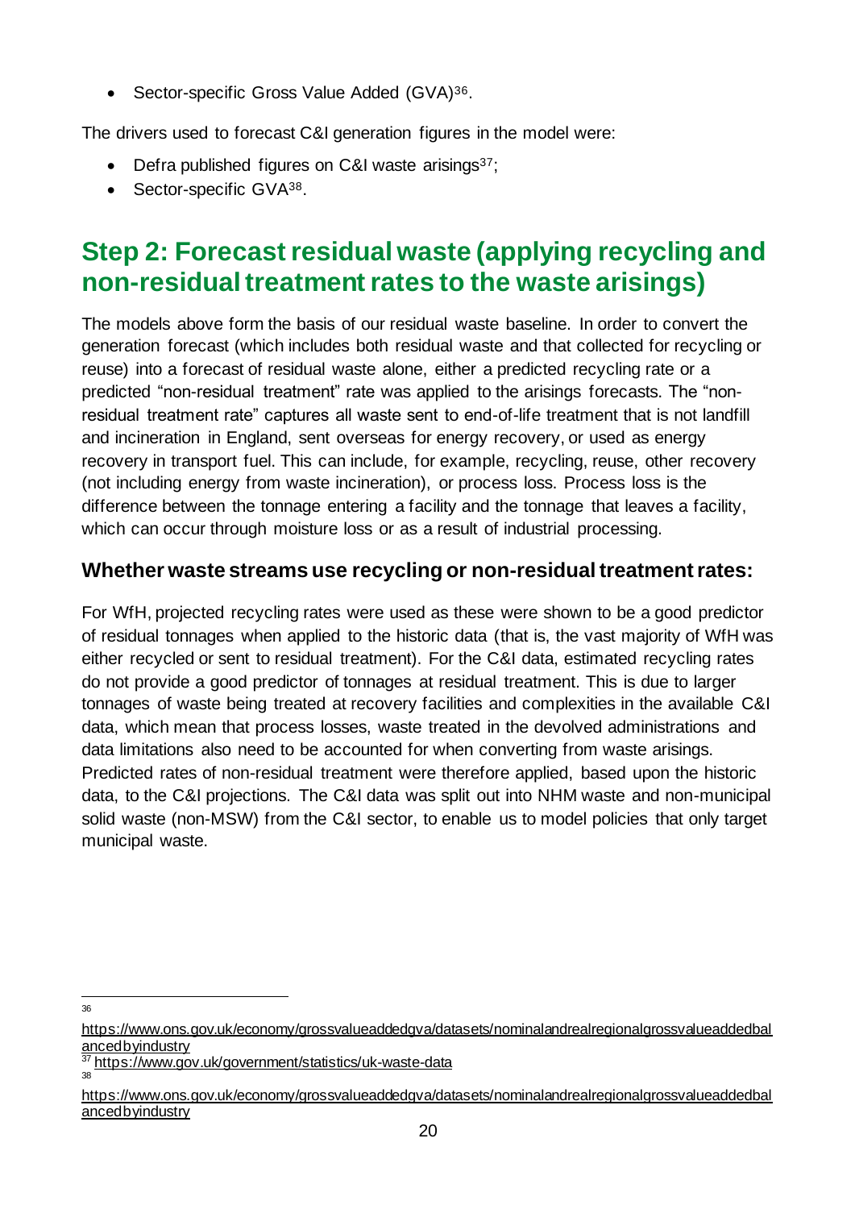- Sector-specific Gross Value Added (GVA)[36].

The drivers used to forecast C&I generation figures in the model were:

- Defra published figures on C&I waste arisings[37];
- Sector-specific GVA[38].

## Step 2: Forecast residual waste (applying recycling and non-residual treatment rates to the waste arisings)

The models above form the basis of our residual waste baseline. In order to convert the generation forecast (which includes both residual waste and that collected for recycling or reuse) into a forecast of residual waste alone, either a predicted recycling rate or a predicted "non-residual treatment" rate was applied to the arisings forecasts. The "non-residual treatment rate" captures all waste sent to end-of-life treatment that is not landfill and incineration in England, sent overseas for energy recovery, or used as energy recovery in transport fuel. This can include, for example, recycling, reuse, other recovery (not including energy from waste incineration), or process loss. Process loss is the difference between the tonnage entering a facility and the tonnage that leaves a facility, which can occur through moisture loss or as a result of industrial processing.

### Whether waste streams use recycling or non-residual treatment rates:

For WfH, projected recycling rates were used as these were shown to be a good predictor of residual tonnages when applied to the historic data (that is, the vast majority of WfH was either recycled or sent to residual treatment). For the C&I data, estimated recycling rates do not provide a good predictor of tonnages at residual treatment. This is due to larger tonnages of waste being treated at recovery facilities and complexities in the available C&I data, which mean that process losses, waste treated in the devolved administrations and data limitations also need to be accounted for when converting from waste arisings. Predicted rates of non-residual treatment were therefore applied, based upon the historic data, to the C&I projections. The C&I data was split out into NHM waste and non-municipal solid waste (non-MSW) from the C&I sector, to enable us to model policies that only target municipal waste.

---

[36] https://www.ons.gov.uk/economy/grossvalueaddedgva/datasets/nominalandrealregionalgrossvalueaddedbalancedbyindustry

[37] https://www.gov.uk/government/statistics/uk-waste-data

[38] https://www.ons.gov.uk/economy/grossvalueaddedgva/datasets/nominalandrealregionalgrossvalueaddedbalancedbyindustry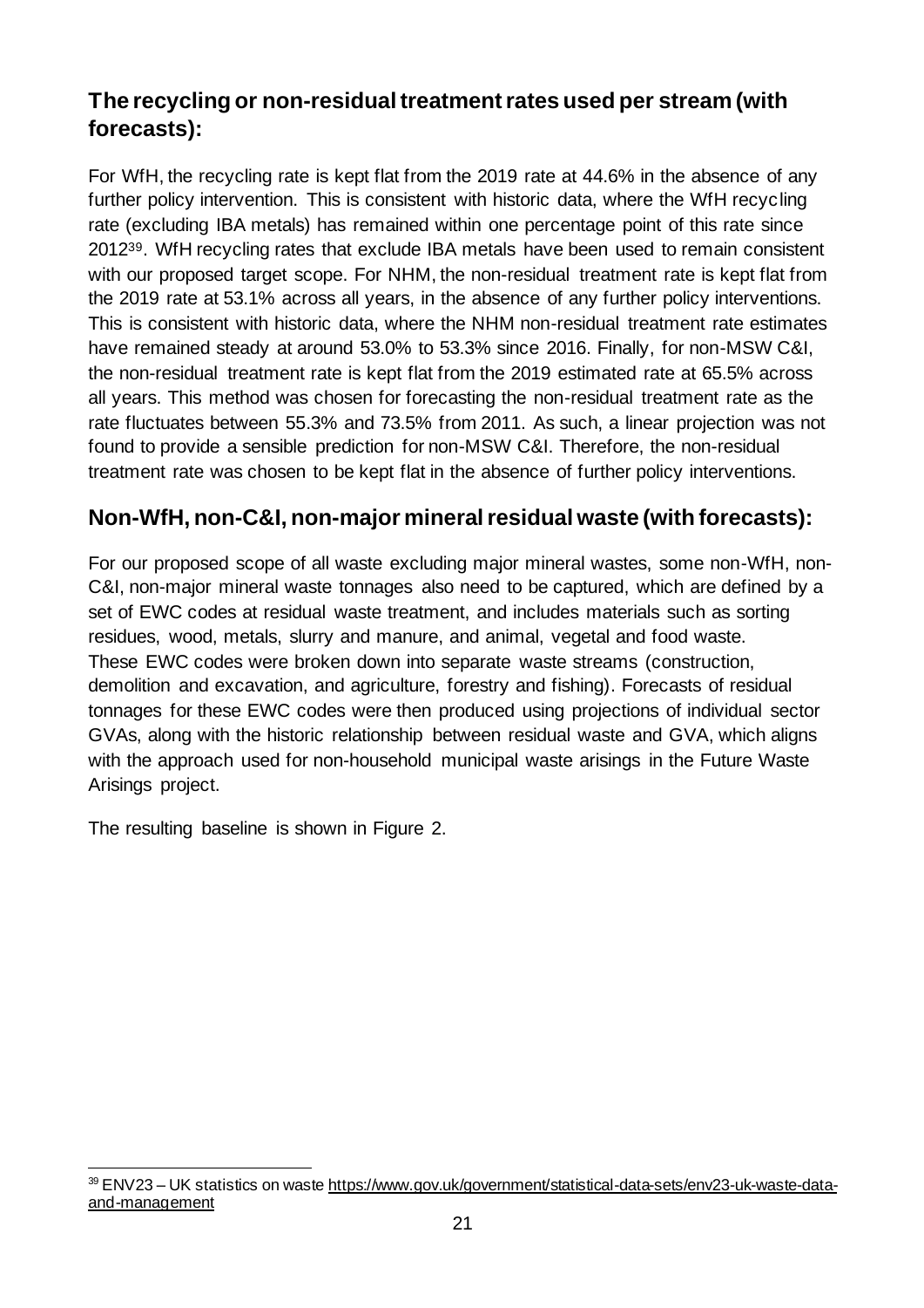## The recycling or non-residual treatment rates used per stream (with forecasts):

For WfH, the recycling rate is kept flat from the 2019 rate at 44.6% in the absence of any further policy intervention. This is consistent with historic data, where the WfH recycling rate (excluding IBA metals) has remained within one percentage point of this rate since 2012[39]. WfH recycling rates that exclude IBA metals have been used to remain consistent with our proposed target scope. For NHM, the non-residual treatment rate is kept flat from the 2019 rate at 53.1% across all years, in the absence of any further policy interventions. This is consistent with historic data, where the NHM non-residual treatment rate estimates have remained steady at around 53.0% to 53.3% since 2016. Finally, for non-MSW C&I, the non-residual treatment rate is kept flat from the 2019 estimated rate at 65.5% across all years. This method was chosen for forecasting the non-residual treatment rate as the rate fluctuates between 55.3% and 73.5% from 2011. As such, a linear projection was not found to provide a sensible prediction for non-MSW C&I. Therefore, the non-residual treatment rate was chosen to be kept flat in the absence of further policy interventions.

## Non-WfH, non-C&I, non-major mineral residual waste (with forecasts):

For our proposed scope of all waste excluding major mineral wastes, some non-WfH, non-C&I, non-major mineral waste tonnages also need to be captured, which are defined by a set of EWC codes at residual waste treatment, and includes materials such as sorting residues, wood, metals, slurry and manure, and animal, vegetal and food waste. These EWC codes were broken down into separate waste streams (construction, demolition and excavation, and agriculture, forestry and fishing). Forecasts of residual tonnages for these EWC codes were then produced using projections of individual sector GVAs, along with the historic relationship between residual waste and GVA, which aligns with the approach used for non-household municipal waste arisings in the Future Waste Arisings project.

The resulting baseline is shown in Figure 2.

[39] ENV23 – UK statistics on waste https://www.gov.uk/government/statistical-data-sets/env23-uk-waste-data-and-management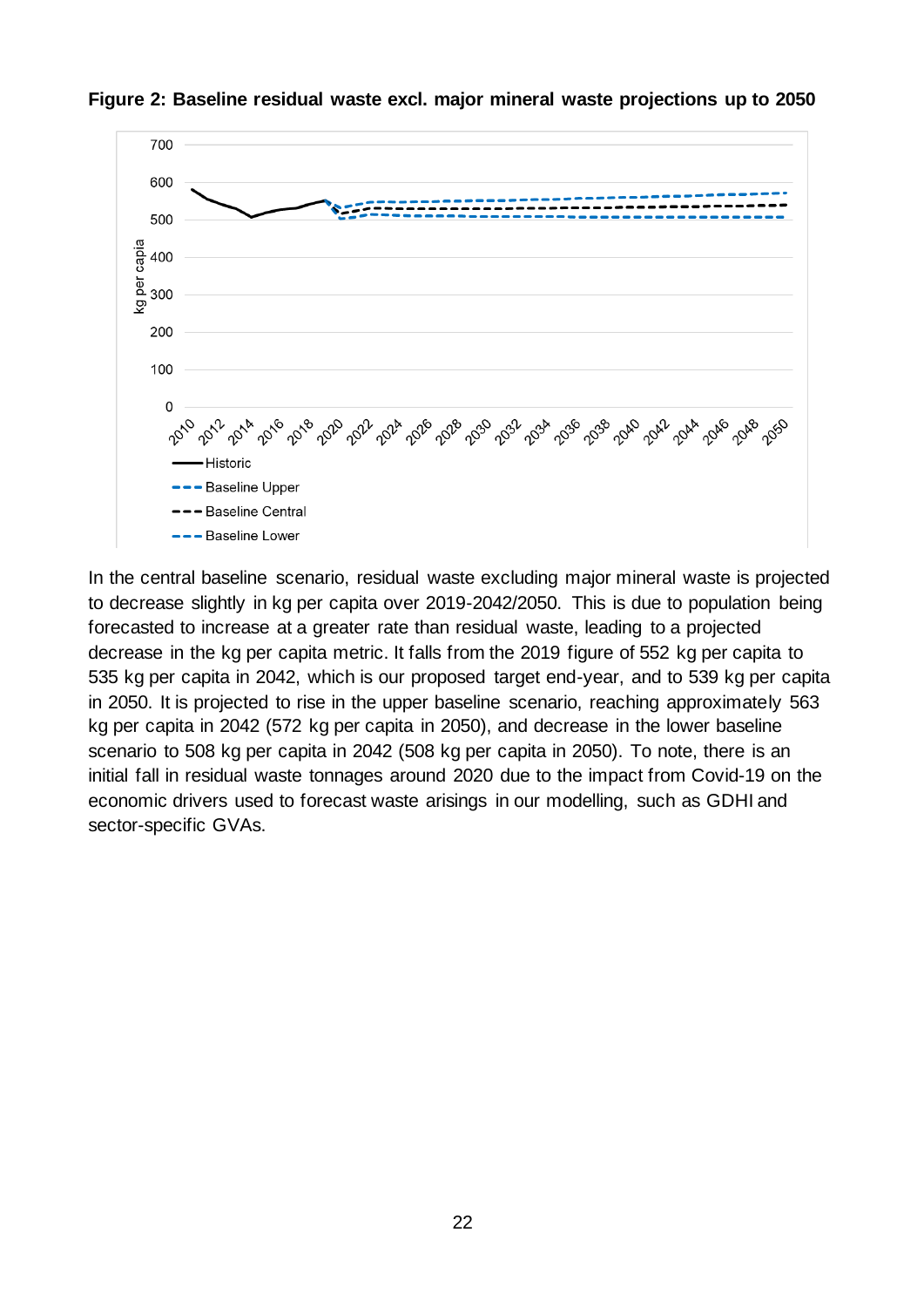**Figure 2: Baseline residual waste excl. major mineral waste projections up to 2050**

In the central baseline scenario, residual waste excluding major mineral waste is projected to decrease slightly in kg per capita over 2019-2042/2050. This is due to population being forecasted to increase at a greater rate than residual waste, leading to a projected decrease in the kg per capita metric. It falls from the 2019 figure of 552 kg per capita to 535 kg per capita in 2042, which is our proposed target end-year, and to 539 kg per capita in 2050. It is projected to rise in the upper baseline scenario, reaching approximately 563 kg per capita in 2042 (572 kg per capita in 2050), and decrease in the lower baseline scenario to 508 kg per capita in 2042 (508 kg per capita in 2050). To note, there is an initial fall in residual waste tonnages around 2020 due to the impact from Covid-19 on the economic drivers used to forecast waste arisings in our modelling, such as GDHI and sector-specific GVAs.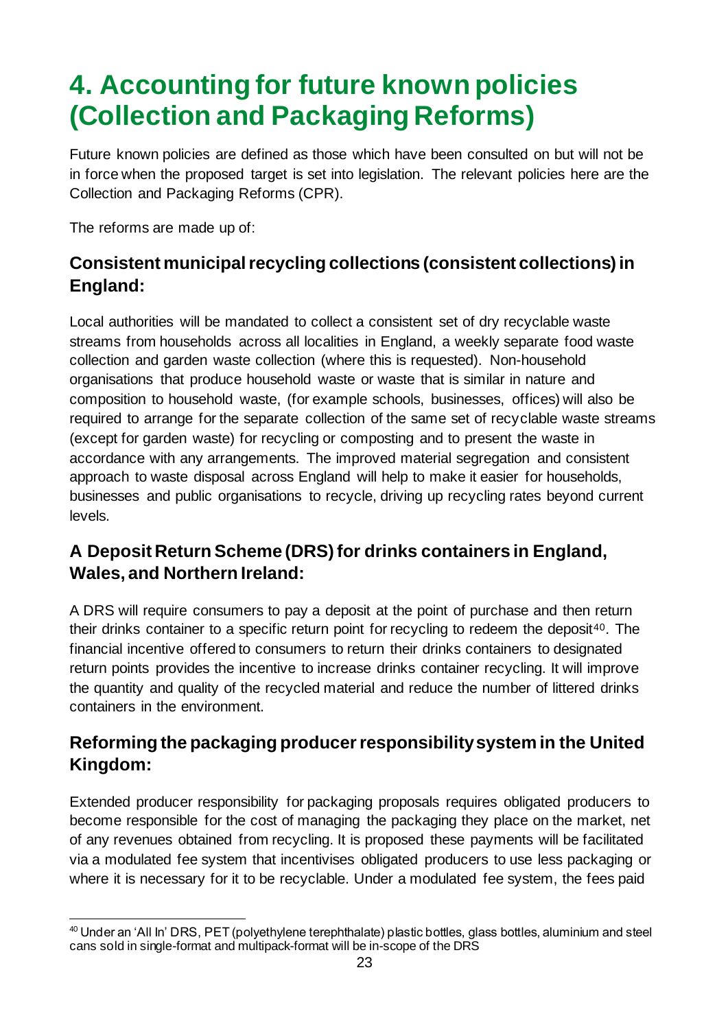# 4. Accounting for future known policies (Collection and Packaging Reforms)

Future known policies are defined as those which have been consulted on but will not be in force when the proposed target is set into legislation. The relevant policies here are the Collection and Packaging Reforms (CPR).

The reforms are made up of:

### Consistent municipal recycling collections (consistent collections) in England:

Local authorities will be mandated to collect a consistent set of dry recyclable waste streams from households across all localities in England, a weekly separate food waste collection and garden waste collection (where this is requested). Non-household organisations that produce household waste or waste that is similar in nature and composition to household waste, (for example schools, businesses, offices) will also be required to arrange for the separate collection of the same set of recyclable waste streams (except for garden waste) for recycling or composting and to present the waste in accordance with any arrangements. The improved material segregation and consistent approach to waste disposal across England will help to make it easier for households, businesses and public organisations to recycle, driving up recycling rates beyond current levels.

### A Deposit Return Scheme (DRS) for drinks containers in England, Wales, and Northern Ireland:

A DRS will require consumers to pay a deposit at the point of purchase and then return their drinks container to a specific return point for recycling to redeem the deposit[40]. The financial incentive offered to consumers to return their drinks containers to designated return points provides the incentive to increase drinks container recycling. It will improve the quantity and quality of the recycled material and reduce the number of littered drinks containers in the environment.

### Reforming the packaging producer responsibility system in the United Kingdom:

Extended producer responsibility for packaging proposals requires obligated producers to become responsible for the cost of managing the packaging they place on the market, net of any revenues obtained from recycling. It is proposed these payments will be facilitated via a modulated fee system that incentivises obligated producers to use less packaging or where it is necessary for it to be recyclable. Under a modulated fee system, the fees paid

[40] Under an 'All In' DRS, PET (polyethylene terephthalate) plastic bottles, glass bottles, aluminium and steel cans sold in single-format and multipack-format will be in-scope of the DRS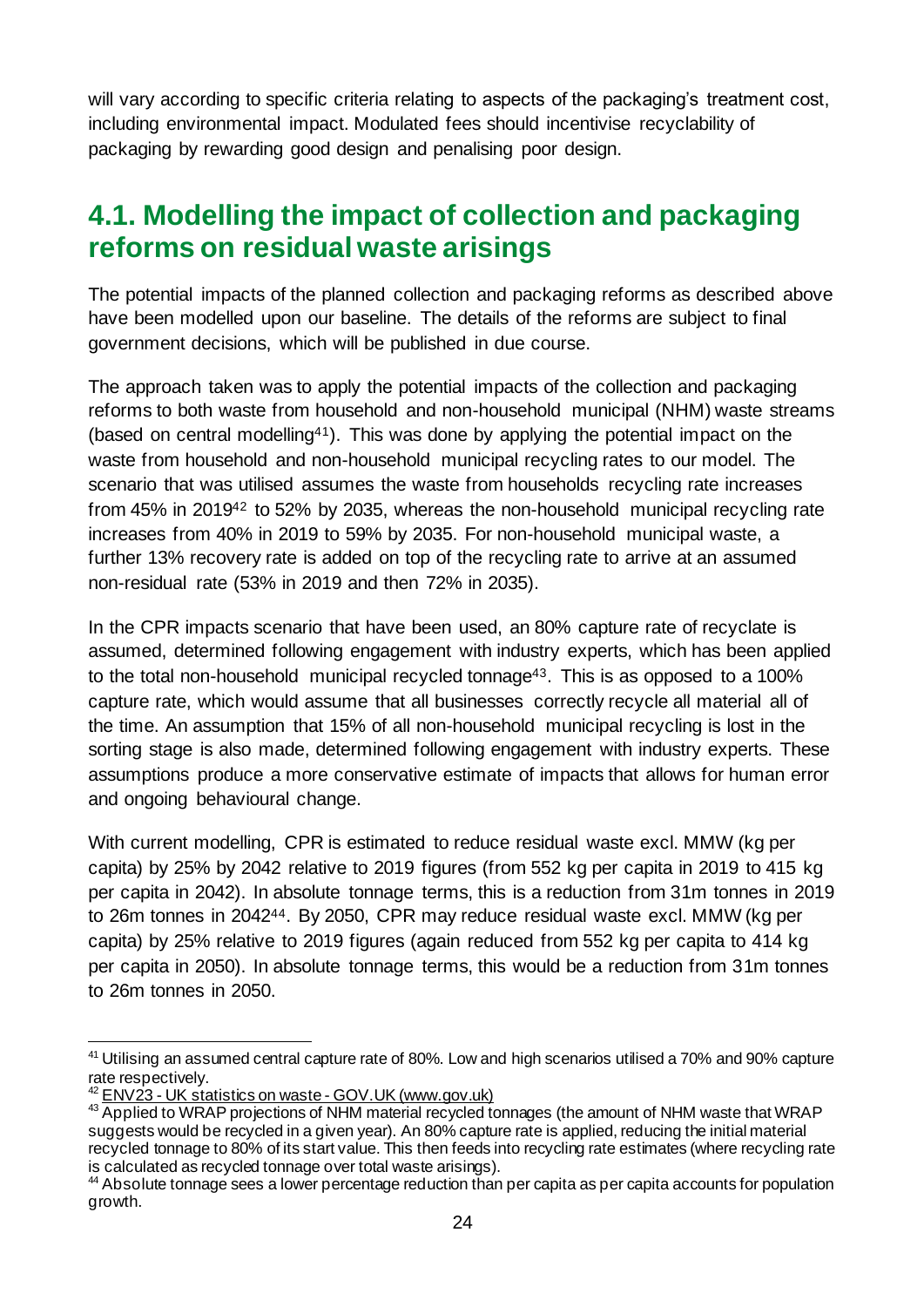will vary according to specific criteria relating to aspects of the packaging's treatment cost, including environmental impact. Modulated fees should incentivise recyclability of packaging by rewarding good design and penalising poor design.

## 4.1. Modelling the impact of collection and packaging reforms on residual waste arisings

The potential impacts of the planned collection and packaging reforms as described above have been modelled upon our baseline. The details of the reforms are subject to final government decisions, which will be published in due course.

The approach taken was to apply the potential impacts of the collection and packaging reforms to both waste from household and non-household municipal (NHM) waste streams (based on central modelling[41]). This was done by applying the potential impact on the waste from household and non-household municipal recycling rates to our model. The scenario that was utilised assumes the waste from households recycling rate increases from 45% in 2019[42] to 52% by 2035, whereas the non-household municipal recycling rate increases from 40% in 2019 to 59% by 2035. For non-household municipal waste, a further 13% recovery rate is added on top of the recycling rate to arrive at an assumed non-residual rate (53% in 2019 and then 72% in 2035).

In the CPR impacts scenario that have been used, an 80% capture rate of recyclate is assumed, determined following engagement with industry experts, which has been applied to the total non-household municipal recycled tonnage[43]. This is as opposed to a 100% capture rate, which would assume that all businesses correctly recycle all material all of the time. An assumption that 15% of all non-household municipal recycling is lost in the sorting stage is also made, determined following engagement with industry experts. These assumptions produce a more conservative estimate of impacts that allows for human error and ongoing behavioural change.

With current modelling, CPR is estimated to reduce residual waste excl. MMW (kg per capita) by 25% by 2042 relative to 2019 figures (from 552 kg per capita in 2019 to 415 kg per capita in 2042). In absolute tonnage terms, this is a reduction from 31m tonnes in 2019 to 26m tonnes in 2042[44]. By 2050, CPR may reduce residual waste excl. MMW (kg per capita) by 25% relative to 2019 figures (again reduced from 552 kg per capita to 414 kg per capita in 2050). In absolute tonnage terms, this would be a reduction from 31m tonnes to 26m tonnes in 2050.

---

[41] Utilising an assumed central capture rate of 80%. Low and high scenarios utilised a 70% and 90% capture rate respectively.

[42] ENV23 - UK statistics on waste - GOV.UK (www.gov.uk)

[43] Applied to WRAP projections of NHM material recycled tonnages (the amount of NHM waste that WRAP suggests would be recycled in a given year). An 80% capture rate is applied, reducing the initial material recycled tonnage to 80% of its start value. This then feeds into recycling rate estimates (where recycling rate is calculated as recycled tonnage over total waste arisings).

[44] Absolute tonnage sees a lower percentage reduction than per capita as per capita accounts for population growth.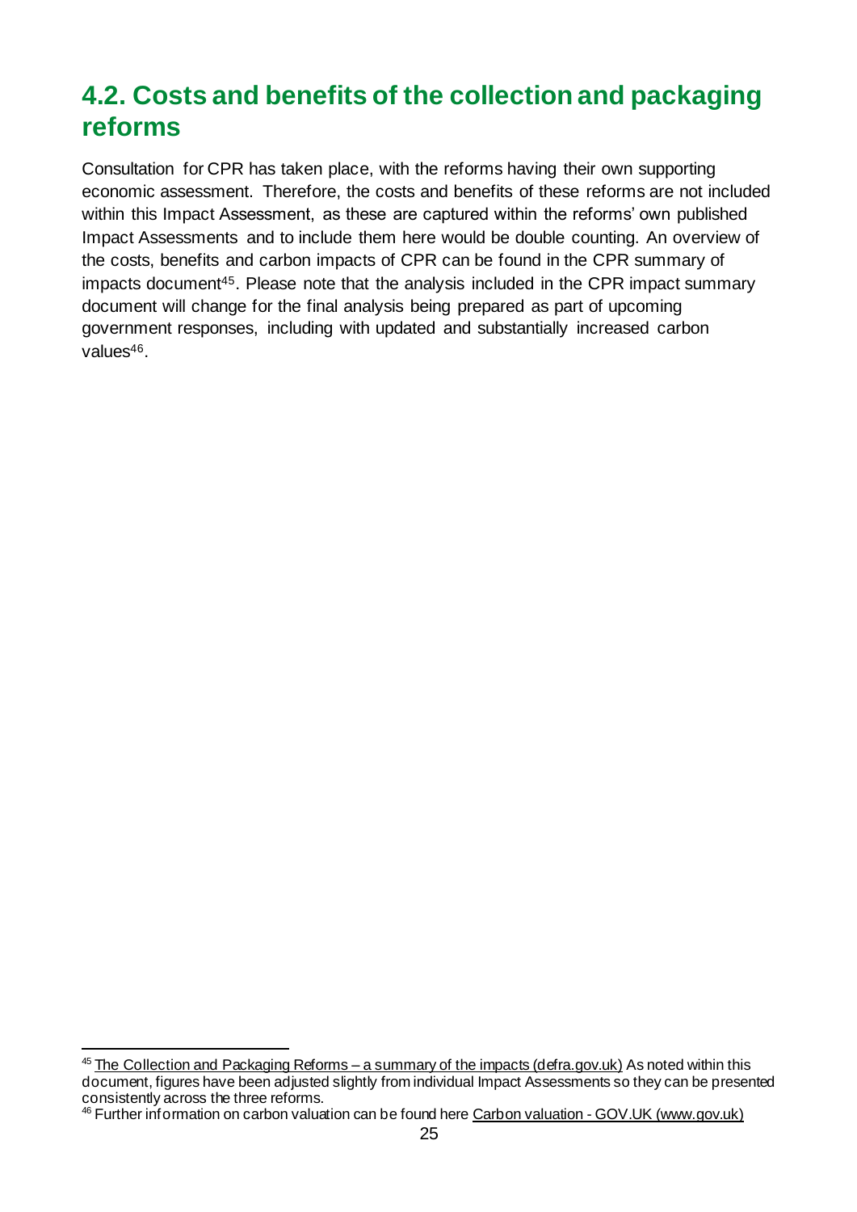## 4.2. Costs and benefits of the collection and packaging reforms

Consultation for CPR has taken place, with the reforms having their own supporting economic assessment. Therefore, the costs and benefits of these reforms are not included within this Impact Assessment, as these are captured within the reforms' own published Impact Assessments and to include them here would be double counting. An overview of the costs, benefits and carbon impacts of CPR can be found in the CPR summary of impacts document[45]. Please note that the analysis included in the CPR impact summary document will change for the final analysis being prepared as part of upcoming government responses, including with updated and substantially increased carbon values[46].

---

[45] The Collection and Packaging Reforms – a summary of the impacts (defra.gov.uk) As noted within this document, figures have been adjusted slightly from individual Impact Assessments so they can be presented consistently across the three reforms.

[46] Further information on carbon valuation can be found here Carbon valuation - GOV.UK (www.gov.uk)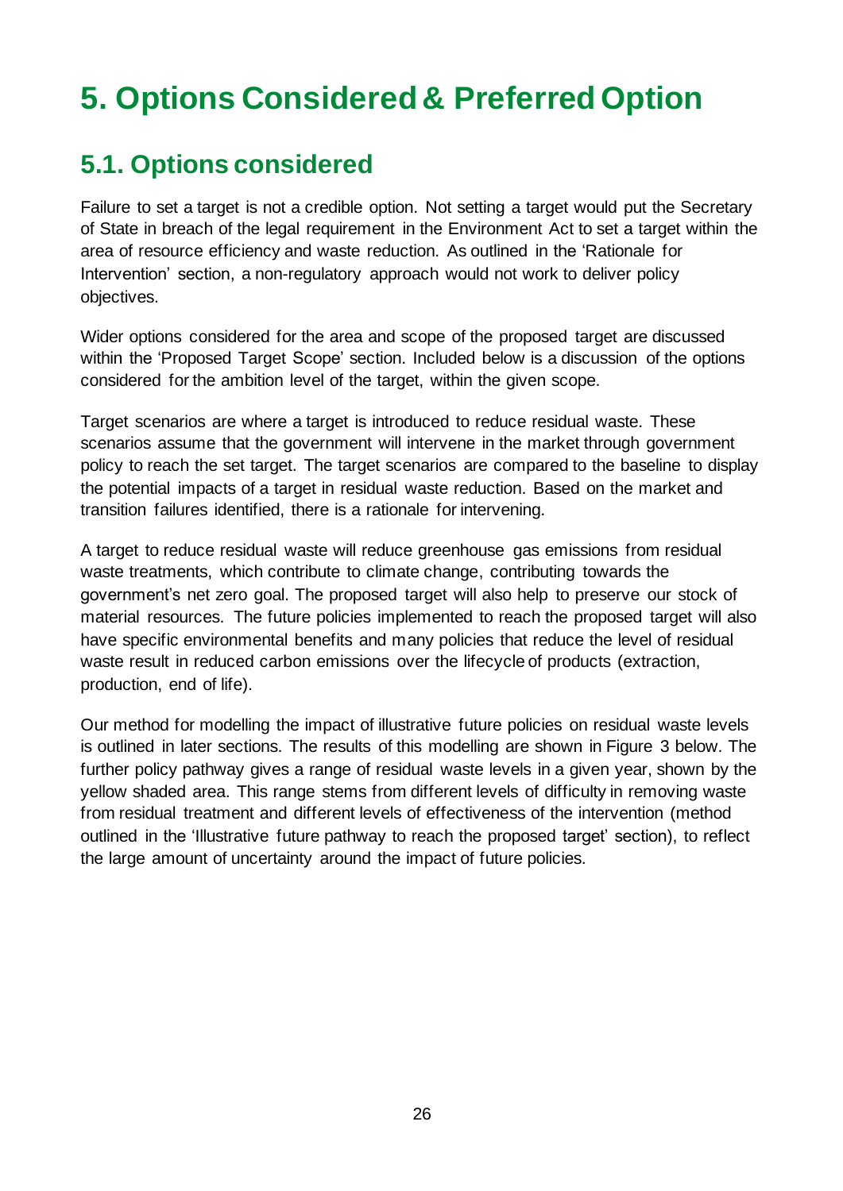# 5. Options Considered & Preferred Option

## 5.1. Options considered

Failure to set a target is not a credible option. Not setting a target would put the Secretary of State in breach of the legal requirement in the Environment Act to set a target within the area of resource efficiency and waste reduction. As outlined in the 'Rationale for Intervention' section, a non-regulatory approach would not work to deliver policy objectives.

Wider options considered for the area and scope of the proposed target are discussed within the 'Proposed Target Scope' section. Included below is a discussion of the options considered for the ambition level of the target, within the given scope.

Target scenarios are where a target is introduced to reduce residual waste. These scenarios assume that the government will intervene in the market through government policy to reach the set target. The target scenarios are compared to the baseline to display the potential impacts of a target in residual waste reduction. Based on the market and transition failures identified, there is a rationale for intervening.

A target to reduce residual waste will reduce greenhouse gas emissions from residual waste treatments, which contribute to climate change, contributing towards the government's net zero goal. The proposed target will also help to preserve our stock of material resources. The future policies implemented to reach the proposed target will also have specific environmental benefits and many policies that reduce the level of residual waste result in reduced carbon emissions over the lifecycle of products (extraction, production, end of life).

Our method for modelling the impact of illustrative future policies on residual waste levels is outlined in later sections. The results of this modelling are shown in Figure 3 below. The further policy pathway gives a range of residual waste levels in a given year, shown by the yellow shaded area. This range stems from different levels of difficulty in removing waste from residual treatment and different levels of effectiveness of the intervention (method outlined in the 'Illustrative future pathway to reach the proposed target' section), to reflect the large amount of uncertainty around the impact of future policies.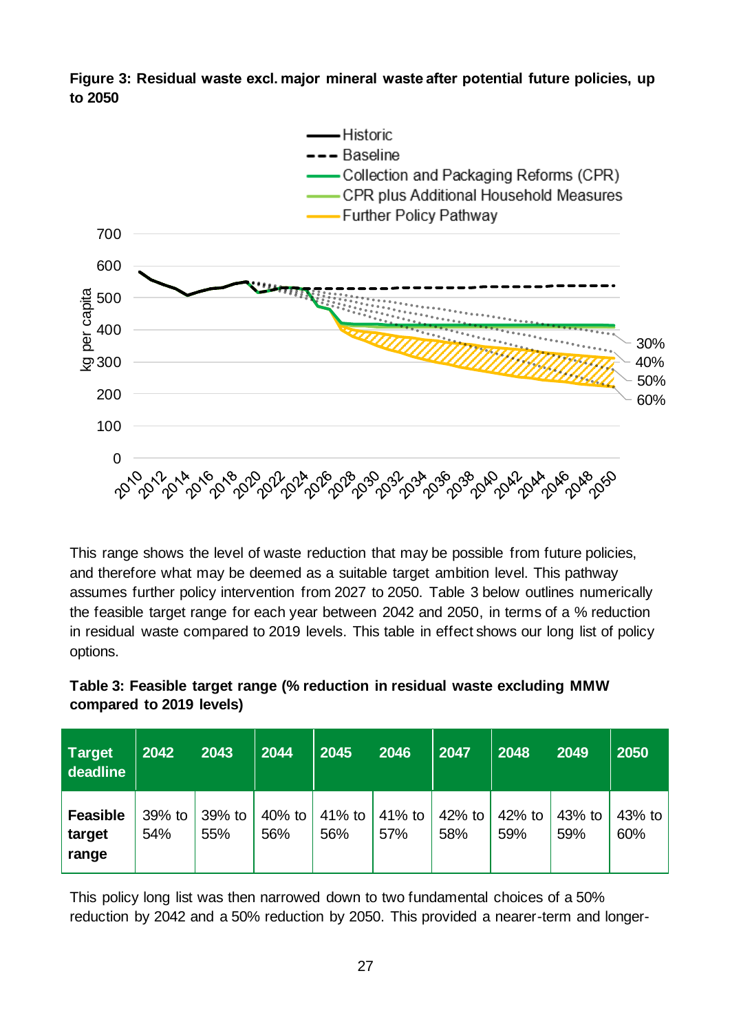**Figure 3: Residual waste excl. major mineral waste after potential future policies, up to 2050**

This range shows the level of waste reduction that may be possible from future policies, and therefore what may be deemed as a suitable target ambition level. This pathway assumes further policy intervention from 2027 to 2050. Table 3 below outlines numerically the feasible target range for each year between 2042 and 2050, in terms of a % reduction in residual waste compared to 2019 levels. This table in effect shows our long list of policy options.

**Table 3: Feasible target range (% reduction in residual waste excluding MMW compared to 2019 levels)**

| Target deadline | 2042 | 2043 | 2044 | 2045 | 2046 | 2047 | 2048 | 2049 | 2050 |
|---|---|---|---|---|---|---|---|---|---|
| **Feasible target range** | 39% to 54% | 39% to 55% | 40% to 56% | 41% to 56% | 41% to 57% | 42% to 58% | 42% to 59% | 43% to 59% | 43% to 60% |

This policy long list was then narrowed down to two fundamental choices of a 50% reduction by 2042 and a 50% reduction by 2050. This provided a nearer-term and longer-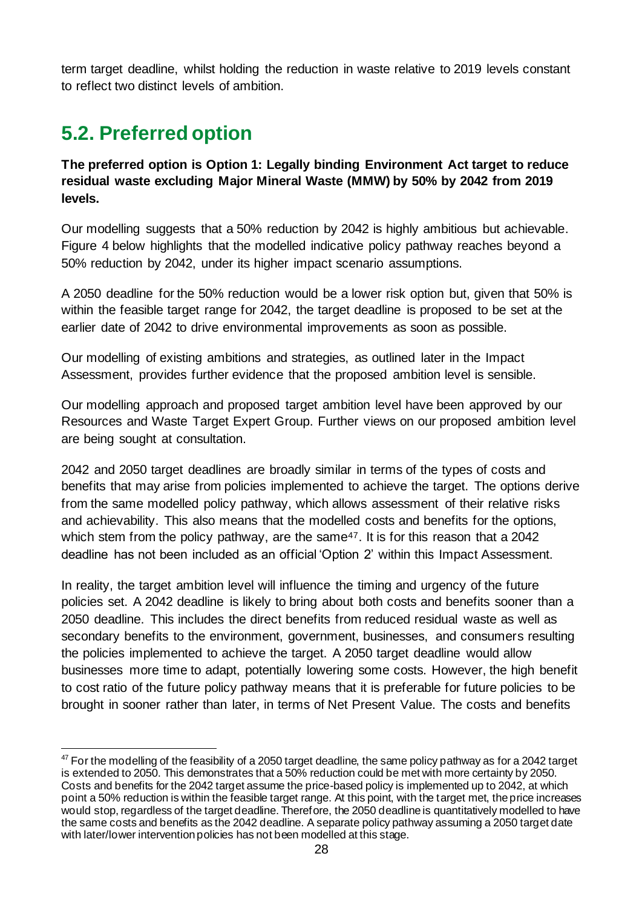term target deadline, whilst holding the reduction in waste relative to 2019 levels constant to reflect two distinct levels of ambition.

## 5.2. Preferred option

**The preferred option is Option 1: Legally binding Environment Act target to reduce residual waste excluding Major Mineral Waste (MMW) by 50% by 2042 from 2019 levels.**

Our modelling suggests that a 50% reduction by 2042 is highly ambitious but achievable. Figure 4 below highlights that the modelled indicative policy pathway reaches beyond a 50% reduction by 2042, under its higher impact scenario assumptions.

A 2050 deadline for the 50% reduction would be a lower risk option but, given that 50% is within the feasible target range for 2042, the target deadline is proposed to be set at the earlier date of 2042 to drive environmental improvements as soon as possible.

Our modelling of existing ambitions and strategies, as outlined later in the Impact Assessment, provides further evidence that the proposed ambition level is sensible.

Our modelling approach and proposed target ambition level have been approved by our Resources and Waste Target Expert Group. Further views on our proposed ambition level are being sought at consultation.

2042 and 2050 target deadlines are broadly similar in terms of the types of costs and benefits that may arise from policies implemented to achieve the target. The options derive from the same modelled policy pathway, which allows assessment of their relative risks and achievability. This also means that the modelled costs and benefits for the options, which stem from the policy pathway, are the same[47]. It is for this reason that a 2042 deadline has not been included as an official 'Option 2' within this Impact Assessment.

In reality, the target ambition level will influence the timing and urgency of the future policies set. A 2042 deadline is likely to bring about both costs and benefits sooner than a 2050 deadline. This includes the direct benefits from reduced residual waste as well as secondary benefits to the environment, government, businesses, and consumers resulting the policies implemented to achieve the target. A 2050 target deadline would allow businesses more time to adapt, potentially lowering some costs. However, the high benefit to cost ratio of the future policy pathway means that it is preferable for future policies to be brought in sooner rather than later, in terms of Net Present Value. The costs and benefits

---

[47] For the modelling of the feasibility of a 2050 target deadline, the same policy pathway as for a 2042 target is extended to 2050. This demonstrates that a 50% reduction could be met with more certainty by 2050. Costs and benefits for the 2042 target assume the price-based policy is implemented up to 2042, at which point a 50% reduction is within the feasible target range. At this point, with the target met, the price increases would stop, regardless of the target deadline. Therefore, the 2050 deadline is quantitatively modelled to have the same costs and benefits as the 2042 deadline. A separate policy pathway assuming a 2050 target date with later/lower intervention policies has not been modelled at this stage.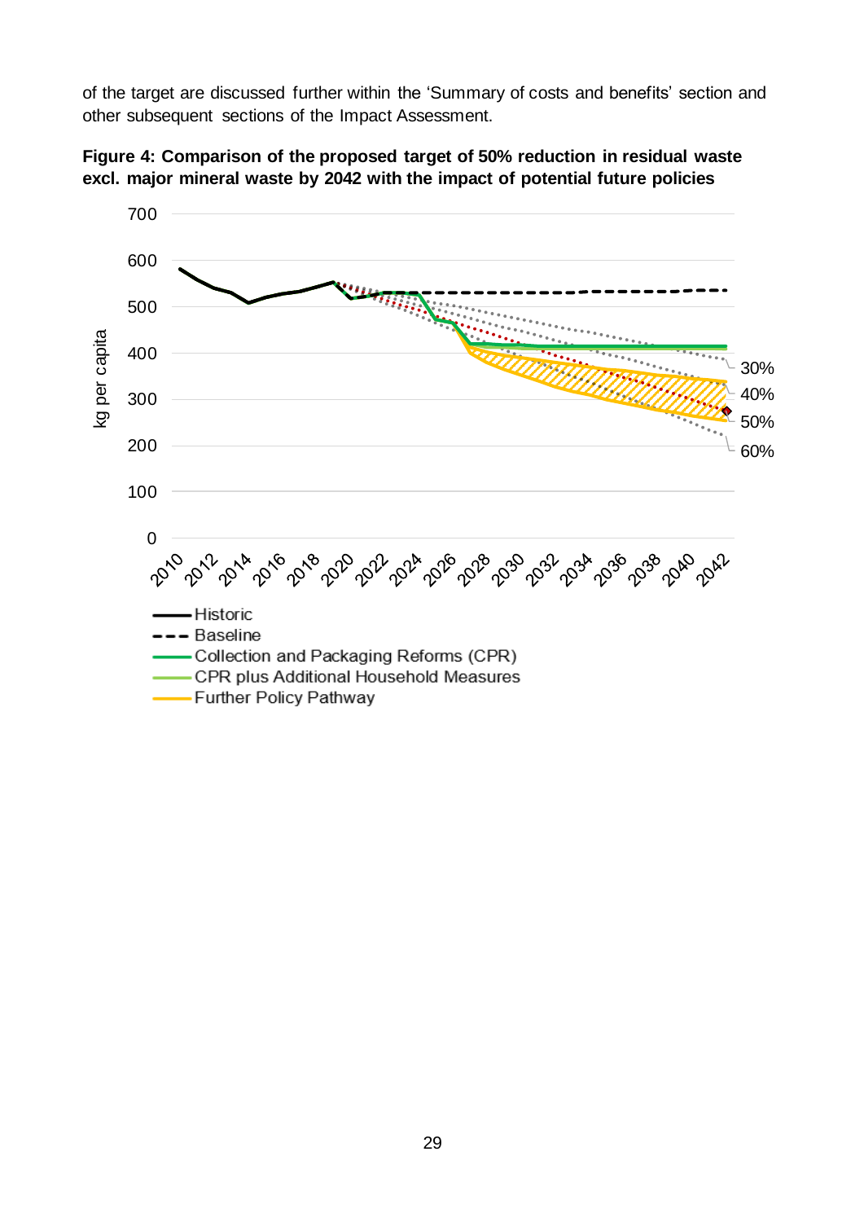of the target are discussed further within the 'Summary of costs and benefits' section and other subsequent sections of the Impact Assessment.

**Figure 4: Comparison of the proposed target of 50% reduction in residual waste excl. major mineral waste by 2042 with the impact of potential future policies**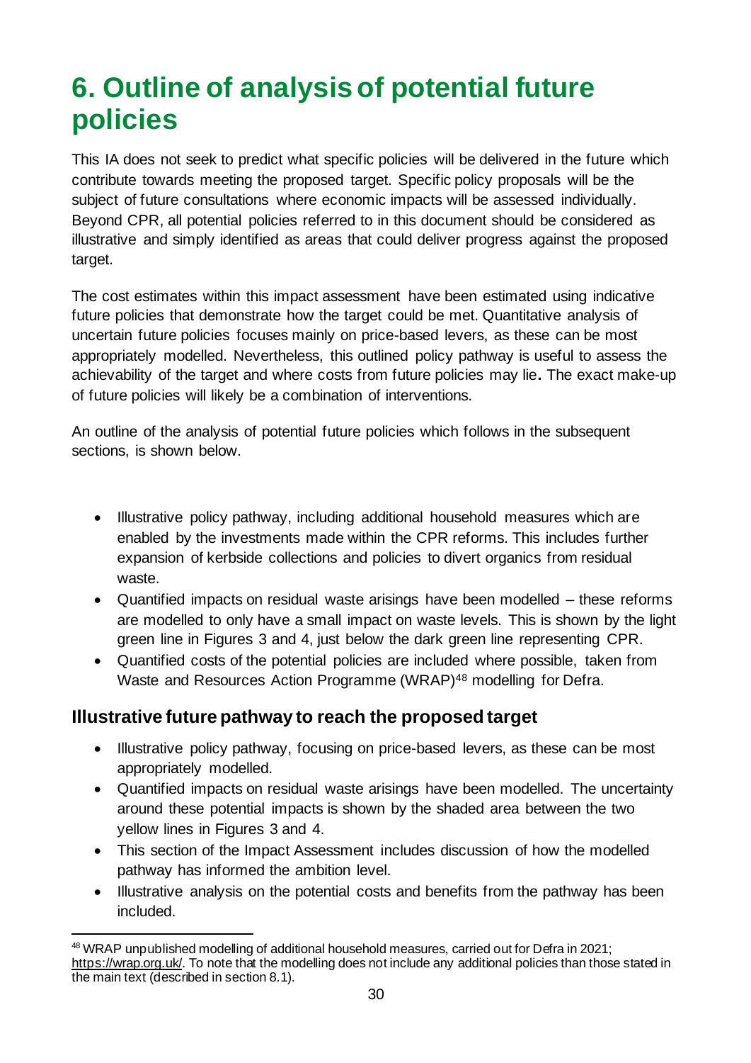# 6. Outline of analysis of potential future policies

This IA does not seek to predict what specific policies will be delivered in the future which contribute towards meeting the proposed target. Specific policy proposals will be the subject of future consultations where economic impacts will be assessed individually. Beyond CPR, all potential policies referred to in this document should be considered as illustrative and simply identified as areas that could deliver progress against the proposed target.

The cost estimates within this impact assessment have been estimated using indicative future policies that demonstrate how the target could be met. Quantitative analysis of uncertain future policies focuses mainly on price-based levers, as these can be most appropriately modelled. Nevertheless, this outlined policy pathway is useful to assess the achievability of the target and where costs from future policies may lie**.** The exact make-up of future policies will likely be a combination of interventions.

An outline of the analysis of potential future policies which follows in the subsequent sections, is shown below.

- Illustrative policy pathway, including additional household measures which are enabled by the investments made within the CPR reforms. This includes further expansion of kerbside collections and policies to divert organics from residual waste.
- Quantified impacts on residual waste arisings have been modelled – these reforms are modelled to only have a small impact on waste levels. This is shown by the light green line in Figures 3 and 4, just below the dark green line representing CPR.
- Quantified costs of the potential policies are included where possible, taken from Waste and Resources Action Programme (WRAP)[48] modelling for Defra.

## Illustrative future pathway to reach the proposed target

- Illustrative policy pathway, focusing on price-based levers, as these can be most appropriately modelled.
- Quantified impacts on residual waste arisings have been modelled. The uncertainty around these potential impacts is shown by the shaded area between the two yellow lines in Figures 3 and 4.
- This section of the Impact Assessment includes discussion of how the modelled pathway has informed the ambition level.
- Illustrative analysis on the potential costs and benefits from the pathway has been included.

[48] WRAP unpublished modelling of additional household measures, carried out for Defra in 2021; https://wrap.org.uk/. To note that the modelling does not include any additional policies than those stated in the main text (described in section 8.1).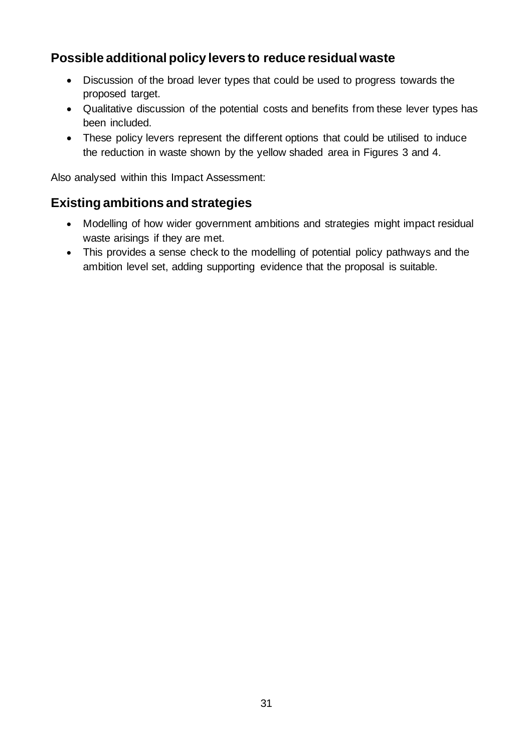## Possible additional policy levers to reduce residual waste

- Discussion of the broad lever types that could be used to progress towards the proposed target.
- Qualitative discussion of the potential costs and benefits from these lever types has been included.
- These policy levers represent the different options that could be utilised to induce the reduction in waste shown by the yellow shaded area in Figures 3 and 4.

Also analysed within this Impact Assessment:

## Existing ambitions and strategies

- Modelling of how wider government ambitions and strategies might impact residual waste arisings if they are met.
- This provides a sense check to the modelling of potential policy pathways and the ambition level set, adding supporting evidence that the proposal is suitable.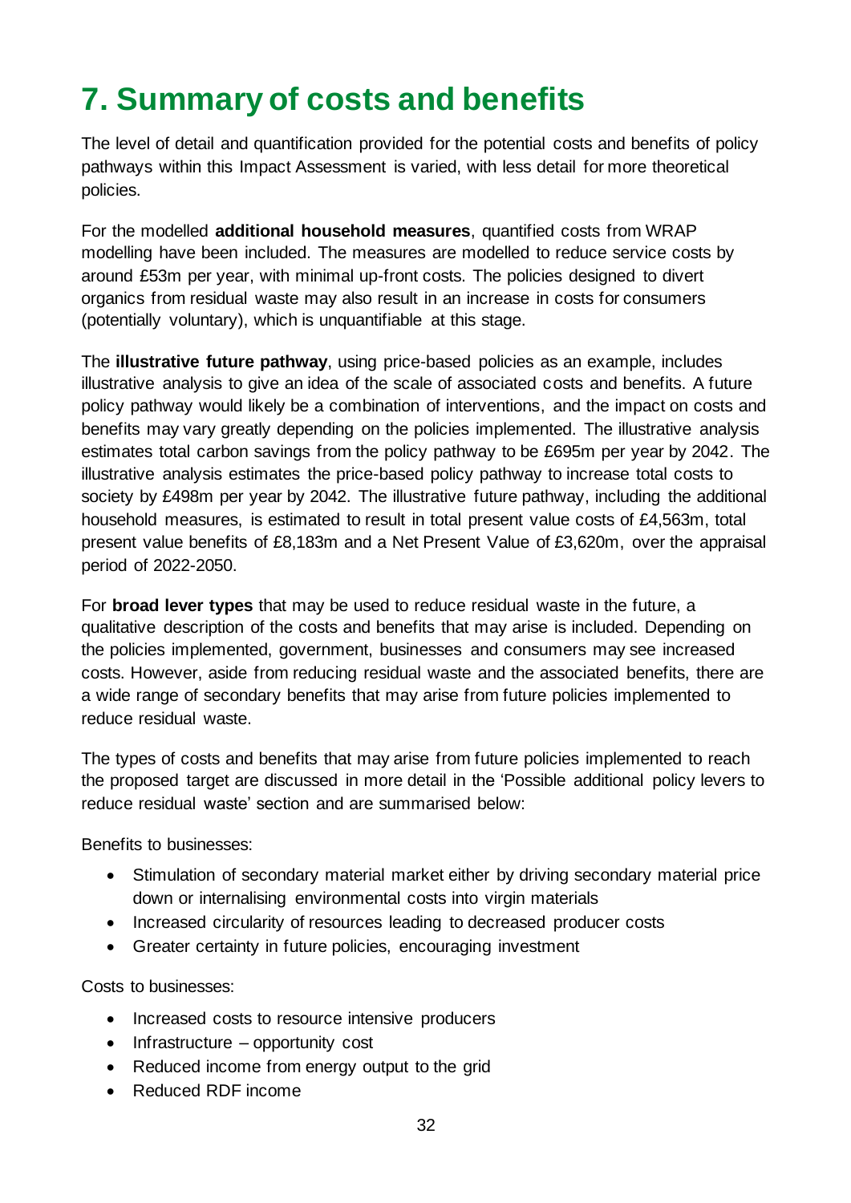# 7. Summary of costs and benefits

The level of detail and quantification provided for the potential costs and benefits of policy pathways within this Impact Assessment is varied, with less detail for more theoretical policies.

For the modelled **additional household measures**, quantified costs from WRAP modelling have been included. The measures are modelled to reduce service costs by around £53m per year, with minimal up-front costs. The policies designed to divert organics from residual waste may also result in an increase in costs for consumers (potentially voluntary), which is unquantifiable at this stage.

The **illustrative future pathway**, using price-based policies as an example, includes illustrative analysis to give an idea of the scale of associated costs and benefits. A future policy pathway would likely be a combination of interventions, and the impact on costs and benefits may vary greatly depending on the policies implemented. The illustrative analysis estimates total carbon savings from the policy pathway to be £695m per year by 2042. The illustrative analysis estimates the price-based policy pathway to increase total costs to society by £498m per year by 2042. The illustrative future pathway, including the additional household measures, is estimated to result in total present value costs of £4,563m, total present value benefits of £8,183m and a Net Present Value of £3,620m, over the appraisal period of 2022-2050.

For **broad lever types** that may be used to reduce residual waste in the future, a qualitative description of the costs and benefits that may arise is included. Depending on the policies implemented, government, businesses and consumers may see increased costs. However, aside from reducing residual waste and the associated benefits, there are a wide range of secondary benefits that may arise from future policies implemented to reduce residual waste.

The types of costs and benefits that may arise from future policies implemented to reach the proposed target are discussed in more detail in the 'Possible additional policy levers to reduce residual waste' section and are summarised below:

Benefits to businesses:

- Stimulation of secondary material market either by driving secondary material price down or internalising environmental costs into virgin materials
- Increased circularity of resources leading to decreased producer costs
- Greater certainty in future policies, encouraging investment

Costs to businesses:

- Increased costs to resource intensive producers
- Infrastructure – opportunity cost
- Reduced income from energy output to the grid
- Reduced RDF income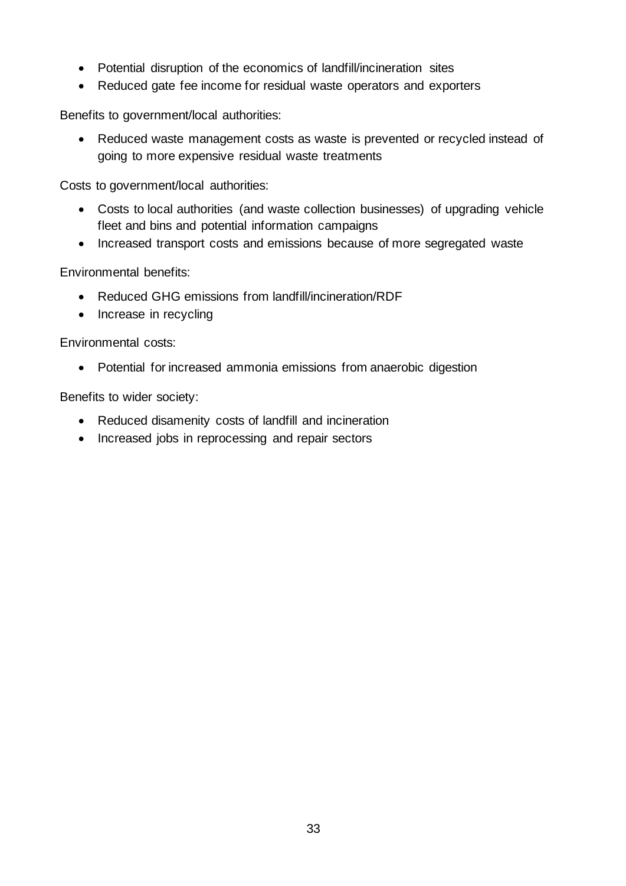- Potential disruption of the economics of landfill/incineration sites
- Reduced gate fee income for residual waste operators and exporters

Benefits to government/local authorities:

- Reduced waste management costs as waste is prevented or recycled instead of going to more expensive residual waste treatments

Costs to government/local authorities:

- Costs to local authorities (and waste collection businesses) of upgrading vehicle fleet and bins and potential information campaigns
- Increased transport costs and emissions because of more segregated waste

Environmental benefits:

- Reduced GHG emissions from landfill/incineration/RDF
- Increase in recycling

Environmental costs:

- Potential for increased ammonia emissions from anaerobic digestion

Benefits to wider society:

- Reduced disamenity costs of landfill and incineration
- Increased jobs in reprocessing and repair sectors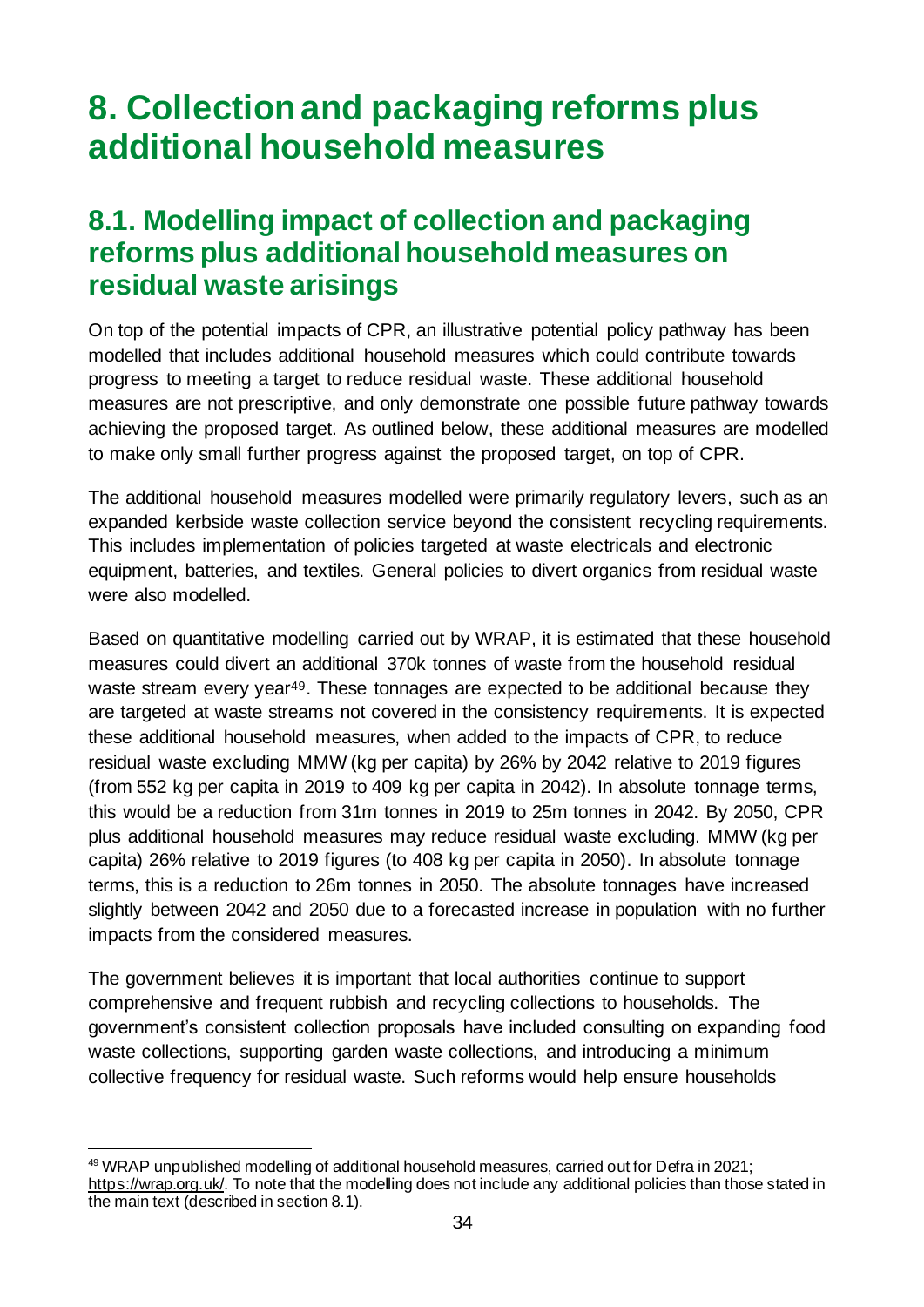# 8. Collection and packaging reforms plus additional household measures

## 8.1. Modelling impact of collection and packaging reforms plus additional household measures on residual waste arisings

On top of the potential impacts of CPR, an illustrative potential policy pathway has been modelled that includes additional household measures which could contribute towards progress to meeting a target to reduce residual waste. These additional household measures are not prescriptive, and only demonstrate one possible future pathway towards achieving the proposed target. As outlined below, these additional measures are modelled to make only small further progress against the proposed target, on top of CPR.

The additional household measures modelled were primarily regulatory levers, such as an expanded kerbside waste collection service beyond the consistent recycling requirements. This includes implementation of policies targeted at waste electricals and electronic equipment, batteries, and textiles. General policies to divert organics from residual waste were also modelled.

Based on quantitative modelling carried out by WRAP, it is estimated that these household measures could divert an additional 370k tonnes of waste from the household residual waste stream every year[49]. These tonnages are expected to be additional because they are targeted at waste streams not covered in the consistency requirements. It is expected these additional household measures, when added to the impacts of CPR, to reduce residual waste excluding MMW (kg per capita) by 26% by 2042 relative to 2019 figures (from 552 kg per capita in 2019 to 409 kg per capita in 2042). In absolute tonnage terms, this would be a reduction from 31m tonnes in 2019 to 25m tonnes in 2042. By 2050, CPR plus additional household measures may reduce residual waste excluding. MMW (kg per capita) 26% relative to 2019 figures (to 408 kg per capita in 2050). In absolute tonnage terms, this is a reduction to 26m tonnes in 2050. The absolute tonnages have increased slightly between 2042 and 2050 due to a forecasted increase in population with no further impacts from the considered measures.

The government believes it is important that local authorities continue to support comprehensive and frequent rubbish and recycling collections to households. The government's consistent collection proposals have included consulting on expanding food waste collections, supporting garden waste collections, and introducing a minimum collective frequency for residual waste. Such reforms would help ensure households

---

[49] WRAP unpublished modelling of additional household measures, carried out for Defra in 2021; https://wrap.org.uk/. To note that the modelling does not include any additional policies than those stated in the main text (described in section 8.1).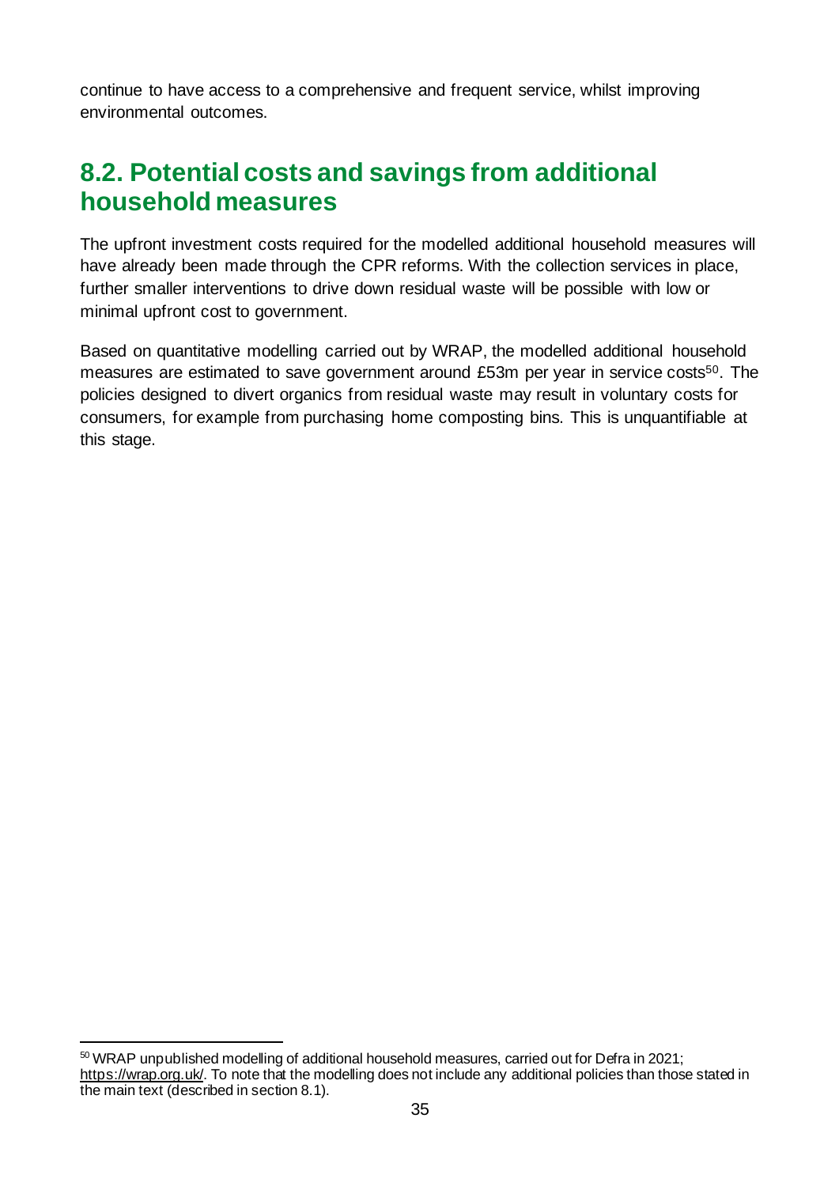continue to have access to a comprehensive and frequent service, whilst improving environmental outcomes.

## 8.2. Potential costs and savings from additional household measures

The upfront investment costs required for the modelled additional household measures will have already been made through the CPR reforms. With the collection services in place, further smaller interventions to drive down residual waste will be possible with low or minimal upfront cost to government.

Based on quantitative modelling carried out by WRAP, the modelled additional household measures are estimated to save government around £53m per year in service costs[50]. The policies designed to divert organics from residual waste may result in voluntary costs for consumers, for example from purchasing home composting bins. This is unquantifiable at this stage.

[50] WRAP unpublished modelling of additional household measures, carried out for Defra in 2021; https://wrap.org.uk/. To note that the modelling does not include any additional policies than those stated in the main text (described in section 8.1).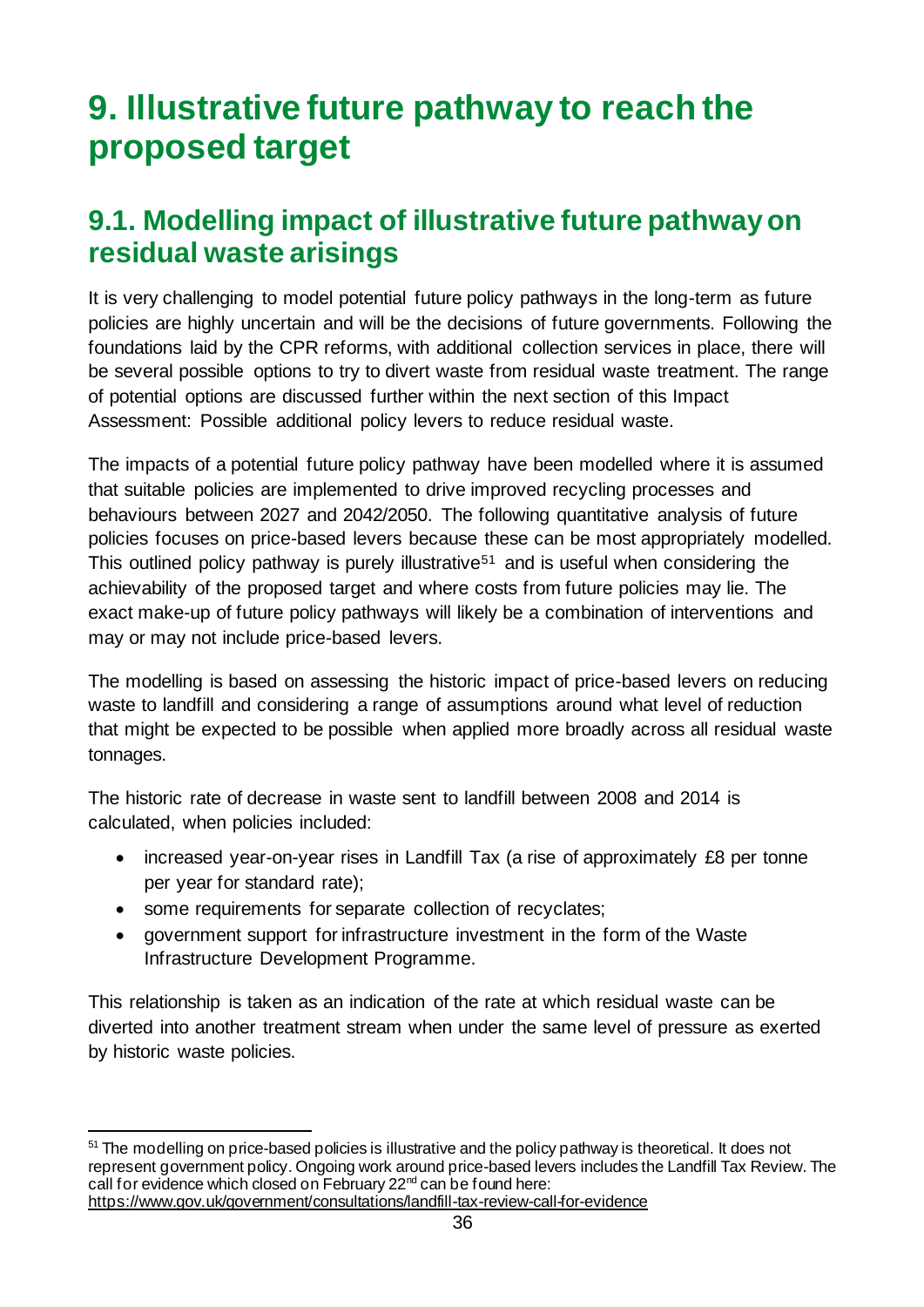# 9. Illustrative future pathway to reach the proposed target

## 9.1. Modelling impact of illustrative future pathway on residual waste arisings

It is very challenging to model potential future policy pathways in the long-term as future policies are highly uncertain and will be the decisions of future governments. Following the foundations laid by the CPR reforms, with additional collection services in place, there will be several possible options to try to divert waste from residual waste treatment. The range of potential options are discussed further within the next section of this Impact Assessment: Possible additional policy levers to reduce residual waste.

The impacts of a potential future policy pathway have been modelled where it is assumed that suitable policies are implemented to drive improved recycling processes and behaviours between 2027 and 2042/2050. The following quantitative analysis of future policies focuses on price-based levers because these can be most appropriately modelled. This outlined policy pathway is purely illustrative[51] and is useful when considering the achievability of the proposed target and where costs from future policies may lie. The exact make-up of future policy pathways will likely be a combination of interventions and may or may not include price-based levers.

The modelling is based on assessing the historic impact of price-based levers on reducing waste to landfill and considering a range of assumptions around what level of reduction that might be expected to be possible when applied more broadly across all residual waste tonnages.

The historic rate of decrease in waste sent to landfill between 2008 and 2014 is calculated, when policies included:

- increased year-on-year rises in Landfill Tax (a rise of approximately £8 per tonne per year for standard rate);
- some requirements for separate collection of recyclates;
- government support for infrastructure investment in the form of the Waste Infrastructure Development Programme.

This relationship is taken as an indication of the rate at which residual waste can be diverted into another treatment stream when under the same level of pressure as exerted by historic waste policies.

[51] The modelling on price-based policies is illustrative and the policy pathway is theoretical. It does not represent government policy. Ongoing work around price-based levers includes the Landfill Tax Review. The call for evidence which closed on February 22nd can be found here: https://www.gov.uk/government/consultations/landfill-tax-review-call-for-evidence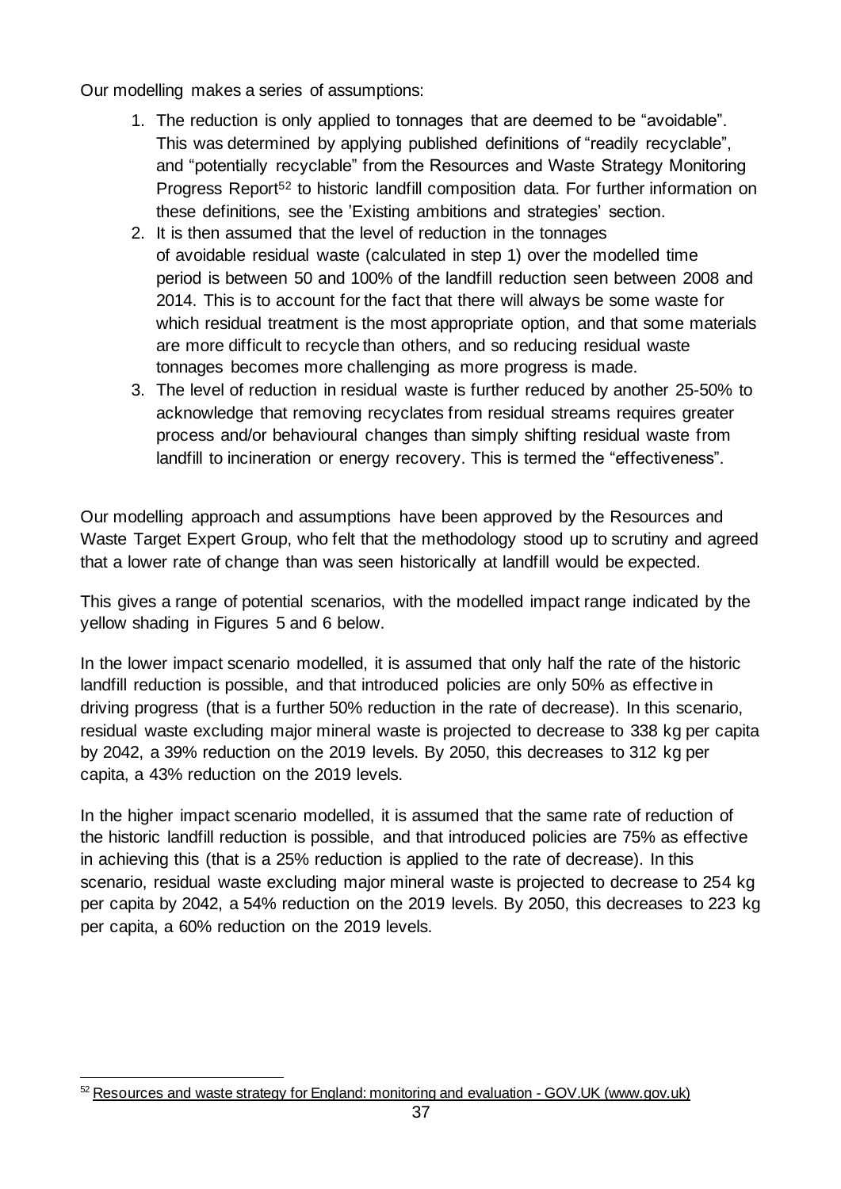Our modelling makes a series of assumptions:

1. The reduction is only applied to tonnages that are deemed to be "avoidable". This was determined by applying published definitions of "readily recyclable", and "potentially recyclable" from the Resources and Waste Strategy Monitoring Progress Report[52] to historic landfill composition data. For further information on these definitions, see the 'Existing ambitions and strategies' section.
2. It is then assumed that the level of reduction in the tonnages of avoidable residual waste (calculated in step 1) over the modelled time period is between 50 and 100% of the landfill reduction seen between 2008 and 2014. This is to account for the fact that there will always be some waste for which residual treatment is the most appropriate option, and that some materials are more difficult to recycle than others, and so reducing residual waste tonnages becomes more challenging as more progress is made.
3. The level of reduction in residual waste is further reduced by another 25-50% to acknowledge that removing recyclates from residual streams requires greater process and/or behavioural changes than simply shifting residual waste from landfill to incineration or energy recovery. This is termed the "effectiveness".

Our modelling approach and assumptions have been approved by the Resources and Waste Target Expert Group, who felt that the methodology stood up to scrutiny and agreed that a lower rate of change than was seen historically at landfill would be expected.

This gives a range of potential scenarios, with the modelled impact range indicated by the yellow shading in Figures 5 and 6 below.

In the lower impact scenario modelled, it is assumed that only half the rate of the historic landfill reduction is possible, and that introduced policies are only 50% as effective in driving progress (that is a further 50% reduction in the rate of decrease). In this scenario, residual waste excluding major mineral waste is projected to decrease to 338 kg per capita by 2042, a 39% reduction on the 2019 levels. By 2050, this decreases to 312 kg per capita, a 43% reduction on the 2019 levels.

In the higher impact scenario modelled, it is assumed that the same rate of reduction of the historic landfill reduction is possible, and that introduced policies are 75% as effective in achieving this (that is a 25% reduction is applied to the rate of decrease). In this scenario, residual waste excluding major mineral waste is projected to decrease to 254 kg per capita by 2042, a 54% reduction on the 2019 levels. By 2050, this decreases to 223 kg per capita, a 60% reduction on the 2019 levels.

[52] Resources and waste strategy for England: monitoring and evaluation - GOV.UK (www.gov.uk)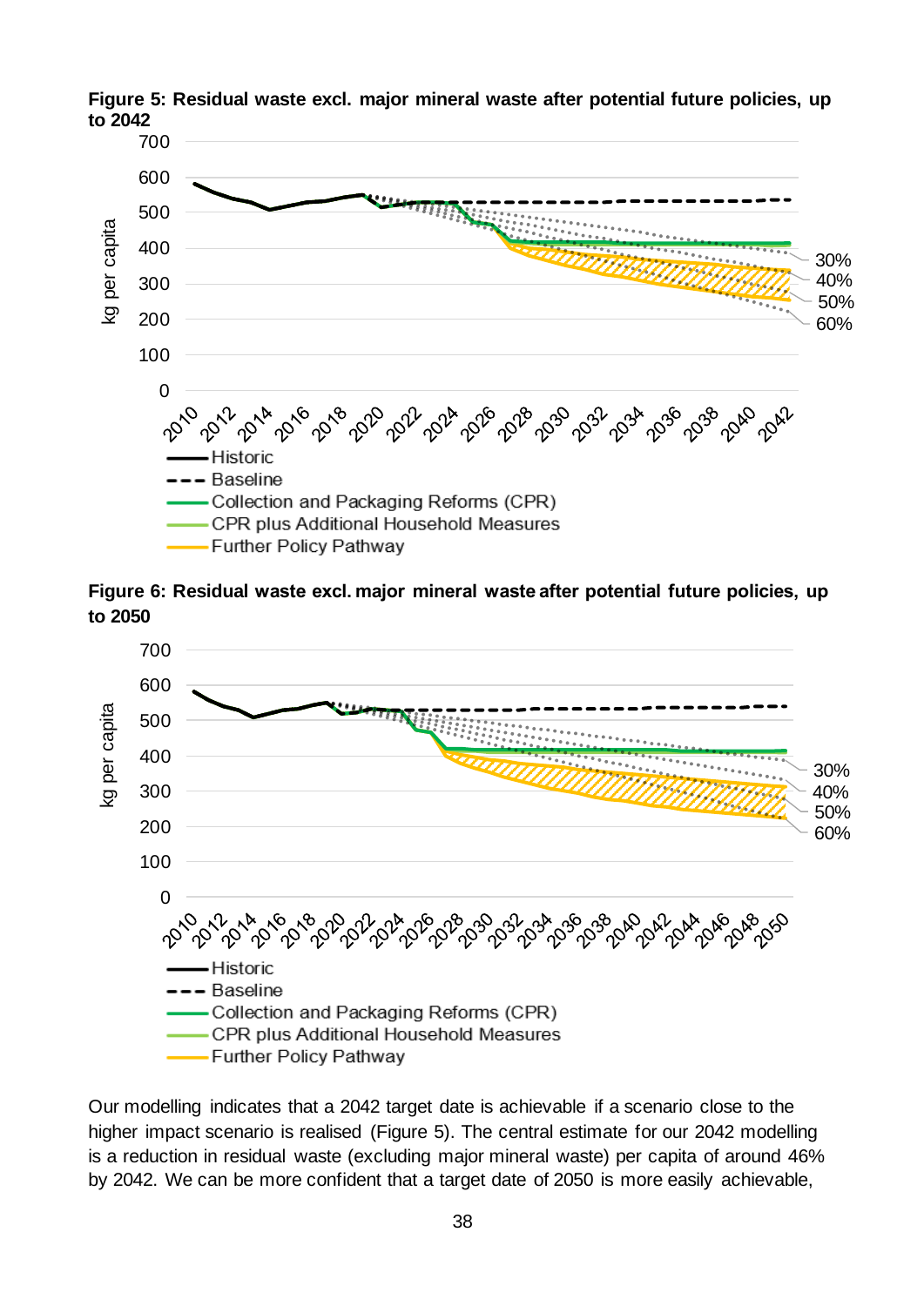**Figure 5: Residual waste excl. major mineral waste after potential future policies, up to 2042**

**Figure 6: Residual waste excl. major mineral waste after potential future policies, up to 2050**

Our modelling indicates that a 2042 target date is achievable if a scenario close to the higher impact scenario is realised (Figure 5). The central estimate for our 2042 modelling is a reduction in residual waste (excluding major mineral waste) per capita of around 46% by 2042. We can be more confident that a target date of 2050 is more easily achievable,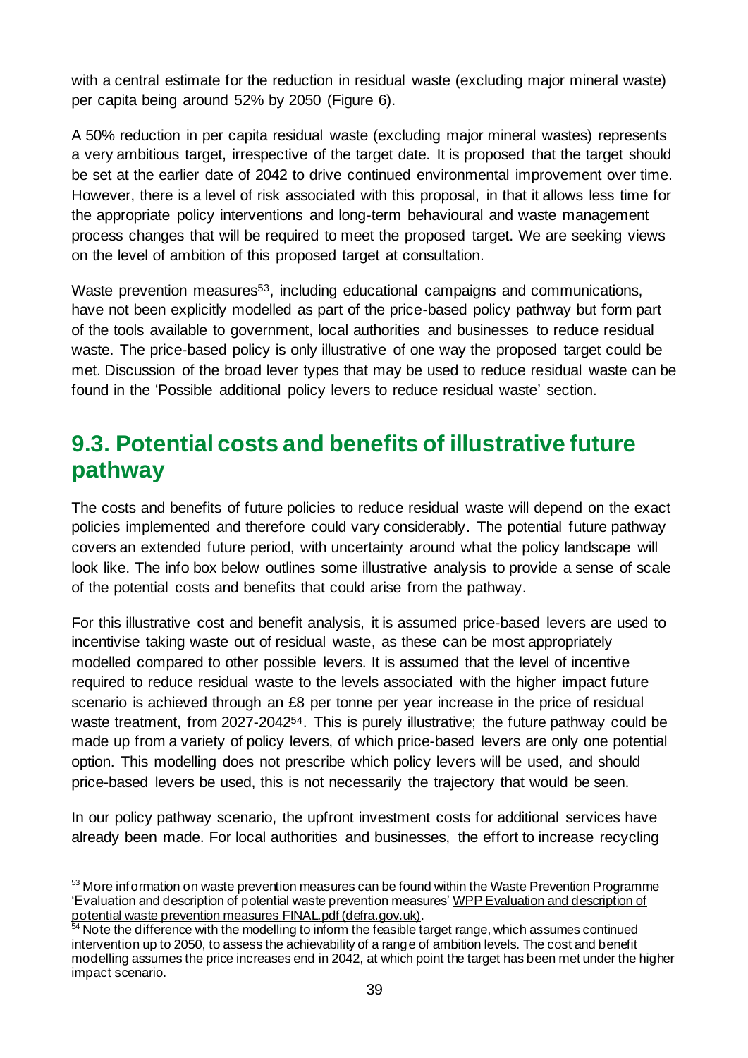with a central estimate for the reduction in residual waste (excluding major mineral waste) per capita being around 52% by 2050 (Figure 6).

A 50% reduction in per capita residual waste (excluding major mineral wastes) represents a very ambitious target, irrespective of the target date. It is proposed that the target should be set at the earlier date of 2042 to drive continued environmental improvement over time. However, there is a level of risk associated with this proposal, in that it allows less time for the appropriate policy interventions and long-term behavioural and waste management process changes that will be required to meet the proposed target. We are seeking views on the level of ambition of this proposed target at consultation.

Waste prevention measures[53], including educational campaigns and communications, have not been explicitly modelled as part of the price-based policy pathway but form part of the tools available to government, local authorities and businesses to reduce residual waste. The price-based policy is only illustrative of one way the proposed target could be met. Discussion of the broad lever types that may be used to reduce residual waste can be found in the 'Possible additional policy levers to reduce residual waste' section.

## 9.3. Potential costs and benefits of illustrative future pathway

The costs and benefits of future policies to reduce residual waste will depend on the exact policies implemented and therefore could vary considerably. The potential future pathway covers an extended future period, with uncertainty around what the policy landscape will look like. The info box below outlines some illustrative analysis to provide a sense of scale of the potential costs and benefits that could arise from the pathway.

For this illustrative cost and benefit analysis, it is assumed price-based levers are used to incentivise taking waste out of residual waste, as these can be most appropriately modelled compared to other possible levers. It is assumed that the level of incentive required to reduce residual waste to the levels associated with the higher impact future scenario is achieved through an £8 per tonne per year increase in the price of residual waste treatment, from 2027-2042[54]. This is purely illustrative; the future pathway could be made up from a variety of policy levers, of which price-based levers are only one potential option. This modelling does not prescribe which policy levers will be used, and should price-based levers be used, this is not necessarily the trajectory that would be seen.

In our policy pathway scenario, the upfront investment costs for additional services have already been made. For local authorities and businesses, the effort to increase recycling

---

[53] More information on waste prevention measures can be found within the Waste Prevention Programme 'Evaluation and description of potential waste prevention measures' WPP Evaluation and description of potential waste prevention measures FINAL.pdf (defra.gov.uk).

[54] Note the difference with the modelling to inform the feasible target range, which assumes continued intervention up to 2050, to assess the achievability of a range of ambition levels. The cost and benefit modelling assumes the price increases end in 2042, at which point the target has been met under the higher impact scenario.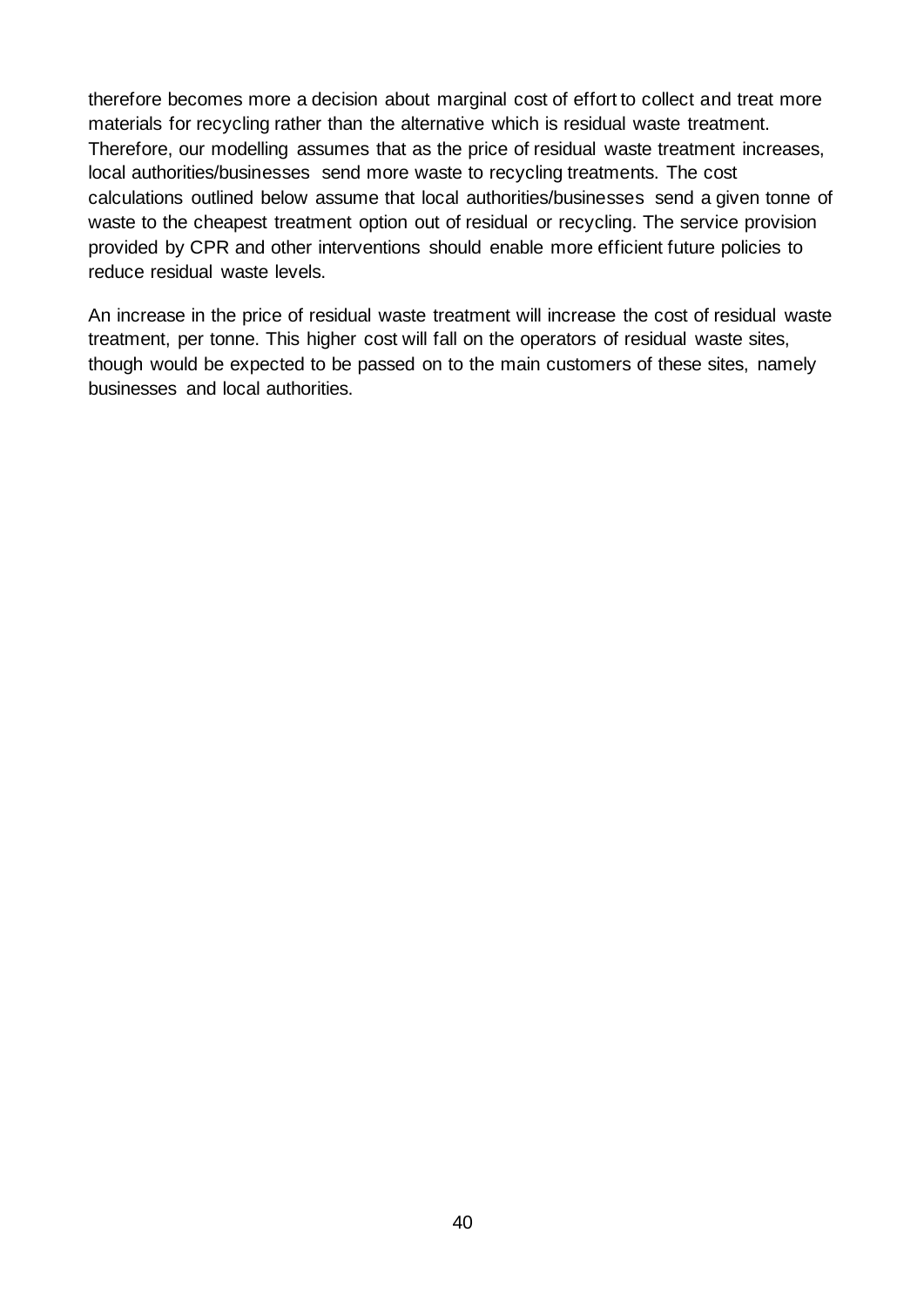therefore becomes more a decision about marginal cost of effort to collect and treat more materials for recycling rather than the alternative which is residual waste treatment. Therefore, our modelling assumes that as the price of residual waste treatment increases, local authorities/businesses send more waste to recycling treatments. The cost calculations outlined below assume that local authorities/businesses send a given tonne of waste to the cheapest treatment option out of residual or recycling. The service provision provided by CPR and other interventions should enable more efficient future policies to reduce residual waste levels.

An increase in the price of residual waste treatment will increase the cost of residual waste treatment, per tonne. This higher cost will fall on the operators of residual waste sites, though would be expected to be passed on to the main customers of these sites, namely businesses and local authorities.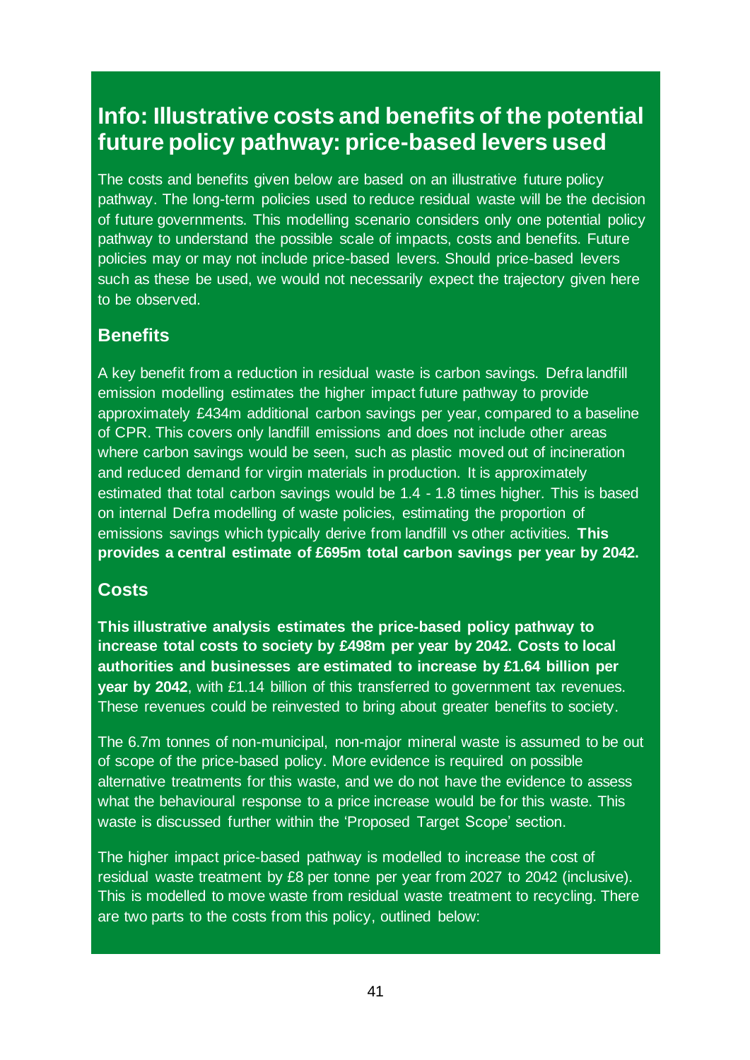## Info: Illustrative costs and benefits of the potential future policy pathway: price-based levers used

The costs and benefits given below are based on an illustrative future policy pathway. The long-term policies used to reduce residual waste will be the decision of future governments. This modelling scenario considers only one potential policy pathway to understand the possible scale of impacts, costs and benefits. Future policies may or may not include price-based levers. Should price-based levers such as these be used, we would not necessarily expect the trajectory given here to be observed.

### Benefits

A key benefit from a reduction in residual waste is carbon savings. Defra landfill emission modelling estimates the higher impact future pathway to provide approximately £434m additional carbon savings per year, compared to a baseline of CPR. This covers only landfill emissions and does not include other areas where carbon savings would be seen, such as plastic moved out of incineration and reduced demand for virgin materials in production. It is approximately estimated that total carbon savings would be 1.4 - 1.8 times higher. This is based on internal Defra modelling of waste policies, estimating the proportion of emissions savings which typically derive from landfill vs other activities. **This provides a central estimate of £695m total carbon savings per year by 2042.**

### Costs

**This illustrative analysis estimates the price-based policy pathway to increase total costs to society by £498m per year by 2042. Costs to local authorities and businesses are estimated to increase by £1.64 billion per year by 2042**, with £1.14 billion of this transferred to government tax revenues. These revenues could be reinvested to bring about greater benefits to society.

The 6.7m tonnes of non-municipal, non-major mineral waste is assumed to be out of scope of the price-based policy. More evidence is required on possible alternative treatments for this waste, and we do not have the evidence to assess what the behavioural response to a price increase would be for this waste. This waste is discussed further within the 'Proposed Target Scope' section.

The higher impact price-based pathway is modelled to increase the cost of residual waste treatment by £8 per tonne per year from 2027 to 2042 (inclusive). This is modelled to move waste from residual waste treatment to recycling. There are two parts to the costs from this policy, outlined below: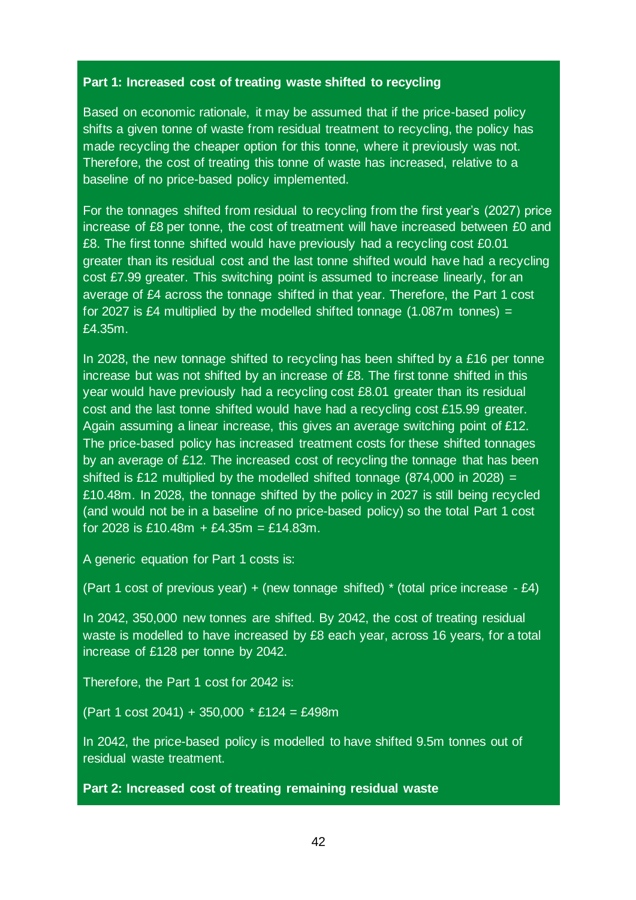**Part 1: Increased cost of treating waste shifted to recycling**

Based on economic rationale, it may be assumed that if the price-based policy shifts a given tonne of waste from residual treatment to recycling, the policy has made recycling the cheaper option for this tonne, where it previously was not. Therefore, the cost of treating this tonne of waste has increased, relative to a baseline of no price-based policy implemented.

For the tonnages shifted from residual to recycling from the first year's (2027) price increase of £8 per tonne, the cost of treatment will have increased between £0 and £8. The first tonne shifted would have previously had a recycling cost £0.01 greater than its residual cost and the last tonne shifted would have had a recycling cost £7.99 greater. This switching point is assumed to increase linearly, for an average of £4 across the tonnage shifted in that year. Therefore, the Part 1 cost for 2027 is £4 multiplied by the modelled shifted tonnage (1.087m tonnes) = £4.35m.

In 2028, the new tonnage shifted to recycling has been shifted by a £16 per tonne increase but was not shifted by an increase of £8. The first tonne shifted in this year would have previously had a recycling cost £8.01 greater than its residual cost and the last tonne shifted would have had a recycling cost £15.99 greater. Again assuming a linear increase, this gives an average switching point of £12. The price-based policy has increased treatment costs for these shifted tonnages by an average of £12. The increased cost of recycling the tonnage that has been shifted is £12 multiplied by the modelled shifted tonnage (874,000 in 2028) = £10.48m. In 2028, the tonnage shifted by the policy in 2027 is still being recycled (and would not be in a baseline of no price-based policy) so the total Part 1 cost for 2028 is £10.48m + £4.35m = £14.83m.

A generic equation for Part 1 costs is:

(Part 1 cost of previous year) + (new tonnage shifted) * (total price increase - £4)

In 2042, 350,000 new tonnes are shifted. By 2042, the cost of treating residual waste is modelled to have increased by £8 each year, across 16 years, for a total increase of £128 per tonne by 2042.

Therefore, the Part 1 cost for 2042 is:

(Part 1 cost 2041) + 350,000 * £124 = £498m

In 2042, the price-based policy is modelled to have shifted 9.5m tonnes out of residual waste treatment.

**Part 2: Increased cost of treating remaining residual waste**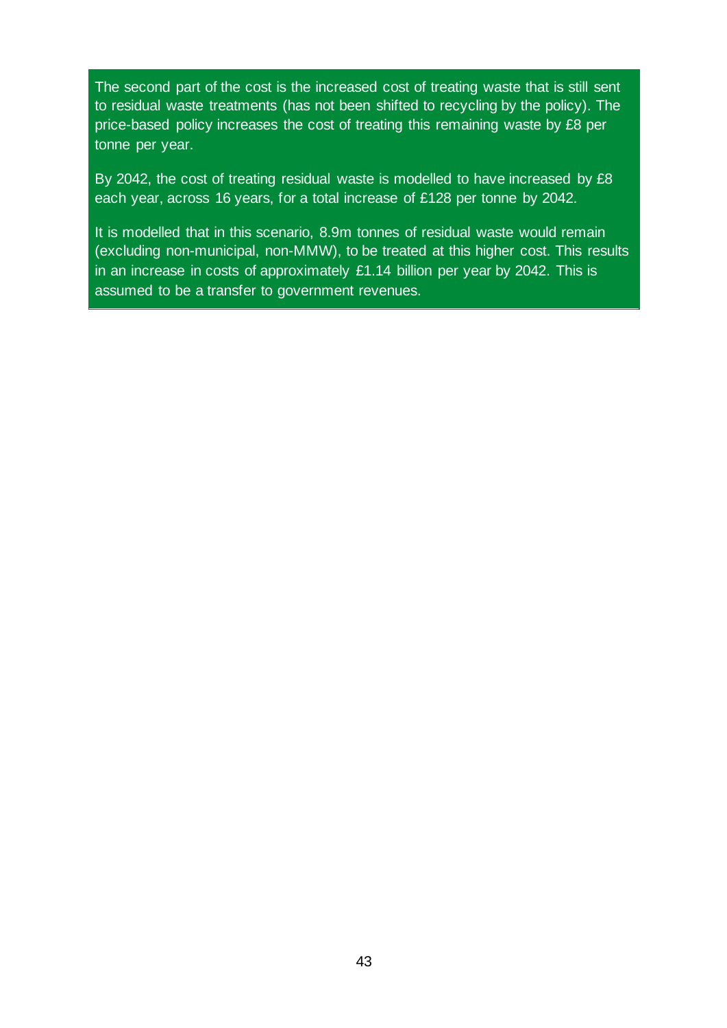The second part of the cost is the increased cost of treating waste that is still sent to residual waste treatments (has not been shifted to recycling by the policy). The price-based policy increases the cost of treating this remaining waste by £8 per tonne per year.

By 2042, the cost of treating residual waste is modelled to have increased by £8 each year, across 16 years, for a total increase of £128 per tonne by 2042.

It is modelled that in this scenario, 8.9m tonnes of residual waste would remain (excluding non-municipal, non-MMW), to be treated at this higher cost. This results in an increase in costs of approximately £1.14 billion per year by 2042. This is assumed to be a transfer to government revenues.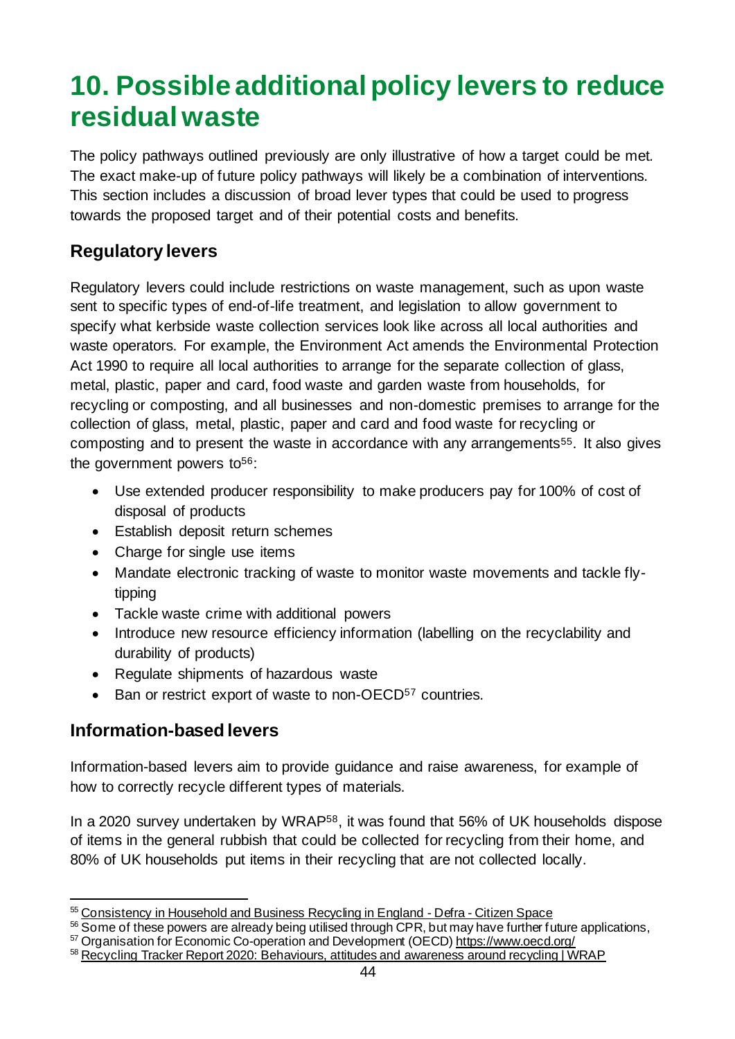# 10. Possible additional policy levers to reduce residual waste

The policy pathways outlined previously are only illustrative of how a target could be met. The exact make-up of future policy pathways will likely be a combination of interventions. This section includes a discussion of broad lever types that could be used to progress towards the proposed target and of their potential costs and benefits.

## Regulatory levers

Regulatory levers could include restrictions on waste management, such as upon waste sent to specific types of end-of-life treatment, and legislation to allow government to specify what kerbside waste collection services look like across all local authorities and waste operators. For example, the Environment Act amends the Environmental Protection Act 1990 to require all local authorities to arrange for the separate collection of glass, metal, plastic, paper and card, food waste and garden waste from households, for recycling or composting, and all businesses and non-domestic premises to arrange for the collection of glass, metal, plastic, paper and card and food waste for recycling or composting and to present the waste in accordance with any arrangements[55]. It also gives the government powers to[56]:

- Use extended producer responsibility to make producers pay for 100% of cost of disposal of products
- Establish deposit return schemes
- Charge for single use items
- Mandate electronic tracking of waste to monitor waste movements and tackle fly-tipping
- Tackle waste crime with additional powers
- Introduce new resource efficiency information (labelling on the recyclability and durability of products)
- Regulate shipments of hazardous waste
- Ban or restrict export of waste to non-OECD[57] countries.

## Information-based levers

Information-based levers aim to provide guidance and raise awareness, for example of how to correctly recycle different types of materials.

In a 2020 survey undertaken by WRAP[58], it was found that 56% of UK households dispose of items in the general rubbish that could be collected for recycling from their home, and 80% of UK households put items in their recycling that are not collected locally.

---

[55] Consistency in Household and Business Recycling in England - Defra - Citizen Space

[56] Some of these powers are already being utilised through CPR, but may have further future applications,

[57] Organisation for Economic Co-operation and Development (OECD) https://www.oecd.org/

[58] Recycling Tracker Report 2020: Behaviours, attitudes and awareness around recycling | WRAP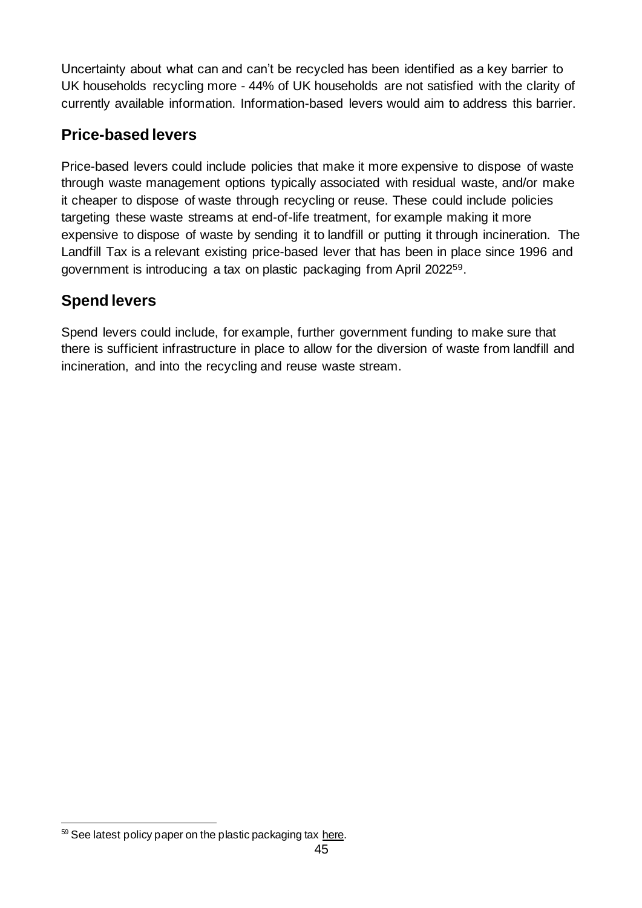Uncertainty about what can and can't be recycled has been identified as a key barrier to UK households recycling more - 44% of UK households are not satisfied with the clarity of currently available information. Information-based levers would aim to address this barrier.

## Price-based levers

Price-based levers could include policies that make it more expensive to dispose of waste through waste management options typically associated with residual waste, and/or make it cheaper to dispose of waste through recycling or reuse. These could include policies targeting these waste streams at end-of-life treatment, for example making it more expensive to dispose of waste by sending it to landfill or putting it through incineration. The Landfill Tax is a relevant existing price-based lever that has been in place since 1996 and government is introducing a tax on plastic packaging from April 2022[59].

## Spend levers

Spend levers could include, for example, further government funding to make sure that there is sufficient infrastructure in place to allow for the diversion of waste from landfill and incineration, and into the recycling and reuse waste stream.

---

[59] See latest policy paper on the plastic packaging tax here.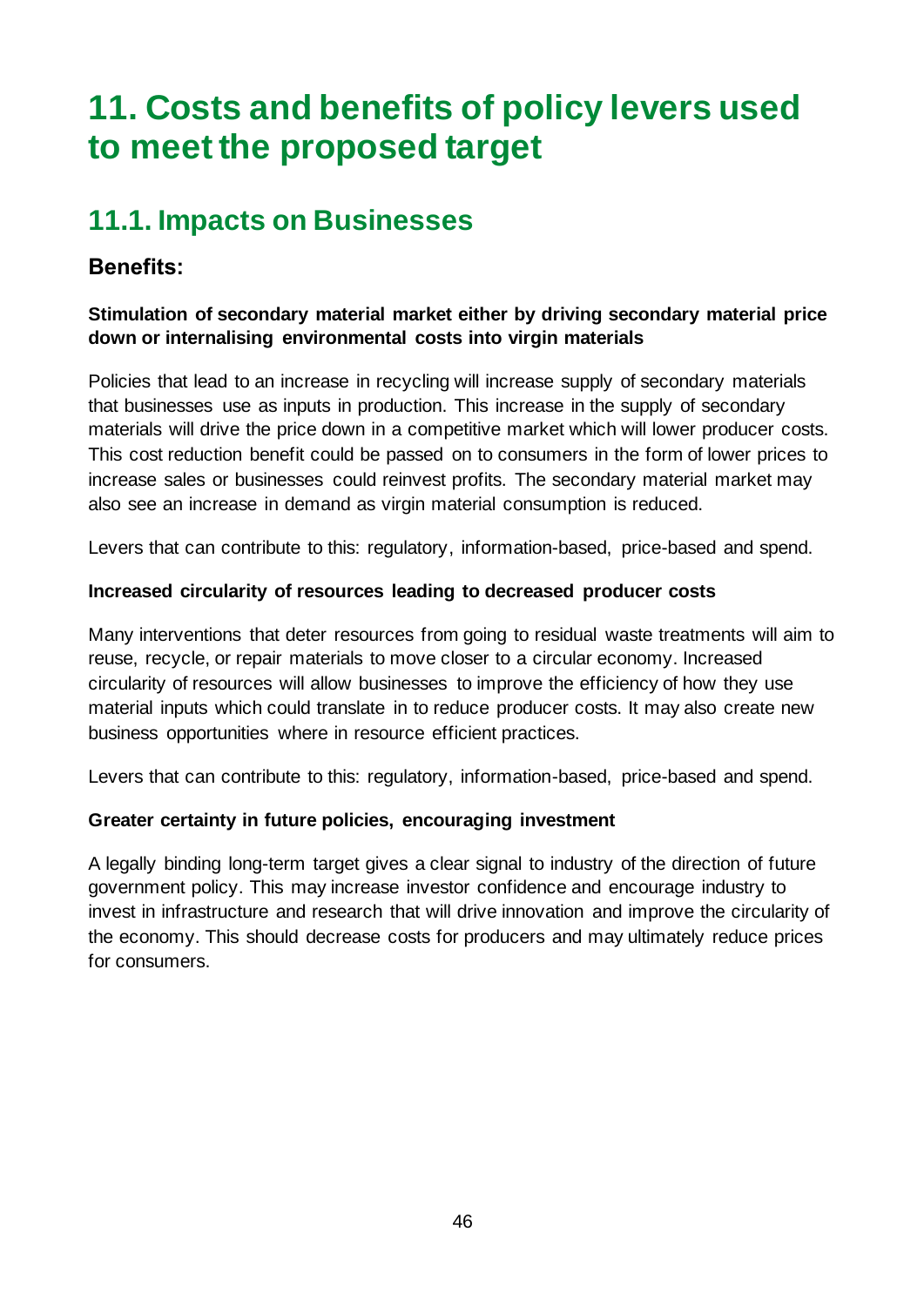# 11. Costs and benefits of policy levers used to meet the proposed target

## 11.1. Impacts on Businesses

### Benefits:

**Stimulation of secondary material market either by driving secondary material price down or internalising environmental costs into virgin materials**

Policies that lead to an increase in recycling will increase supply of secondary materials that businesses use as inputs in production. This increase in the supply of secondary materials will drive the price down in a competitive market which will lower producer costs. This cost reduction benefit could be passed on to consumers in the form of lower prices to increase sales or businesses could reinvest profits. The secondary material market may also see an increase in demand as virgin material consumption is reduced.

Levers that can contribute to this: regulatory, information-based, price-based and spend.

**Increased circularity of resources leading to decreased producer costs**

Many interventions that deter resources from going to residual waste treatments will aim to reuse, recycle, or repair materials to move closer to a circular economy. Increased circularity of resources will allow businesses to improve the efficiency of how they use material inputs which could translate in to reduce producer costs. It may also create new business opportunities where in resource efficient practices.

Levers that can contribute to this: regulatory, information-based, price-based and spend.

**Greater certainty in future policies, encouraging investment**

A legally binding long-term target gives a clear signal to industry of the direction of future government policy. This may increase investor confidence and encourage industry to invest in infrastructure and research that will drive innovation and improve the circularity of the economy. This should decrease costs for producers and may ultimately reduce prices for consumers.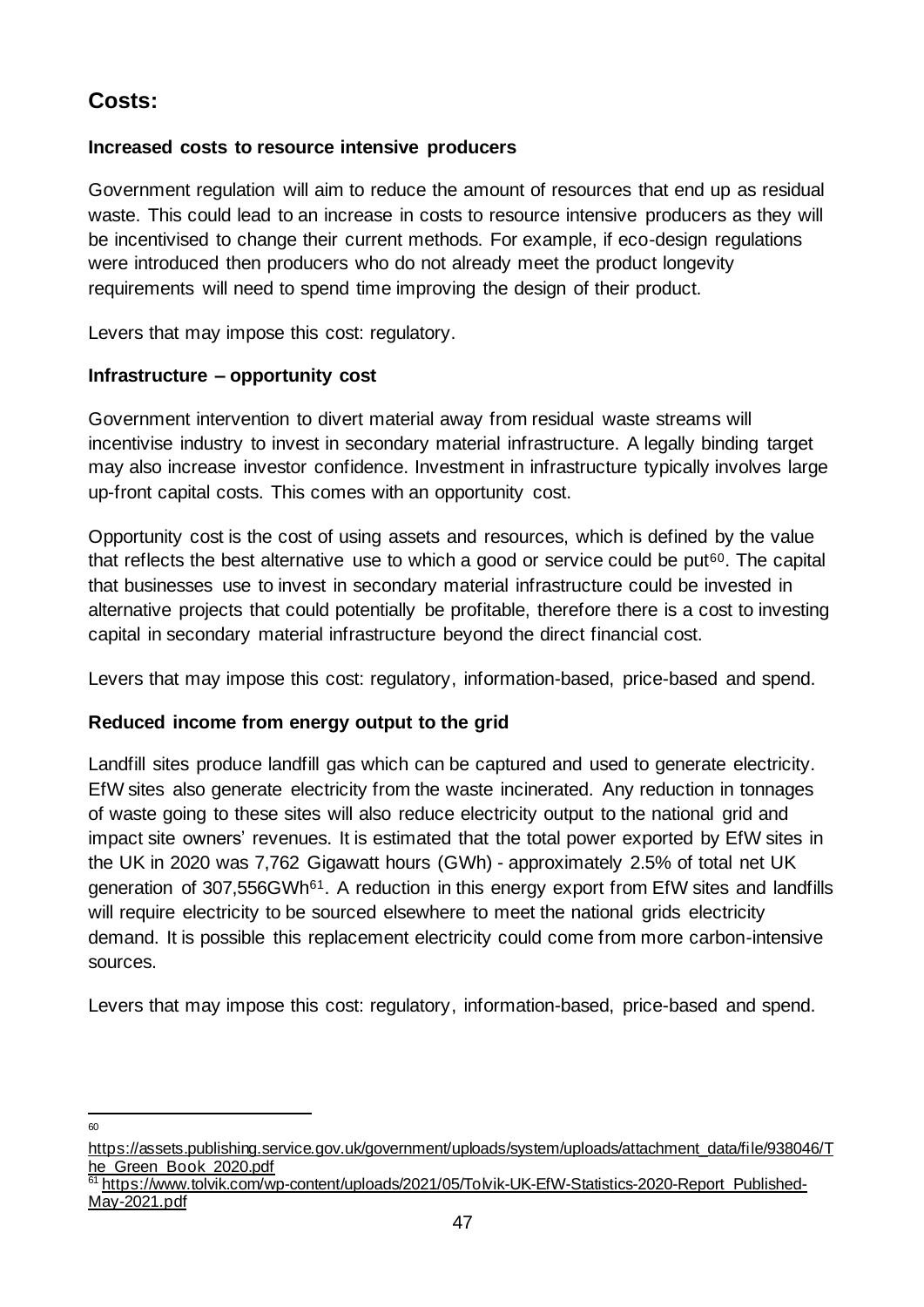## Costs:

### Increased costs to resource intensive producers

Government regulation will aim to reduce the amount of resources that end up as residual waste. This could lead to an increase in costs to resource intensive producers as they will be incentivised to change their current methods. For example, if eco-design regulations were introduced then producers who do not already meet the product longevity requirements will need to spend time improving the design of their product.

Levers that may impose this cost: regulatory.

### Infrastructure – opportunity cost

Government intervention to divert material away from residual waste streams will incentivise industry to invest in secondary material infrastructure. A legally binding target may also increase investor confidence. Investment in infrastructure typically involves large up-front capital costs. This comes with an opportunity cost.

Opportunity cost is the cost of using assets and resources, which is defined by the value that reflects the best alternative use to which a good or service could be put[60]. The capital that businesses use to invest in secondary material infrastructure could be invested in alternative projects that could potentially be profitable, therefore there is a cost to investing capital in secondary material infrastructure beyond the direct financial cost.

Levers that may impose this cost: regulatory, information-based, price-based and spend.

### Reduced income from energy output to the grid

Landfill sites produce landfill gas which can be captured and used to generate electricity. EfW sites also generate electricity from the waste incinerated. Any reduction in tonnages of waste going to these sites will also reduce electricity output to the national grid and impact site owners' revenues. It is estimated that the total power exported by EfW sites in the UK in 2020 was 7,762 Gigawatt hours (GWh) - approximately 2.5% of total net UK generation of 307,556GWh[61]. A reduction in this energy export from EfW sites and landfills will require electricity to be sourced elsewhere to meet the national grids electricity demand. It is possible this replacement electricity could come from more carbon-intensive sources.

Levers that may impose this cost: regulatory, information-based, price-based and spend.

---

[60] https://assets.publishing.service.gov.uk/government/uploads/system/uploads/attachment_data/file/938046/The_Green_Book_2020.pdf

[61] https://www.tolvik.com/wp-content/uploads/2021/05/Tolvik-UK-EfW-Statistics-2020-Report_Published-May-2021.pdf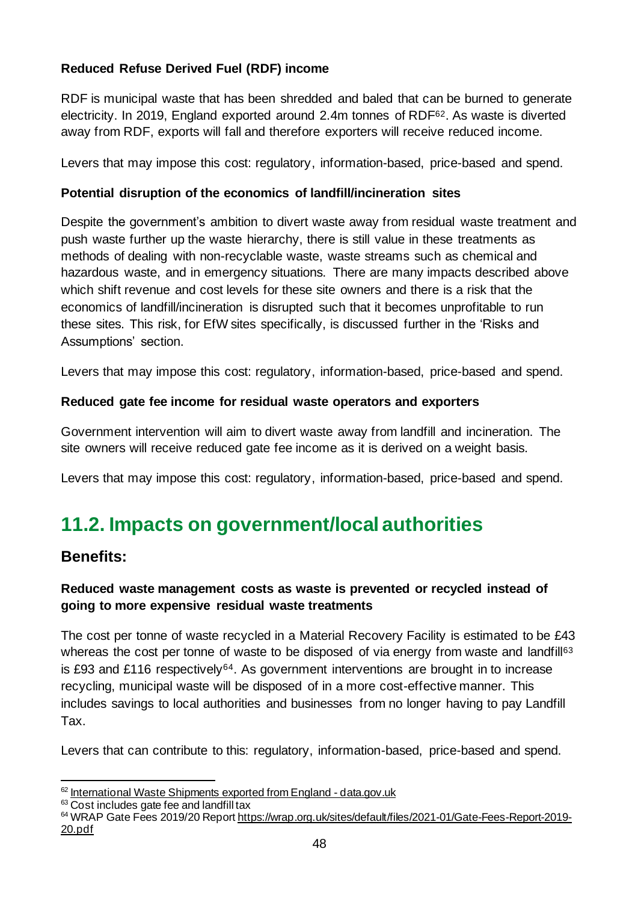**Reduced Refuse Derived Fuel (RDF) income**

RDF is municipal waste that has been shredded and baled that can be burned to generate electricity. In 2019, England exported around 2.4m tonnes of RDF[62]. As waste is diverted away from RDF, exports will fall and therefore exporters will receive reduced income.

Levers that may impose this cost: regulatory, information-based, price-based and spend.

**Potential disruption of the economics of landfill/incineration sites**

Despite the government's ambition to divert waste away from residual waste treatment and push waste further up the waste hierarchy, there is still value in these treatments as methods of dealing with non-recyclable waste, waste streams such as chemical and hazardous waste, and in emergency situations. There are many impacts described above which shift revenue and cost levels for these site owners and there is a risk that the economics of landfill/incineration is disrupted such that it becomes unprofitable to run these sites. This risk, for EfW sites specifically, is discussed further in the 'Risks and Assumptions' section.

Levers that may impose this cost: regulatory, information-based, price-based and spend.

**Reduced gate fee income for residual waste operators and exporters**

Government intervention will aim to divert waste away from landfill and incineration. The site owners will receive reduced gate fee income as it is derived on a weight basis.

Levers that may impose this cost: regulatory, information-based, price-based and spend.

## 11.2. Impacts on government/local authorities

### Benefits:

**Reduced waste management costs as waste is prevented or recycled instead of going to more expensive residual waste treatments**

The cost per tonne of waste recycled in a Material Recovery Facility is estimated to be £43 whereas the cost per tonne of waste to be disposed of via energy from waste and landfill[63] is £93 and £116 respectively[64]. As government interventions are brought in to increase recycling, municipal waste will be disposed of in a more cost-effective manner. This includes savings to local authorities and businesses from no longer having to pay Landfill Tax.

Levers that can contribute to this: regulatory, information-based, price-based and spend.

---

[62] International Waste Shipments exported from England - data.gov.uk

[63] Cost includes gate fee and landfill tax

[64] WRAP Gate Fees 2019/20 Report https://wrap.org.uk/sites/default/files/2021-01/Gate-Fees-Report-2019-20.pdf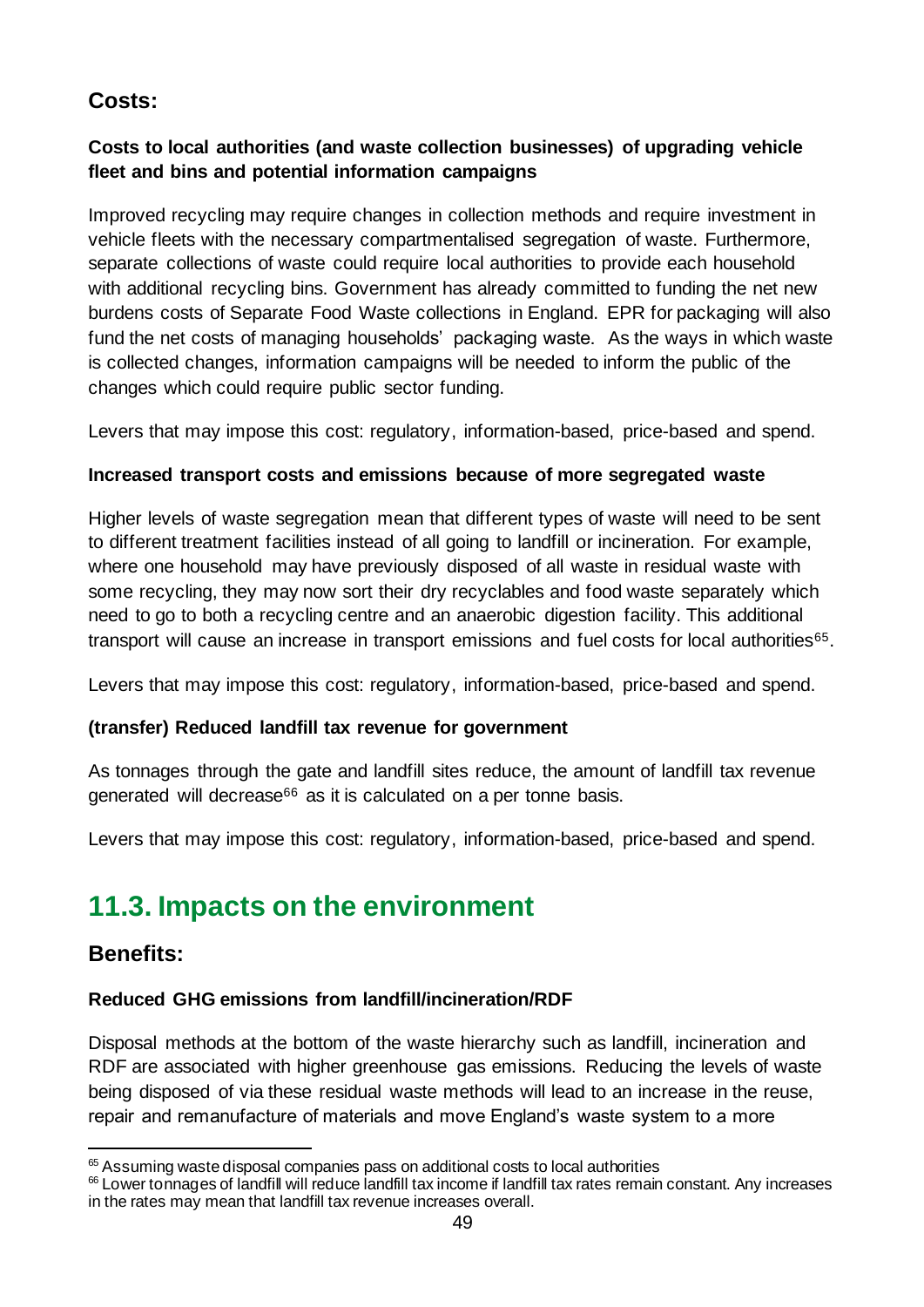### Costs:

**Costs to local authorities (and waste collection businesses) of upgrading vehicle fleet and bins and potential information campaigns**

Improved recycling may require changes in collection methods and require investment in vehicle fleets with the necessary compartmentalised segregation of waste. Furthermore, separate collections of waste could require local authorities to provide each household with additional recycling bins. Government has already committed to funding the net new burdens costs of Separate Food Waste collections in England. EPR for packaging will also fund the net costs of managing households' packaging waste. As the ways in which waste is collected changes, information campaigns will be needed to inform the public of the changes which could require public sector funding.

Levers that may impose this cost: regulatory, information-based, price-based and spend.

**Increased transport costs and emissions because of more segregated waste**

Higher levels of waste segregation mean that different types of waste will need to be sent to different treatment facilities instead of all going to landfill or incineration. For example, where one household may have previously disposed of all waste in residual waste with some recycling, they may now sort their dry recyclables and food waste separately which need to go to both a recycling centre and an anaerobic digestion facility. This additional transport will cause an increase in transport emissions and fuel costs for local authorities[65].

Levers that may impose this cost: regulatory, information-based, price-based and spend.

**(transfer) Reduced landfill tax revenue for government**

As tonnages through the gate and landfill sites reduce, the amount of landfill tax revenue generated will decrease[66] as it is calculated on a per tonne basis.

Levers that may impose this cost: regulatory, information-based, price-based and spend.

## 11.3. Impacts on the environment

### Benefits:

**Reduced GHG emissions from landfill/incineration/RDF**

Disposal methods at the bottom of the waste hierarchy such as landfill, incineration and RDF are associated with higher greenhouse gas emissions. Reducing the levels of waste being disposed of via these residual waste methods will lead to an increase in the reuse, repair and remanufacture of materials and move England's waste system to a more

---

[65] Assuming waste disposal companies pass on additional costs to local authorities

[66] Lower tonnages of landfill will reduce landfill tax income if landfill tax rates remain constant. Any increases in the rates may mean that landfill tax revenue increases overall.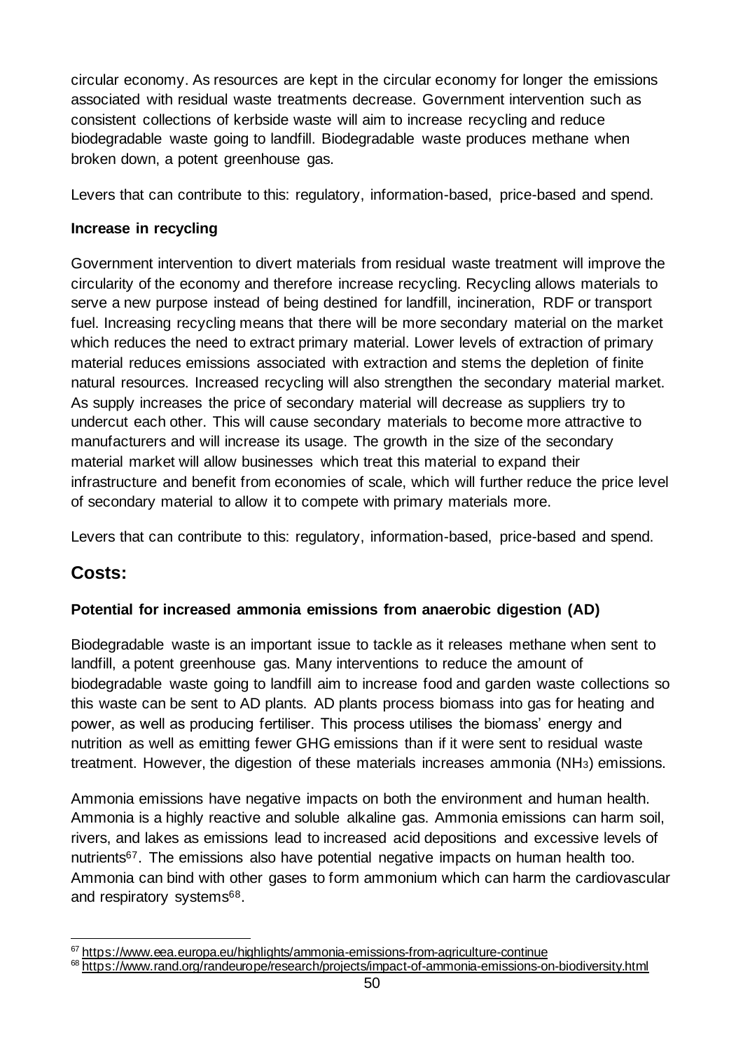circular economy. As resources are kept in the circular economy for longer the emissions associated with residual waste treatments decrease. Government intervention such as consistent collections of kerbside waste will aim to increase recycling and reduce biodegradable waste going to landfill. Biodegradable waste produces methane when broken down, a potent greenhouse gas.

Levers that can contribute to this: regulatory, information-based, price-based and spend.

**Increase in recycling**

Government intervention to divert materials from residual waste treatment will improve the circularity of the economy and therefore increase recycling. Recycling allows materials to serve a new purpose instead of being destined for landfill, incineration, RDF or transport fuel. Increasing recycling means that there will be more secondary material on the market which reduces the need to extract primary material. Lower levels of extraction of primary material reduces emissions associated with extraction and stems the depletion of finite natural resources. Increased recycling will also strengthen the secondary material market. As supply increases the price of secondary material will decrease as suppliers try to undercut each other. This will cause secondary materials to become more attractive to manufacturers and will increase its usage. The growth in the size of the secondary material market will allow businesses which treat this material to expand their infrastructure and benefit from economies of scale, which will further reduce the price level of secondary material to allow it to compete with primary materials more.

Levers that can contribute to this: regulatory, information-based, price-based and spend.

## Costs:

**Potential for increased ammonia emissions from anaerobic digestion (AD)**

Biodegradable waste is an important issue to tackle as it releases methane when sent to landfill, a potent greenhouse gas. Many interventions to reduce the amount of biodegradable waste going to landfill aim to increase food and garden waste collections so this waste can be sent to AD plants. AD plants process biomass into gas for heating and power, as well as producing fertiliser. This process utilises the biomass' energy and nutrition as well as emitting fewer GHG emissions than if it were sent to residual waste treatment. However, the digestion of these materials increases ammonia ($NH_3$) emissions.

Ammonia emissions have negative impacts on both the environment and human health. Ammonia is a highly reactive and soluble alkaline gas. Ammonia emissions can harm soil, rivers, and lakes as emissions lead to increased acid depositions and excessive levels of nutrients[67]. The emissions also have potential negative impacts on human health too. Ammonia can bind with other gases to form ammonium which can harm the cardiovascular and respiratory systems[68].

[67] https://www.eea.europa.eu/highlights/ammonia-emissions-from-agriculture-continue

[68] https://www.rand.org/randeurope/research/projects/impact-of-ammonia-emissions-on-biodiversity.html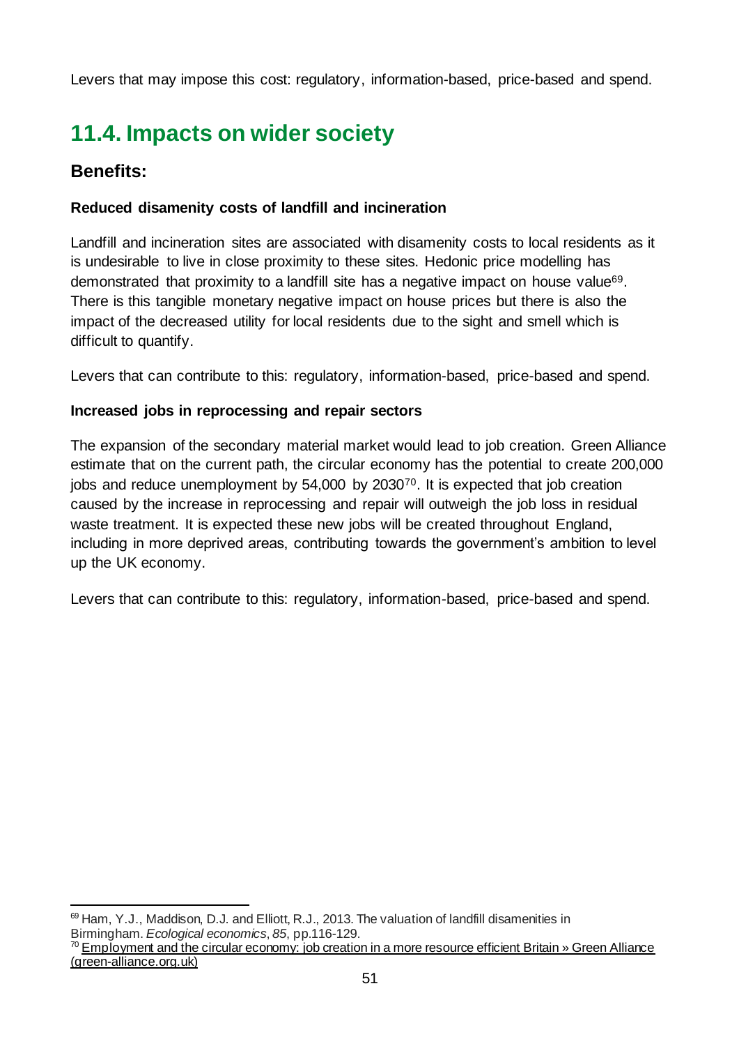Levers that may impose this cost: regulatory, information-based, price-based and spend.

## 11.4. Impacts on wider society

### Benefits:

**Reduced disamenity costs of landfill and incineration**

Landfill and incineration sites are associated with disamenity costs to local residents as it is undesirable to live in close proximity to these sites. Hedonic price modelling has demonstrated that proximity to a landfill site has a negative impact on house value[69]. There is this tangible monetary negative impact on house prices but there is also the impact of the decreased utility for local residents due to the sight and smell which is difficult to quantify.

Levers that can contribute to this: regulatory, information-based, price-based and spend.

**Increased jobs in reprocessing and repair sectors**

The expansion of the secondary material market would lead to job creation. Green Alliance estimate that on the current path, the circular economy has the potential to create 200,000 jobs and reduce unemployment by 54,000 by 2030[70]. It is expected that job creation caused by the increase in reprocessing and repair will outweigh the job loss in residual waste treatment. It is expected these new jobs will be created throughout England, including in more deprived areas, contributing towards the government's ambition to level up the UK economy.

Levers that can contribute to this: regulatory, information-based, price-based and spend.

---

[69] Ham, Y.J., Maddison, D.J. and Elliott, R.J., 2013. The valuation of landfill disamenities in Birmingham. *Ecological economics*, *85*, pp.116-129.

[70] Employment and the circular economy: job creation in a more resource efficient Britain » Green Alliance (green-alliance.org.uk)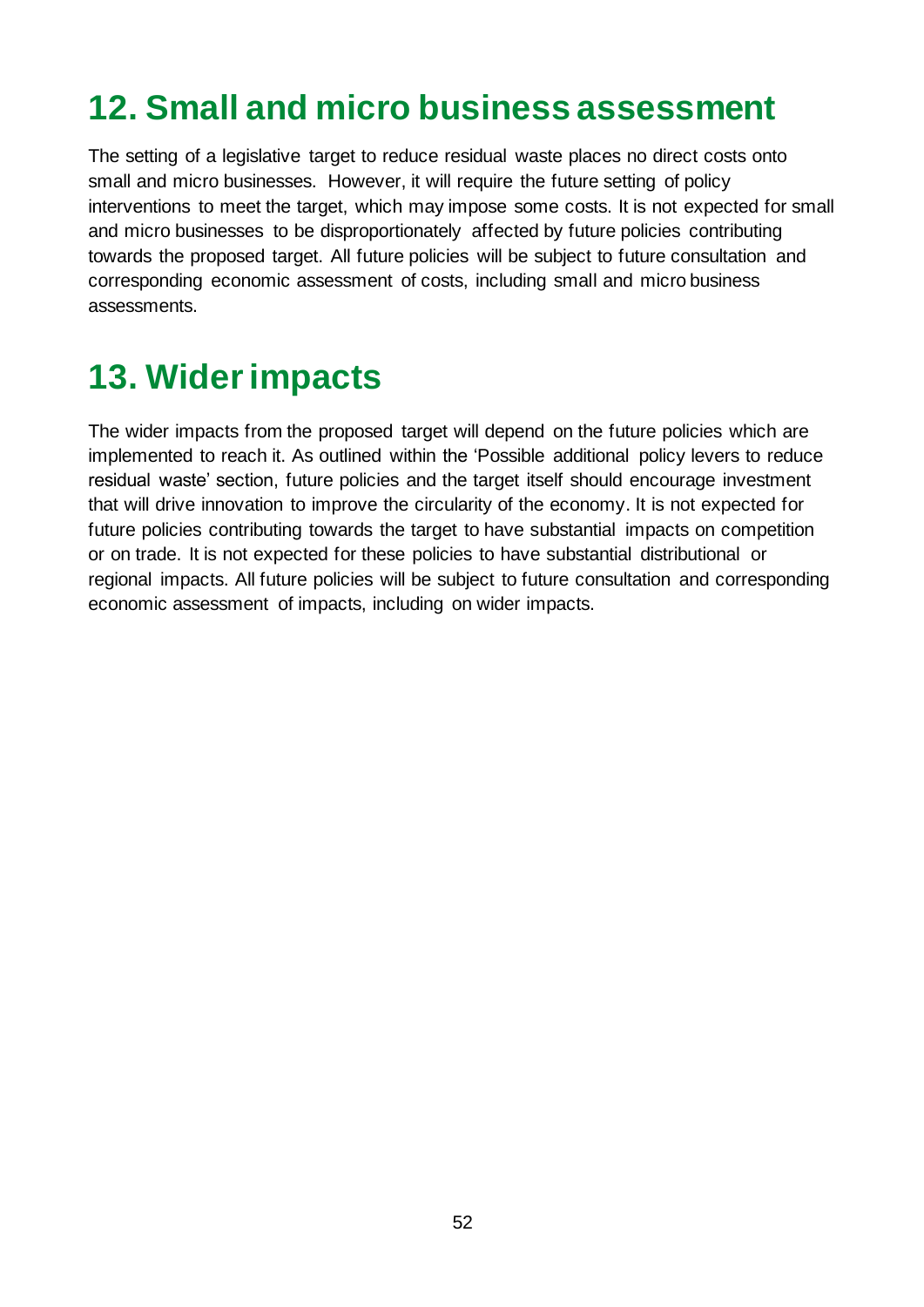# 12. Small and micro business assessment

The setting of a legislative target to reduce residual waste places no direct costs onto small and micro businesses. However, it will require the future setting of policy interventions to meet the target, which may impose some costs. It is not expected for small and micro businesses to be disproportionately affected by future policies contributing towards the proposed target. All future policies will be subject to future consultation and corresponding economic assessment of costs, including small and micro business assessments.

# 13. Wider impacts

The wider impacts from the proposed target will depend on the future policies which are implemented to reach it. As outlined within the 'Possible additional policy levers to reduce residual waste' section, future policies and the target itself should encourage investment that will drive innovation to improve the circularity of the economy. It is not expected for future policies contributing towards the target to have substantial impacts on competition or on trade. It is not expected for these policies to have substantial distributional or regional impacts. All future policies will be subject to future consultation and corresponding economic assessment of impacts, including on wider impacts.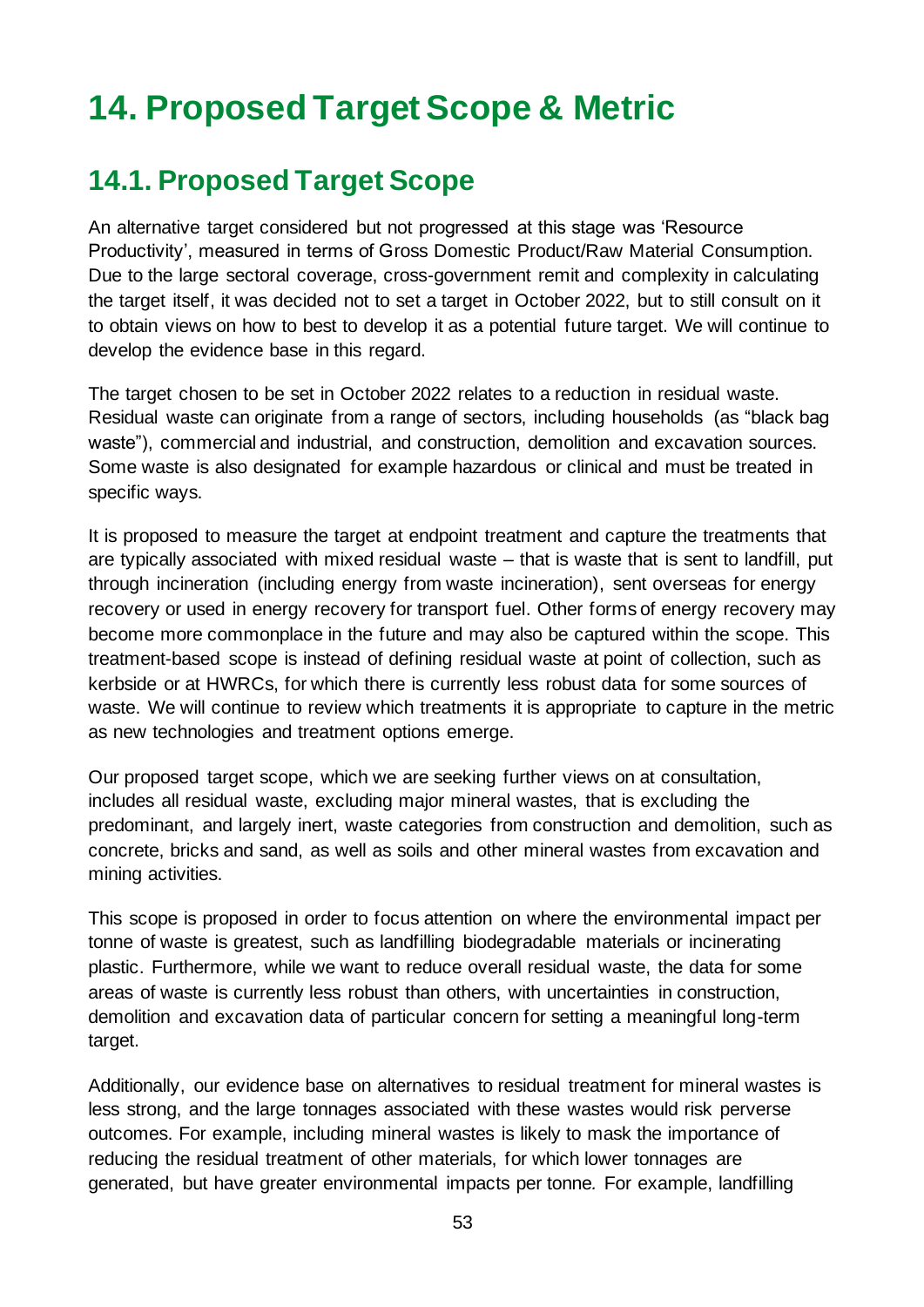# 14. Proposed Target Scope & Metric

## 14.1. Proposed Target Scope

An alternative target considered but not progressed at this stage was 'Resource Productivity', measured in terms of Gross Domestic Product/Raw Material Consumption. Due to the large sectoral coverage, cross-government remit and complexity in calculating the target itself, it was decided not to set a target in October 2022, but to still consult on it to obtain views on how to best to develop it as a potential future target. We will continue to develop the evidence base in this regard.

The target chosen to be set in October 2022 relates to a reduction in residual waste. Residual waste can originate from a range of sectors, including households (as "black bag waste"), commercial and industrial, and construction, demolition and excavation sources. Some waste is also designated for example hazardous or clinical and must be treated in specific ways.

It is proposed to measure the target at endpoint treatment and capture the treatments that are typically associated with mixed residual waste – that is waste that is sent to landfill, put through incineration (including energy from waste incineration), sent overseas for energy recovery or used in energy recovery for transport fuel. Other forms of energy recovery may become more commonplace in the future and may also be captured within the scope. This treatment-based scope is instead of defining residual waste at point of collection, such as kerbside or at HWRCs, for which there is currently less robust data for some sources of waste. We will continue to review which treatments it is appropriate to capture in the metric as new technologies and treatment options emerge.

Our proposed target scope, which we are seeking further views on at consultation, includes all residual waste, excluding major mineral wastes, that is excluding the predominant, and largely inert, waste categories from construction and demolition, such as concrete, bricks and sand, as well as soils and other mineral wastes from excavation and mining activities.

This scope is proposed in order to focus attention on where the environmental impact per tonne of waste is greatest, such as landfilling biodegradable materials or incinerating plastic. Furthermore, while we want to reduce overall residual waste, the data for some areas of waste is currently less robust than others, with uncertainties in construction, demolition and excavation data of particular concern for setting a meaningful long-term target.

Additionally, our evidence base on alternatives to residual treatment for mineral wastes is less strong, and the large tonnages associated with these wastes would risk perverse outcomes. For example, including mineral wastes is likely to mask the importance of reducing the residual treatment of other materials, for which lower tonnages are generated, but have greater environmental impacts per tonne. For example, landfilling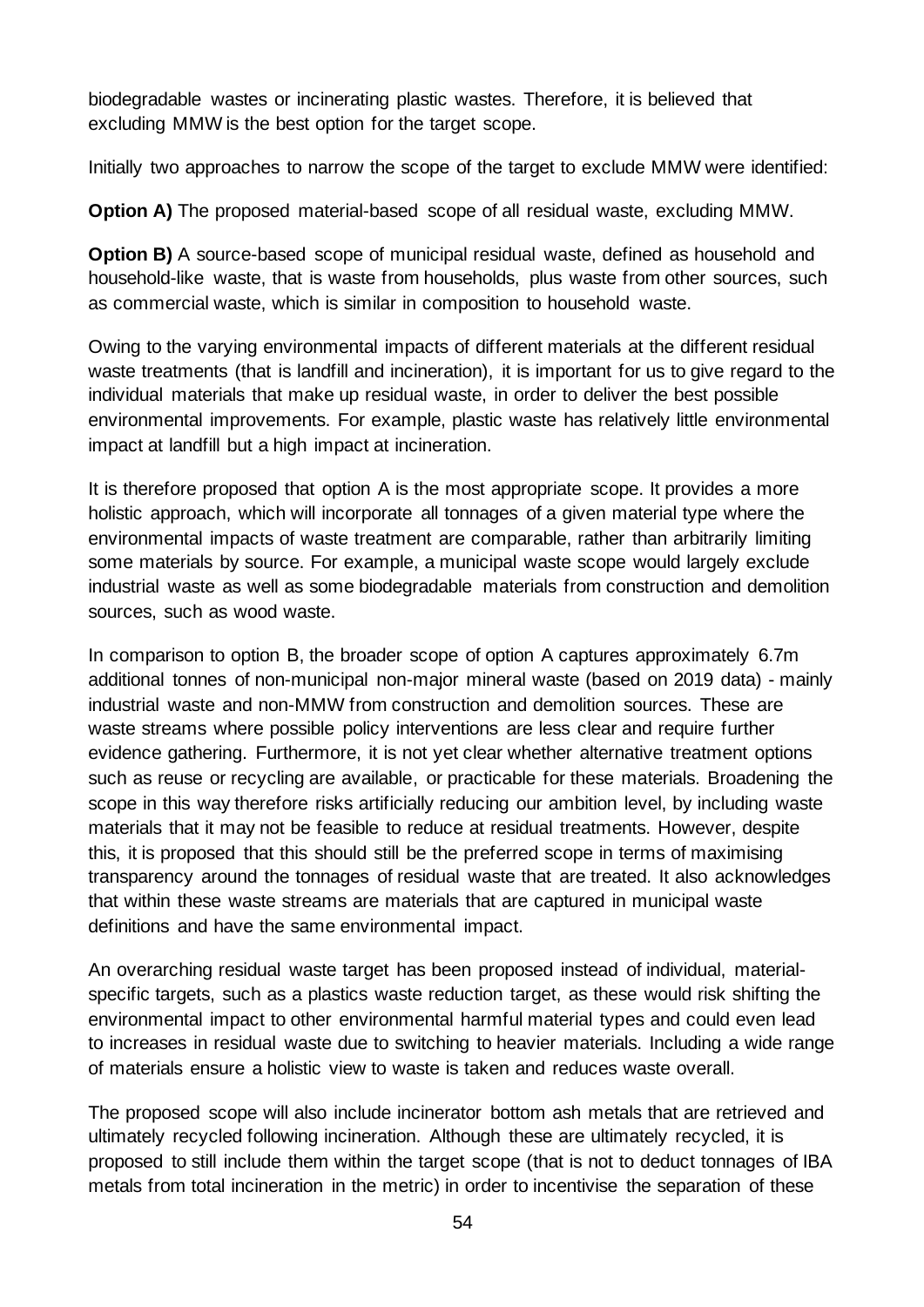biodegradable wastes or incinerating plastic wastes. Therefore, it is believed that excluding MMW is the best option for the target scope.

Initially two approaches to narrow the scope of the target to exclude MMW were identified:

**Option A)** The proposed material-based scope of all residual waste, excluding MMW.

**Option B)** A source-based scope of municipal residual waste, defined as household and household-like waste, that is waste from households, plus waste from other sources, such as commercial waste, which is similar in composition to household waste.

Owing to the varying environmental impacts of different materials at the different residual waste treatments (that is landfill and incineration), it is important for us to give regard to the individual materials that make up residual waste, in order to deliver the best possible environmental improvements. For example, plastic waste has relatively little environmental impact at landfill but a high impact at incineration.

It is therefore proposed that option A is the most appropriate scope. It provides a more holistic approach, which will incorporate all tonnages of a given material type where the environmental impacts of waste treatment are comparable, rather than arbitrarily limiting some materials by source. For example, a municipal waste scope would largely exclude industrial waste as well as some biodegradable materials from construction and demolition sources, such as wood waste.

In comparison to option B, the broader scope of option A captures approximately 6.7m additional tonnes of non-municipal non-major mineral waste (based on 2019 data) - mainly industrial waste and non-MMW from construction and demolition sources. These are waste streams where possible policy interventions are less clear and require further evidence gathering. Furthermore, it is not yet clear whether alternative treatment options such as reuse or recycling are available, or practicable for these materials. Broadening the scope in this way therefore risks artificially reducing our ambition level, by including waste materials that it may not be feasible to reduce at residual treatments. However, despite this, it is proposed that this should still be the preferred scope in terms of maximising transparency around the tonnages of residual waste that are treated. It also acknowledges that within these waste streams are materials that are captured in municipal waste definitions and have the same environmental impact.

An overarching residual waste target has been proposed instead of individual, material-specific targets, such as a plastics waste reduction target, as these would risk shifting the environmental impact to other environmental harmful material types and could even lead to increases in residual waste due to switching to heavier materials. Including a wide range of materials ensure a holistic view to waste is taken and reduces waste overall.

The proposed scope will also include incinerator bottom ash metals that are retrieved and ultimately recycled following incineration. Although these are ultimately recycled, it is proposed to still include them within the target scope (that is not to deduct tonnages of IBA metals from total incineration in the metric) in order to incentivise the separation of these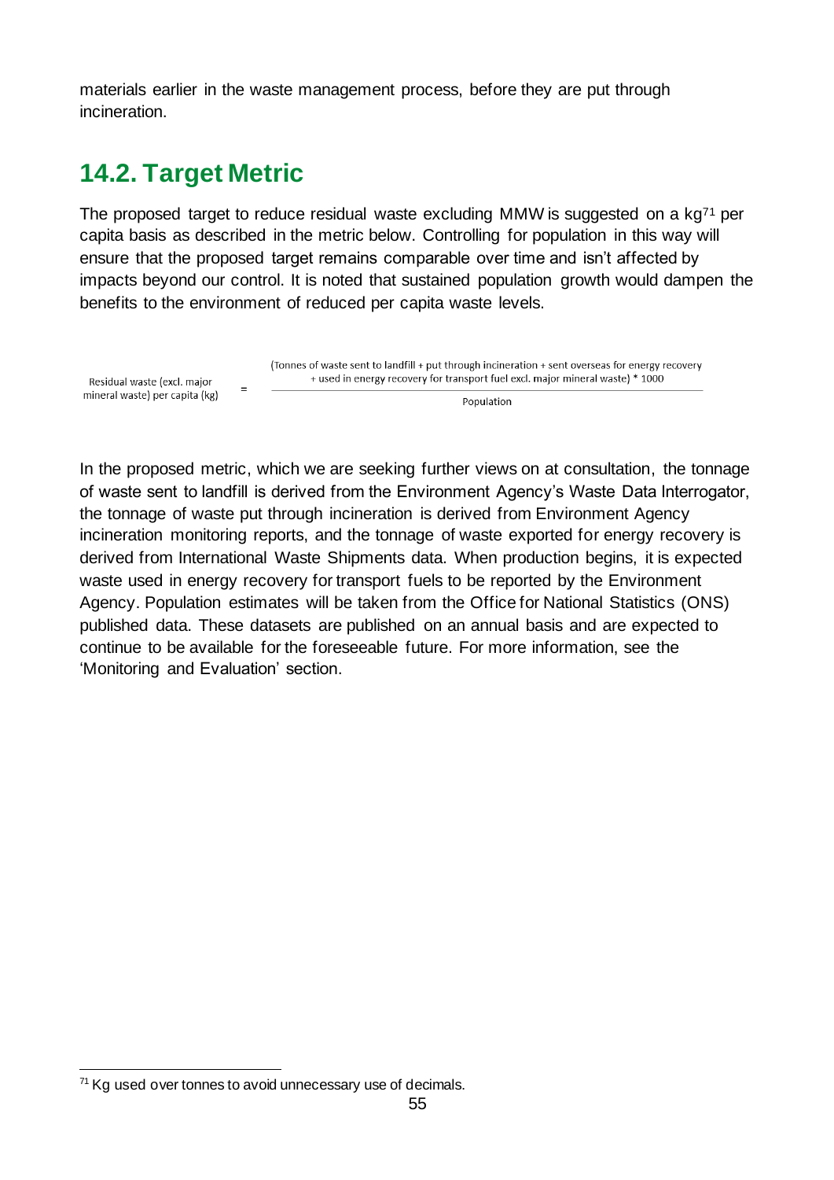materials earlier in the waste management process, before they are put through incineration.

## 14.2. Target Metric

The proposed target to reduce residual waste excluding MMW is suggested on a kg[71] per capita basis as described in the metric below. Controlling for population in this way will ensure that the proposed target remains comparable over time and isn't affected by impacts beyond our control. It is noted that sustained population growth would dampen the benefits to the environment of reduced per capita waste levels.

$$\text{Residual waste (excl. major mineral waste) per capita (kg)} = \frac{(\text{Tonnes of waste sent to landfill + put through incineration + sent overseas for energy recovery + used in energy recovery for transport fuel excl. major mineral waste}) * 1000}{\text{Population}}$$

In the proposed metric, which we are seeking further views on at consultation, the tonnage of waste sent to landfill is derived from the Environment Agency's Waste Data Interrogator, the tonnage of waste put through incineration is derived from Environment Agency incineration monitoring reports, and the tonnage of waste exported for energy recovery is derived from International Waste Shipments data. When production begins, it is expected waste used in energy recovery for transport fuels to be reported by the Environment Agency. Population estimates will be taken from the Office for National Statistics (ONS) published data. These datasets are published on an annual basis and are expected to continue to be available for the foreseeable future. For more information, see the 'Monitoring and Evaluation' section.

[71] Kg used over tonnes to avoid unnecessary use of decimals.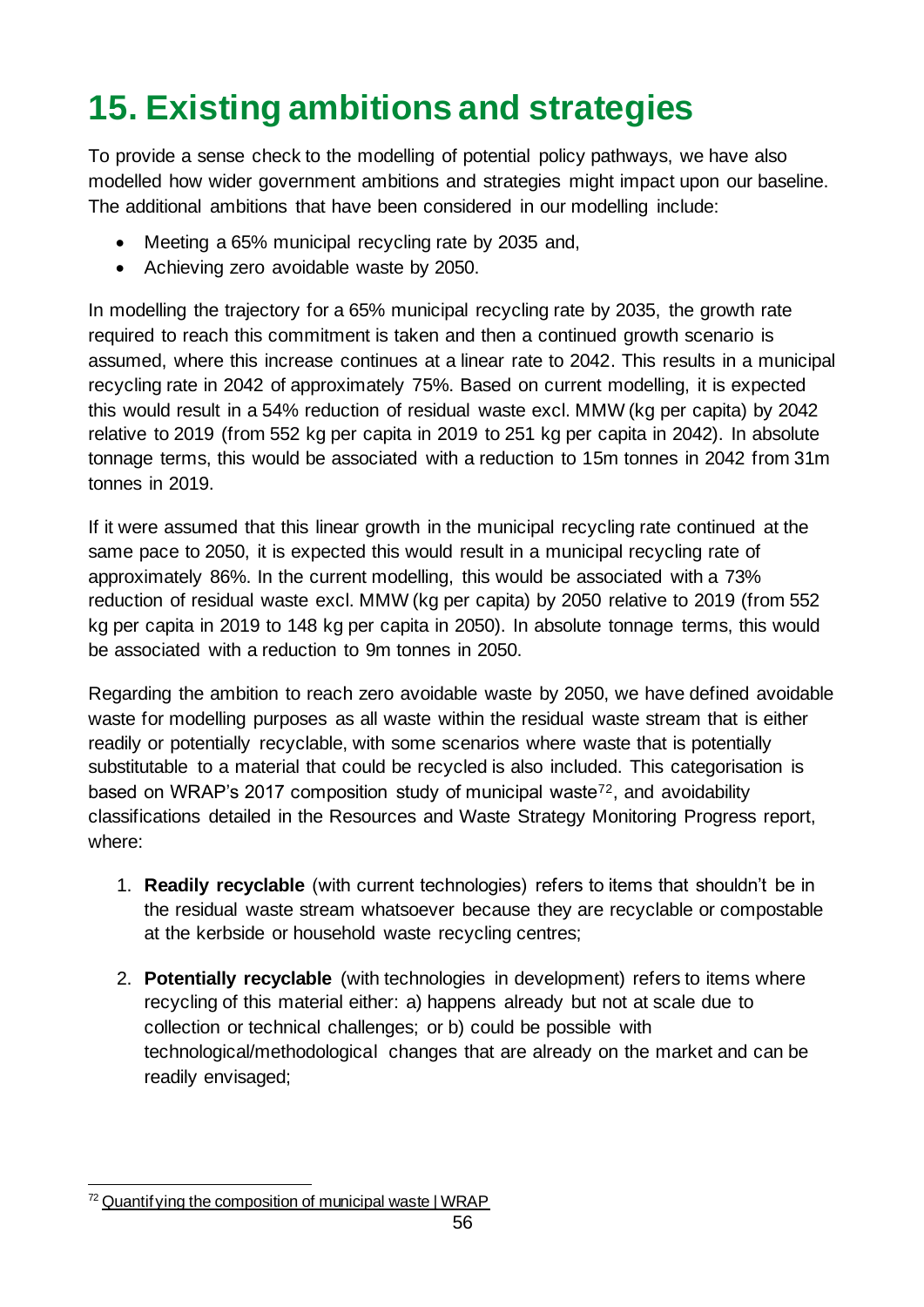# 15. Existing ambitions and strategies

To provide a sense check to the modelling of potential policy pathways, we have also modelled how wider government ambitions and strategies might impact upon our baseline. The additional ambitions that have been considered in our modelling include:

- Meeting a 65% municipal recycling rate by 2035 and,
- Achieving zero avoidable waste by 2050.

In modelling the trajectory for a 65% municipal recycling rate by 2035, the growth rate required to reach this commitment is taken and then a continued growth scenario is assumed, where this increase continues at a linear rate to 2042. This results in a municipal recycling rate in 2042 of approximately 75%. Based on current modelling, it is expected this would result in a 54% reduction of residual waste excl. MMW (kg per capita) by 2042 relative to 2019 (from 552 kg per capita in 2019 to 251 kg per capita in 2042). In absolute tonnage terms, this would be associated with a reduction to 15m tonnes in 2042 from 31m tonnes in 2019.

If it were assumed that this linear growth in the municipal recycling rate continued at the same pace to 2050, it is expected this would result in a municipal recycling rate of approximately 86%. In the current modelling, this would be associated with a 73% reduction of residual waste excl. MMW (kg per capita) by 2050 relative to 2019 (from 552 kg per capita in 2019 to 148 kg per capita in 2050). In absolute tonnage terms, this would be associated with a reduction to 9m tonnes in 2050.

Regarding the ambition to reach zero avoidable waste by 2050, we have defined avoidable waste for modelling purposes as all waste within the residual waste stream that is either readily or potentially recyclable, with some scenarios where waste that is potentially substitutable to a material that could be recycled is also included. This categorisation is based on WRAP's 2017 composition study of municipal waste[72], and avoidability classifications detailed in the Resources and Waste Strategy Monitoring Progress report, where:

1. **Readily recyclable** (with current technologies) refers to items that shouldn't be in the residual waste stream whatsoever because they are recyclable or compostable at the kerbside or household waste recycling centres;

2. **Potentially recyclable** (with technologies in development) refers to items where recycling of this material either: a) happens already but not at scale due to collection or technical challenges; or b) could be possible with technological/methodological changes that are already on the market and can be readily envisaged;

[72] Quantifying the composition of municipal waste | WRAP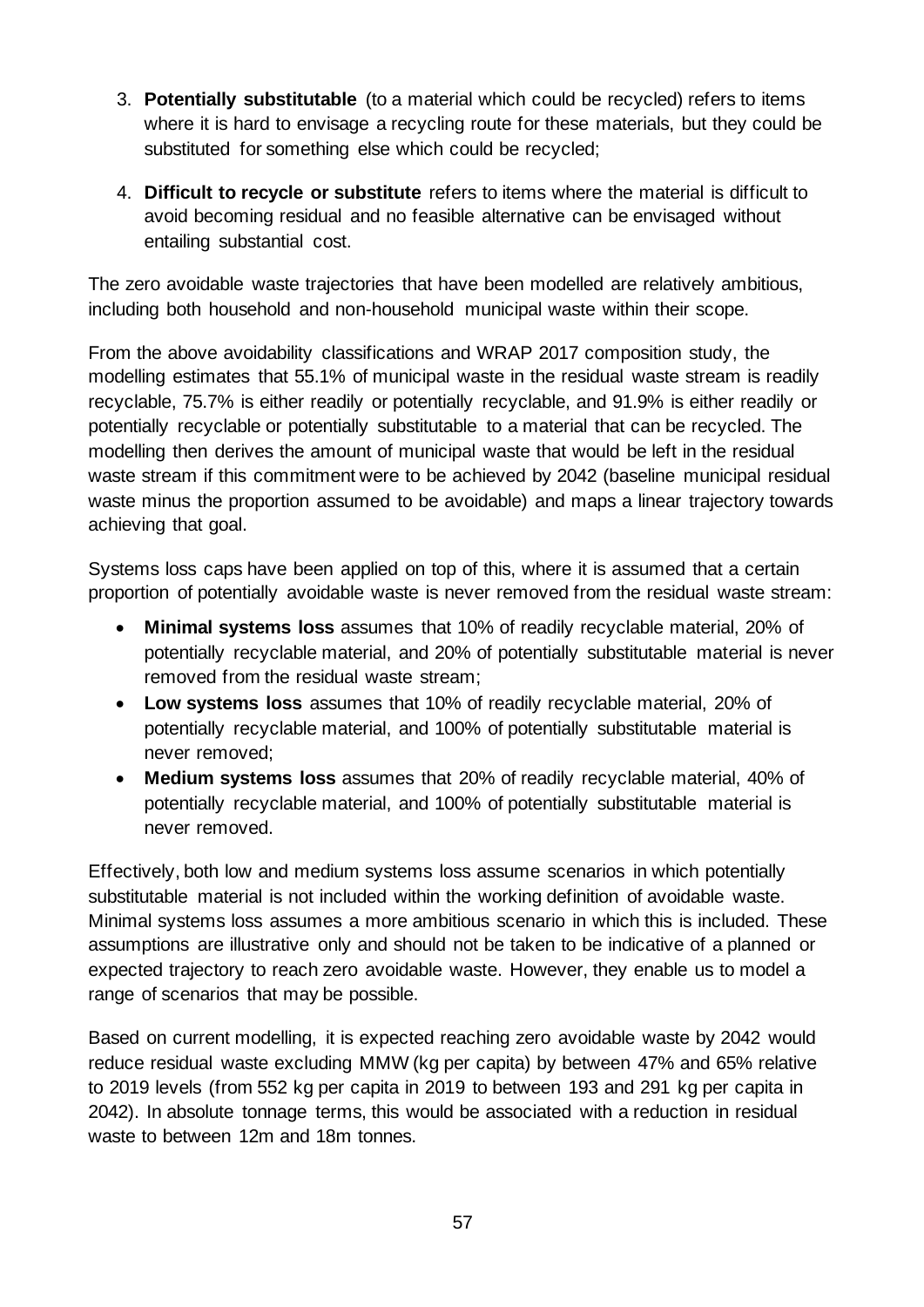3. **Potentially substitutable** (to a material which could be recycled) refers to items where it is hard to envisage a recycling route for these materials, but they could be substituted for something else which could be recycled;
4. **Difficult to recycle or substitute** refers to items where the material is difficult to avoid becoming residual and no feasible alternative can be envisaged without entailing substantial cost.

The zero avoidable waste trajectories that have been modelled are relatively ambitious, including both household and non-household municipal waste within their scope.

From the above avoidability classifications and WRAP 2017 composition study, the modelling estimates that 55.1% of municipal waste in the residual waste stream is readily recyclable, 75.7% is either readily or potentially recyclable, and 91.9% is either readily or potentially recyclable or potentially substitutable to a material that can be recycled. The modelling then derives the amount of municipal waste that would be left in the residual waste stream if this commitment were to be achieved by 2042 (baseline municipal residual waste minus the proportion assumed to be avoidable) and maps a linear trajectory towards achieving that goal.

Systems loss caps have been applied on top of this, where it is assumed that a certain proportion of potentially avoidable waste is never removed from the residual waste stream:

- **Minimal systems loss** assumes that 10% of readily recyclable material, 20% of potentially recyclable material, and 20% of potentially substitutable material is never removed from the residual waste stream;
- **Low systems loss** assumes that 10% of readily recyclable material, 20% of potentially recyclable material, and 100% of potentially substitutable material is never removed;
- **Medium systems loss** assumes that 20% of readily recyclable material, 40% of potentially recyclable material, and 100% of potentially substitutable material is never removed.

Effectively, both low and medium systems loss assume scenarios in which potentially substitutable material is not included within the working definition of avoidable waste. Minimal systems loss assumes a more ambitious scenario in which this is included. These assumptions are illustrative only and should not be taken to be indicative of a planned or expected trajectory to reach zero avoidable waste. However, they enable us to model a range of scenarios that may be possible.

Based on current modelling, it is expected reaching zero avoidable waste by 2042 would reduce residual waste excluding MMW (kg per capita) by between 47% and 65% relative to 2019 levels (from 552 kg per capita in 2019 to between 193 and 291 kg per capita in 2042). In absolute tonnage terms, this would be associated with a reduction in residual waste to between 12m and 18m tonnes.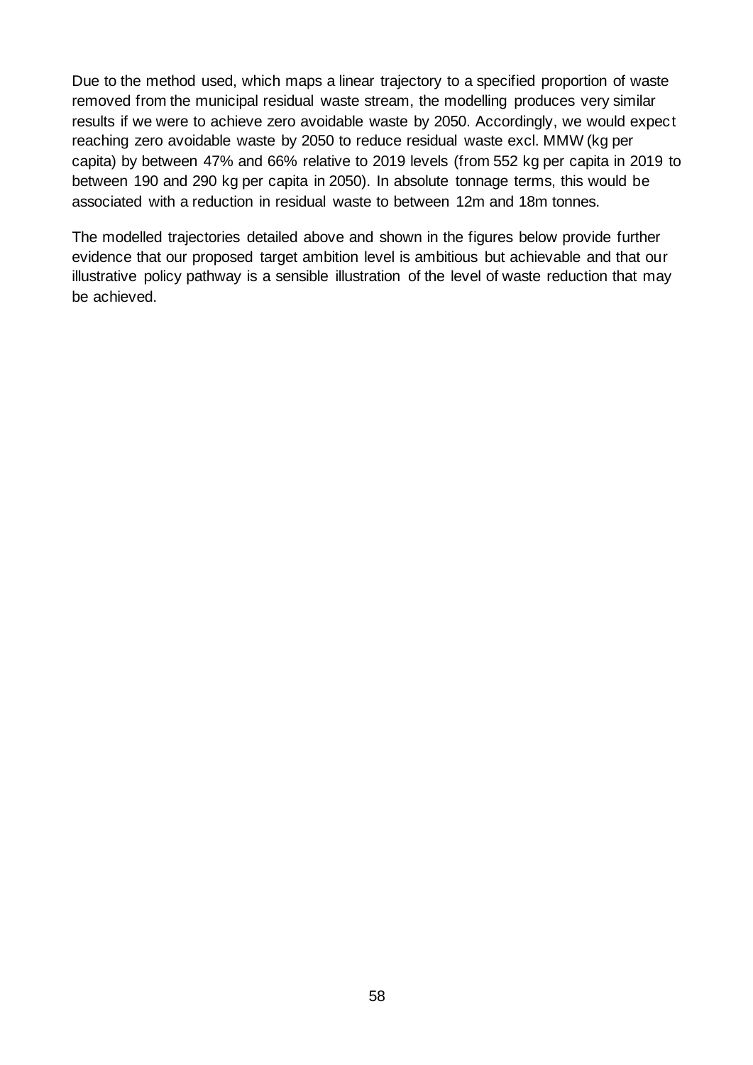Due to the method used, which maps a linear trajectory to a specified proportion of waste removed from the municipal residual waste stream, the modelling produces very similar results if we were to achieve zero avoidable waste by 2050. Accordingly, we would expect reaching zero avoidable waste by 2050 to reduce residual waste excl. MMW (kg per capita) by between 47% and 66% relative to 2019 levels (from 552 kg per capita in 2019 to between 190 and 290 kg per capita in 2050). In absolute tonnage terms, this would be associated with a reduction in residual waste to between 12m and 18m tonnes.

The modelled trajectories detailed above and shown in the figures below provide further evidence that our proposed target ambition level is ambitious but achievable and that our illustrative policy pathway is a sensible illustration of the level of waste reduction that may be achieved.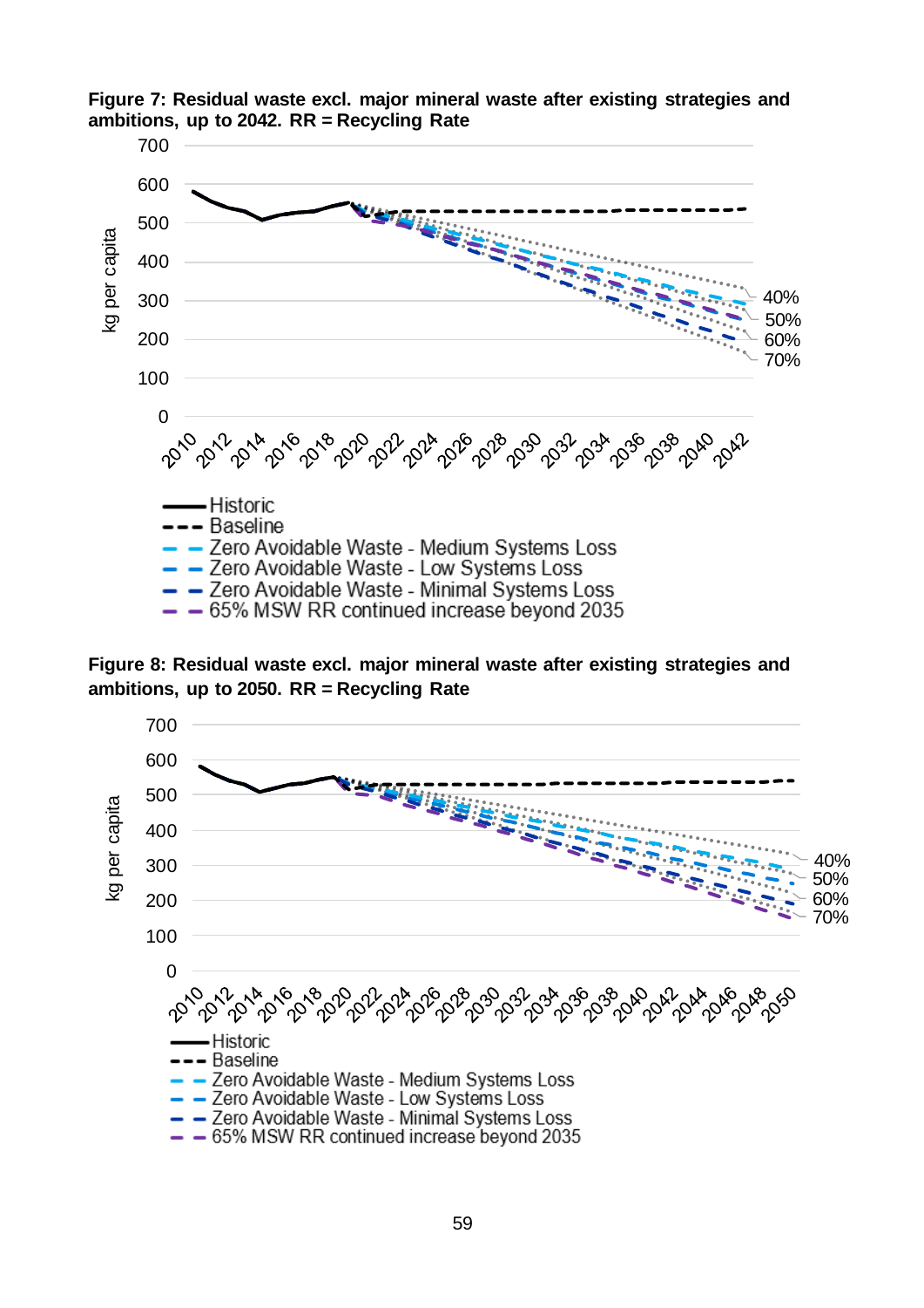**Figure 7: Residual waste excl. major mineral waste after existing strategies and ambitions, up to 2042. RR = Recycling Rate**

**Figure 8: Residual waste excl. major mineral waste after existing strategies and ambitions, up to 2050. RR = Recycling Rate**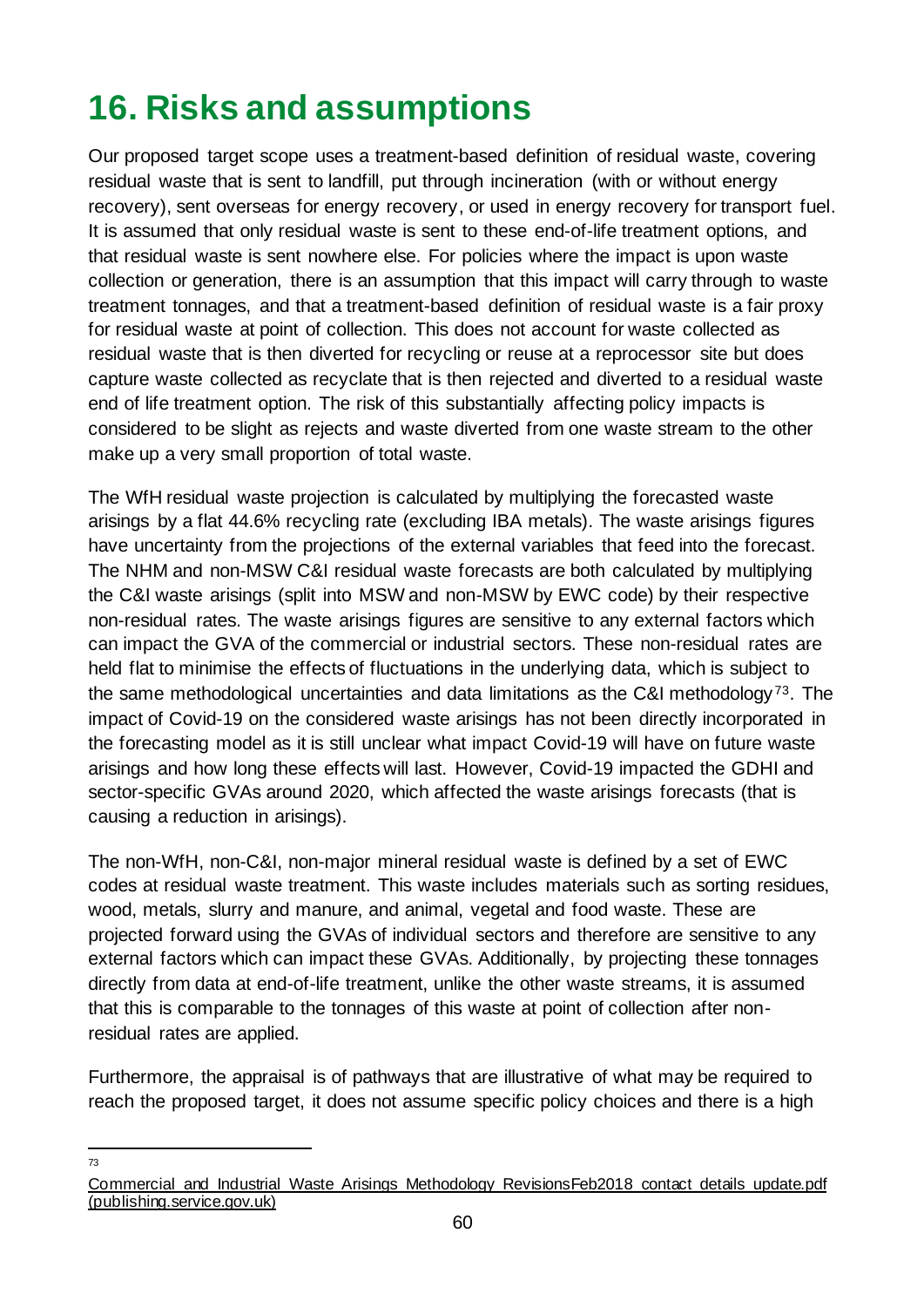# 16. Risks and assumptions

Our proposed target scope uses a treatment-based definition of residual waste, covering residual waste that is sent to landfill, put through incineration (with or without energy recovery), sent overseas for energy recovery, or used in energy recovery for transport fuel. It is assumed that only residual waste is sent to these end-of-life treatment options, and that residual waste is sent nowhere else. For policies where the impact is upon waste collection or generation, there is an assumption that this impact will carry through to waste treatment tonnages, and that a treatment-based definition of residual waste is a fair proxy for residual waste at point of collection. This does not account for waste collected as residual waste that is then diverted for recycling or reuse at a reprocessor site but does capture waste collected as recyclate that is then rejected and diverted to a residual waste end of life treatment option. The risk of this substantially affecting policy impacts is considered to be slight as rejects and waste diverted from one waste stream to the other make up a very small proportion of total waste.

The WfH residual waste projection is calculated by multiplying the forecasted waste arisings by a flat 44.6% recycling rate (excluding IBA metals). The waste arisings figures have uncertainty from the projections of the external variables that feed into the forecast. The NHM and non-MSW C&I residual waste forecasts are both calculated by multiplying the C&I waste arisings (split into MSW and non-MSW by EWC code) by their respective non-residual rates. The waste arisings figures are sensitive to any external factors which can impact the GVA of the commercial or industrial sectors. These non-residual rates are held flat to minimise the effects of fluctuations in the underlying data, which is subject to the same methodological uncertainties and data limitations as the C&I methodology[73]. The impact of Covid-19 on the considered waste arisings has not been directly incorporated in the forecasting model as it is still unclear what impact Covid-19 will have on future waste arisings and how long these effects will last. However, Covid-19 impacted the GDHI and sector-specific GVAs around 2020, which affected the waste arisings forecasts (that is causing a reduction in arisings).

The non-WfH, non-C&I, non-major mineral residual waste is defined by a set of EWC codes at residual waste treatment. This waste includes materials such as sorting residues, wood, metals, slurry and manure, and animal, vegetal and food waste. These are projected forward using the GVAs of individual sectors and therefore are sensitive to any external factors which can impact these GVAs. Additionally, by projecting these tonnages directly from data at end-of-life treatment, unlike the other waste streams, it is assumed that this is comparable to the tonnages of this waste at point of collection after non-residual rates are applied.

Furthermore, the appraisal is of pathways that are illustrative of what may be required to reach the proposed target, it does not assume specific policy choices and there is a high

---

[73] Commercial and Industrial Waste Arisings Methodology RevisionsFeb2018 contact details update.pdf (publishing.service.gov.uk)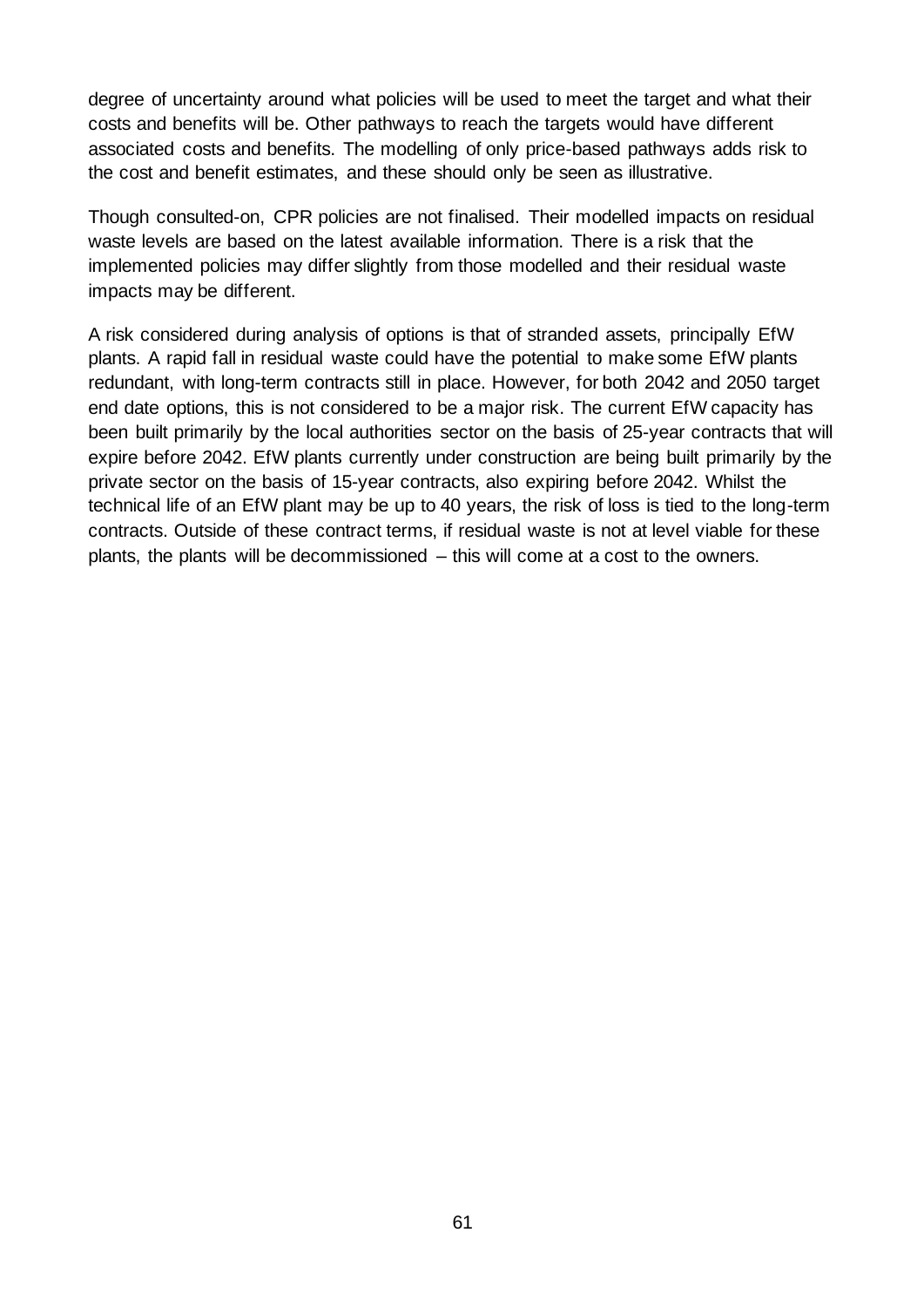degree of uncertainty around what policies will be used to meet the target and what their costs and benefits will be. Other pathways to reach the targets would have different associated costs and benefits. The modelling of only price-based pathways adds risk to the cost and benefit estimates, and these should only be seen as illustrative.

Though consulted-on, CPR policies are not finalised. Their modelled impacts on residual waste levels are based on the latest available information. There is a risk that the implemented policies may differ slightly from those modelled and their residual waste impacts may be different.

A risk considered during analysis of options is that of stranded assets, principally EfW plants. A rapid fall in residual waste could have the potential to make some EfW plants redundant, with long-term contracts still in place. However, for both 2042 and 2050 target end date options, this is not considered to be a major risk. The current EfW capacity has been built primarily by the local authorities sector on the basis of 25-year contracts that will expire before 2042. EfW plants currently under construction are being built primarily by the private sector on the basis of 15-year contracts, also expiring before 2042. Whilst the technical life of an EfW plant may be up to 40 years, the risk of loss is tied to the long-term contracts. Outside of these contract terms, if residual waste is not at level viable for these plants, the plants will be decommissioned – this will come at a cost to the owners.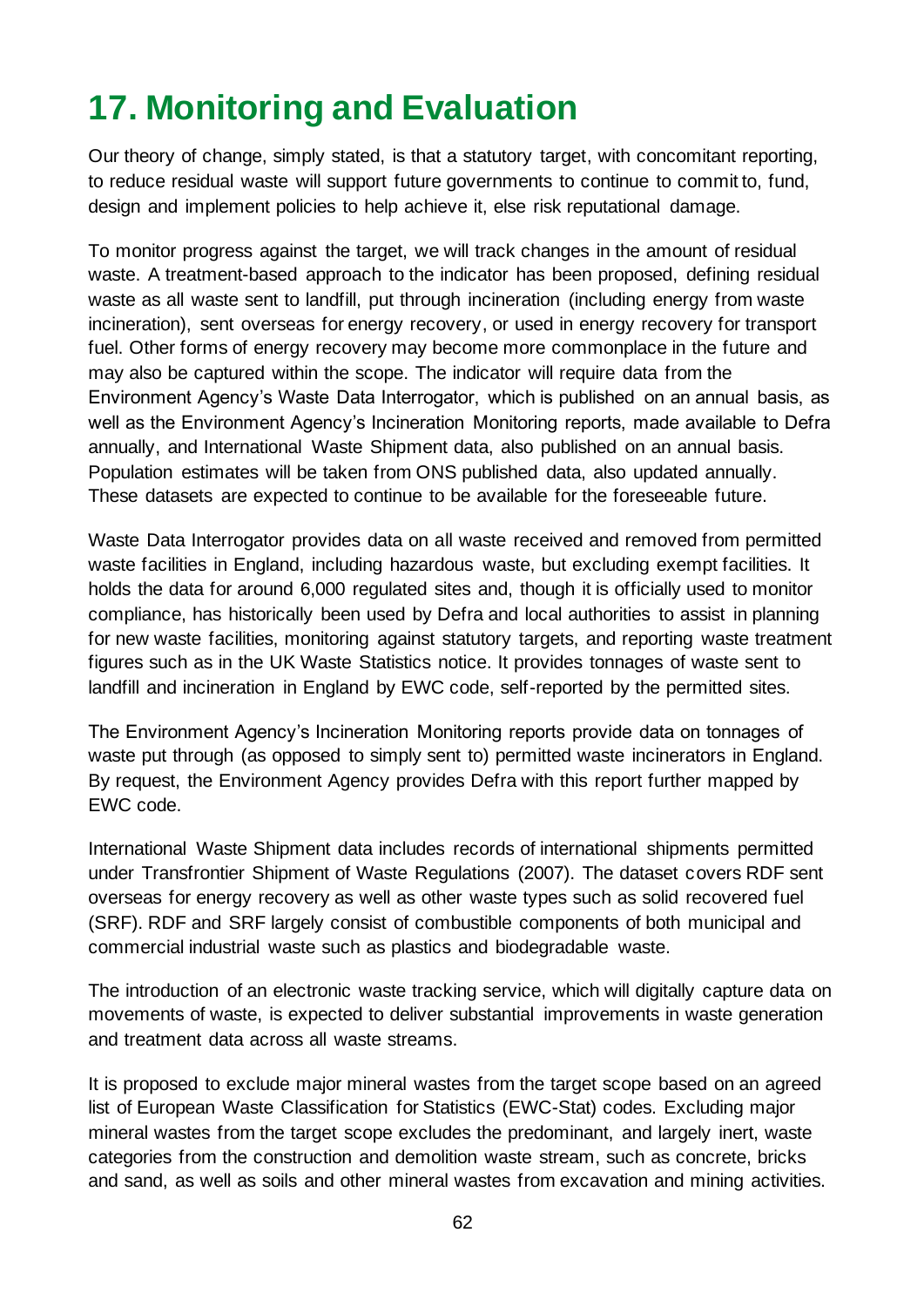# 17. Monitoring and Evaluation

Our theory of change, simply stated, is that a statutory target, with concomitant reporting, to reduce residual waste will support future governments to continue to commit to, fund, design and implement policies to help achieve it, else risk reputational damage.

To monitor progress against the target, we will track changes in the amount of residual waste. A treatment-based approach to the indicator has been proposed, defining residual waste as all waste sent to landfill, put through incineration (including energy from waste incineration), sent overseas for energy recovery, or used in energy recovery for transport fuel. Other forms of energy recovery may become more commonplace in the future and may also be captured within the scope. The indicator will require data from the Environment Agency's Waste Data Interrogator, which is published on an annual basis, as well as the Environment Agency's Incineration Monitoring reports, made available to Defra annually, and International Waste Shipment data, also published on an annual basis. Population estimates will be taken from ONS published data, also updated annually. These datasets are expected to continue to be available for the foreseeable future.

Waste Data Interrogator provides data on all waste received and removed from permitted waste facilities in England, including hazardous waste, but excluding exempt facilities. It holds the data for around 6,000 regulated sites and, though it is officially used to monitor compliance, has historically been used by Defra and local authorities to assist in planning for new waste facilities, monitoring against statutory targets, and reporting waste treatment figures such as in the UK Waste Statistics notice. It provides tonnages of waste sent to landfill and incineration in England by EWC code, self-reported by the permitted sites.

The Environment Agency's Incineration Monitoring reports provide data on tonnages of waste put through (as opposed to simply sent to) permitted waste incinerators in England. By request, the Environment Agency provides Defra with this report further mapped by EWC code.

International Waste Shipment data includes records of international shipments permitted under Transfrontier Shipment of Waste Regulations (2007). The dataset covers RDF sent overseas for energy recovery as well as other waste types such as solid recovered fuel (SRF). RDF and SRF largely consist of combustible components of both municipal and commercial industrial waste such as plastics and biodegradable waste.

The introduction of an electronic waste tracking service, which will digitally capture data on movements of waste, is expected to deliver substantial improvements in waste generation and treatment data across all waste streams.

It is proposed to exclude major mineral wastes from the target scope based on an agreed list of European Waste Classification for Statistics (EWC-Stat) codes. Excluding major mineral wastes from the target scope excludes the predominant, and largely inert, waste categories from the construction and demolition waste stream, such as concrete, bricks and sand, as well as soils and other mineral wastes from excavation and mining activities.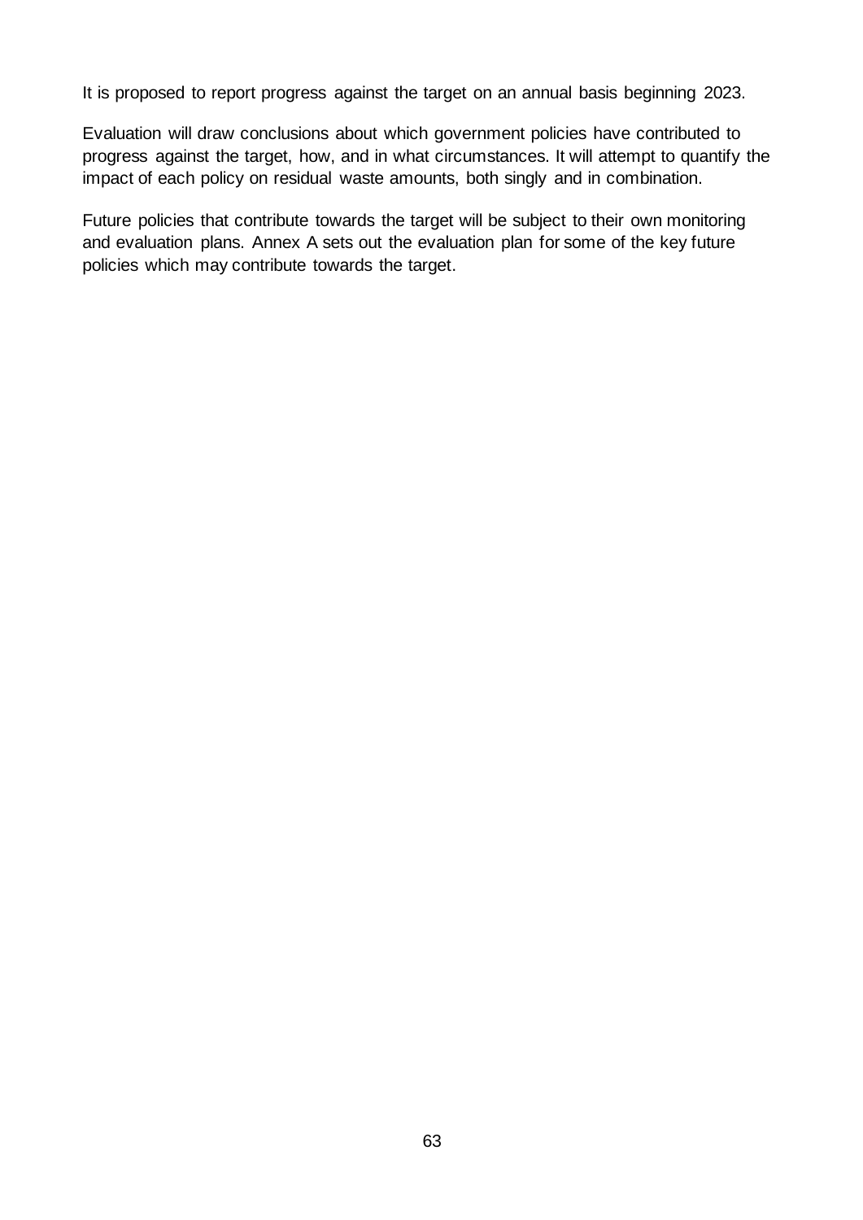It is proposed to report progress against the target on an annual basis beginning 2023.

Evaluation will draw conclusions about which government policies have contributed to progress against the target, how, and in what circumstances. It will attempt to quantify the impact of each policy on residual waste amounts, both singly and in combination.

Future policies that contribute towards the target will be subject to their own monitoring and evaluation plans. Annex A sets out the evaluation plan for some of the key future policies which may contribute towards the target.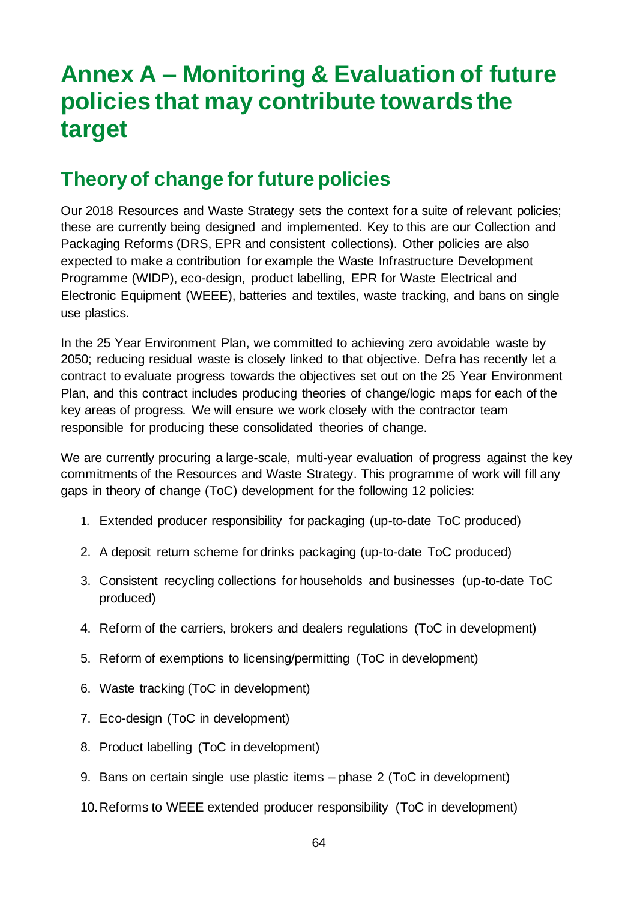# Annex A – Monitoring & Evaluation of future policies that may contribute towards the target

## Theory of change for future policies

Our 2018 Resources and Waste Strategy sets the context for a suite of relevant policies; these are currently being designed and implemented. Key to this are our Collection and Packaging Reforms (DRS, EPR and consistent collections). Other policies are also expected to make a contribution for example the Waste Infrastructure Development Programme (WIDP), eco-design, product labelling, EPR for Waste Electrical and Electronic Equipment (WEEE), batteries and textiles, waste tracking, and bans on single use plastics.

In the 25 Year Environment Plan, we committed to achieving zero avoidable waste by 2050; reducing residual waste is closely linked to that objective. Defra has recently let a contract to evaluate progress towards the objectives set out on the 25 Year Environment Plan, and this contract includes producing theories of change/logic maps for each of the key areas of progress. We will ensure we work closely with the contractor team responsible for producing these consolidated theories of change.

We are currently procuring a large-scale, multi-year evaluation of progress against the key commitments of the Resources and Waste Strategy. This programme of work will fill any gaps in theory of change (ToC) development for the following 12 policies:

1. Extended producer responsibility for packaging (up-to-date ToC produced)
2. A deposit return scheme for drinks packaging (up-to-date ToC produced)
3. Consistent recycling collections for households and businesses (up-to-date ToC produced)
4. Reform of the carriers, brokers and dealers regulations (ToC in development)
5. Reform of exemptions to licensing/permitting (ToC in development)
6. Waste tracking (ToC in development)
7. Eco-design (ToC in development)
8. Product labelling (ToC in development)
9. Bans on certain single use plastic items – phase 2 (ToC in development)
10. Reforms to WEEE extended producer responsibility (ToC in development)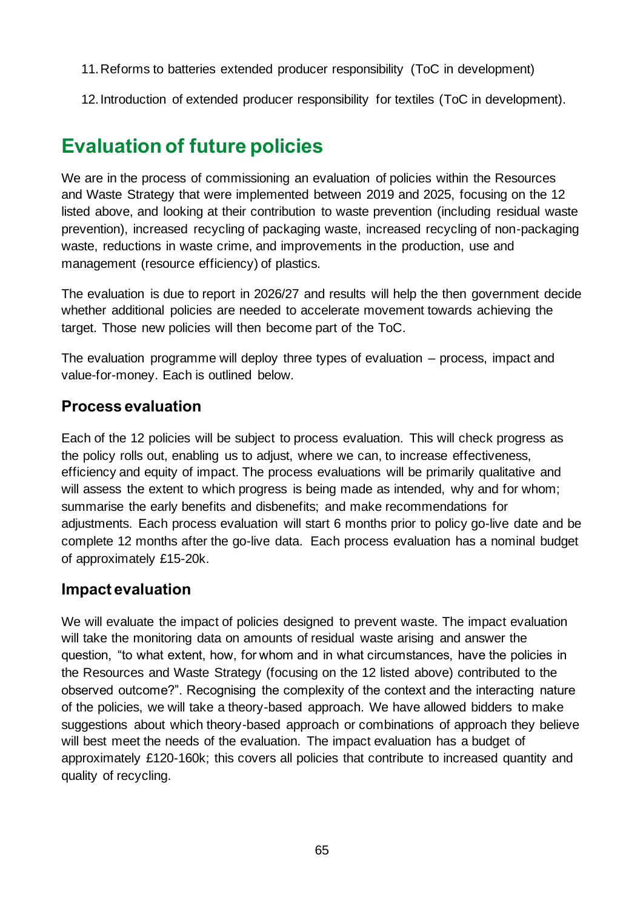11. Reforms to batteries extended producer responsibility (ToC in development)

12. Introduction of extended producer responsibility for textiles (ToC in development).

## Evaluation of future policies

We are in the process of commissioning an evaluation of policies within the Resources and Waste Strategy that were implemented between 2019 and 2025, focusing on the 12 listed above, and looking at their contribution to waste prevention (including residual waste prevention), increased recycling of packaging waste, increased recycling of non-packaging waste, reductions in waste crime, and improvements in the production, use and management (resource efficiency) of plastics.

The evaluation is due to report in 2026/27 and results will help the then government decide whether additional policies are needed to accelerate movement towards achieving the target. Those new policies will then become part of the ToC.

The evaluation programme will deploy three types of evaluation – process, impact and value-for-money. Each is outlined below.

### Process evaluation

Each of the 12 policies will be subject to process evaluation. This will check progress as the policy rolls out, enabling us to adjust, where we can, to increase effectiveness, efficiency and equity of impact. The process evaluations will be primarily qualitative and will assess the extent to which progress is being made as intended, why and for whom; summarise the early benefits and disbenefits; and make recommendations for adjustments. Each process evaluation will start 6 months prior to policy go-live date and be complete 12 months after the go-live data. Each process evaluation has a nominal budget of approximately £15-20k.

### Impact evaluation

We will evaluate the impact of policies designed to prevent waste. The impact evaluation will take the monitoring data on amounts of residual waste arising and answer the question, "to what extent, how, for whom and in what circumstances, have the policies in the Resources and Waste Strategy (focusing on the 12 listed above) contributed to the observed outcome?". Recognising the complexity of the context and the interacting nature of the policies, we will take a theory-based approach. We have allowed bidders to make suggestions about which theory-based approach or combinations of approach they believe will best meet the needs of the evaluation. The impact evaluation has a budget of approximately £120-160k; this covers all policies that contribute to increased quantity and quality of recycling.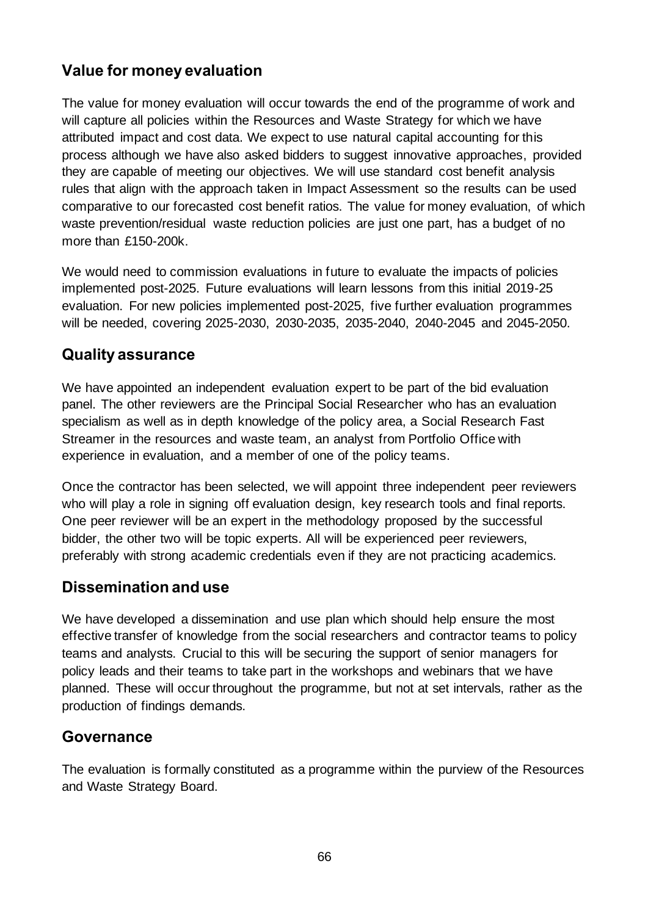## Value for money evaluation

The value for money evaluation will occur towards the end of the programme of work and will capture all policies within the Resources and Waste Strategy for which we have attributed impact and cost data. We expect to use natural capital accounting for this process although we have also asked bidders to suggest innovative approaches, provided they are capable of meeting our objectives. We will use standard cost benefit analysis rules that align with the approach taken in Impact Assessment so the results can be used comparative to our forecasted cost benefit ratios. The value for money evaluation, of which waste prevention/residual waste reduction policies are just one part, has a budget of no more than £150-200k.

We would need to commission evaluations in future to evaluate the impacts of policies implemented post-2025. Future evaluations will learn lessons from this initial 2019-25 evaluation. For new policies implemented post-2025, five further evaluation programmes will be needed, covering 2025-2030, 2030-2035, 2035-2040, 2040-2045 and 2045-2050.

## Quality assurance

We have appointed an independent evaluation expert to be part of the bid evaluation panel. The other reviewers are the Principal Social Researcher who has an evaluation specialism as well as in depth knowledge of the policy area, a Social Research Fast Streamer in the resources and waste team, an analyst from Portfolio Office with experience in evaluation, and a member of one of the policy teams.

Once the contractor has been selected, we will appoint three independent peer reviewers who will play a role in signing off evaluation design, key research tools and final reports. One peer reviewer will be an expert in the methodology proposed by the successful bidder, the other two will be topic experts. All will be experienced peer reviewers, preferably with strong academic credentials even if they are not practicing academics.

## Dissemination and use

We have developed a dissemination and use plan which should help ensure the most effective transfer of knowledge from the social researchers and contractor teams to policy teams and analysts. Crucial to this will be securing the support of senior managers for policy leads and their teams to take part in the workshops and webinars that we have planned. These will occur throughout the programme, but not at set intervals, rather as the production of findings demands.

## Governance

The evaluation is formally constituted as a programme within the purview of the Resources and Waste Strategy Board.